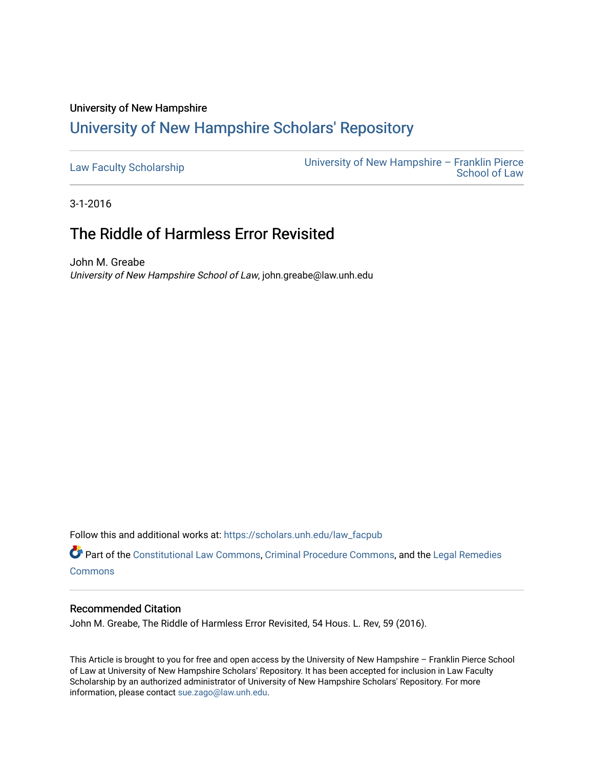University of New Hampshire

## University of New Hampshire Scholars' Repository

Law Faculty Scholarship

University of New Hampshire – Franklin Pierce School of Law

3-1-2016

# The Riddle of Harmless Error Revisited

John M. Greabe
*University of New Hampshire School of Law*, john.greabe@law.unh.edu

Follow this and additional works at: https://scholars.unh.edu/law_facpub

Part of the Constitutional Law Commons, Criminal Procedure Commons, and the Legal Remedies Commons

### Recommended Citation

John M. Greabe, The Riddle of Harmless Error Revisited, 54 Hous. L. Rev, 59 (2016).

This Article is brought to you for free and open access by the University of New Hampshire – Franklin Pierce School of Law at University of New Hampshire Scholars' Repository. It has been accepted for inclusion in Law Faculty Scholarship by an authorized administrator of University of New Hampshire Scholars' Repository. For more information, please contact sue.zago@law.unh.edu.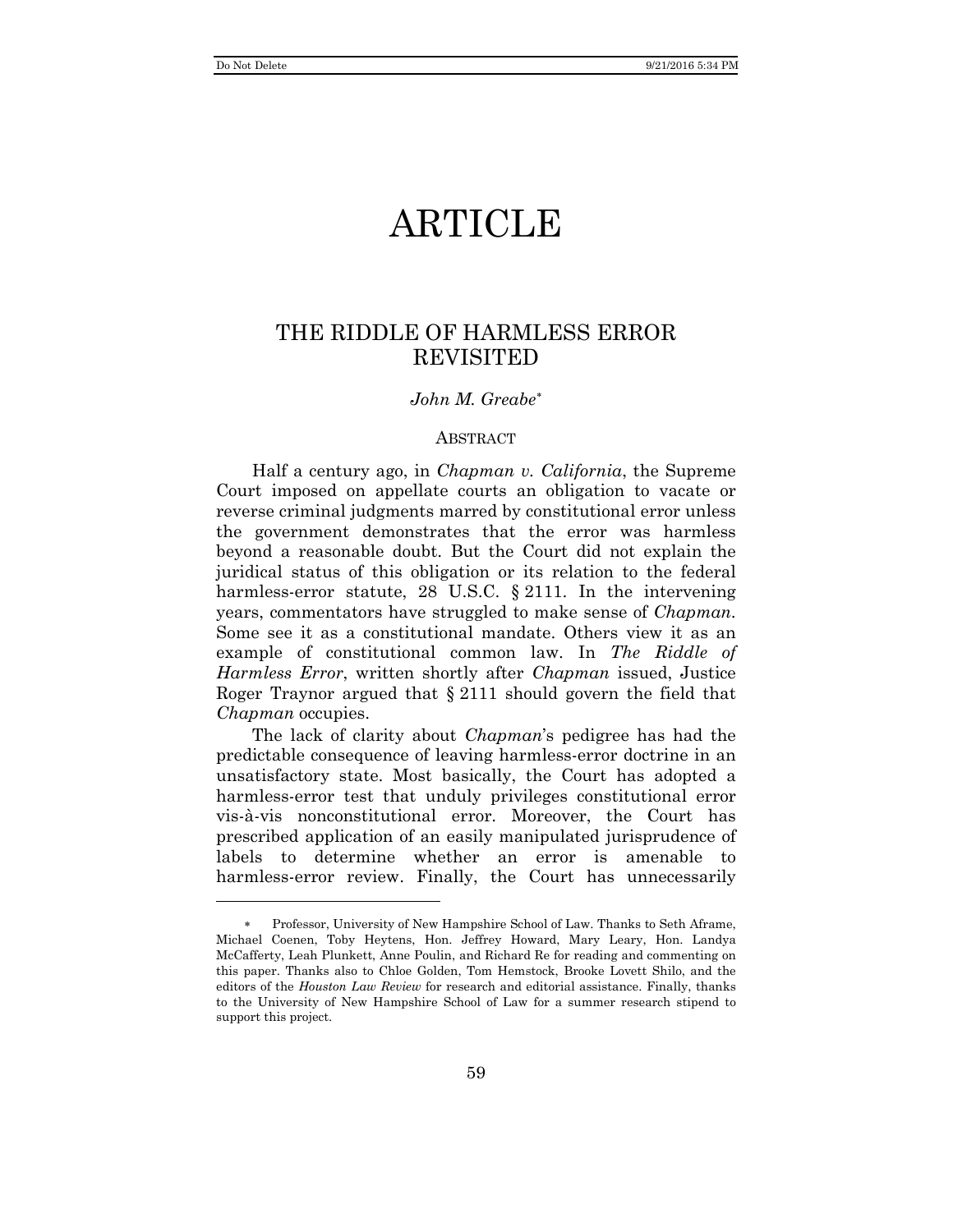# ARTICLE

## THE RIDDLE OF HARMLESS ERROR REVISITED

*John M. Greabe*[*]

### ABSTRACT

Half a century ago, in *Chapman v. California*, the Supreme Court imposed on appellate courts an obligation to vacate or reverse criminal judgments marred by constitutional error unless the government demonstrates that the error was harmless beyond a reasonable doubt. But the Court did not explain the juridical status of this obligation or its relation to the federal harmless-error statute, 28 U.S.C. § 2111. In the intervening years, commentators have struggled to make sense of *Chapman*. Some see it as a constitutional mandate. Others view it as an example of constitutional common law. In *The Riddle of Harmless Error*, written shortly after *Chapman* issued, Justice Roger Traynor argued that § 2111 should govern the field that *Chapman* occupies.

The lack of clarity about *Chapman*'s pedigree has had the predictable consequence of leaving harmless-error doctrine in an unsatisfactory state. Most basically, the Court has adopted a harmless-error test that unduly privileges constitutional error vis-à-vis nonconstitutional error. Moreover, the Court has prescribed application of an easily manipulated jurisprudence of labels to determine whether an error is amenable to harmless-error review. Finally, the Court has unnecessarily

---

[*] Professor, University of New Hampshire School of Law. Thanks to Seth Aframe, Michael Coenen, Toby Heytens, Hon. Jeffrey Howard, Mary Leary, Hon. Landya McCafferty, Leah Plunkett, Anne Poulin, and Richard Re for reading and commenting on this paper. Thanks also to Chloe Golden, Tom Hemstock, Brooke Lovett Shilo, and the editors of the *Houston Law Review* for research and editorial assistance. Finally, thanks to the University of New Hampshire School of Law for a summer research stipend to support this project.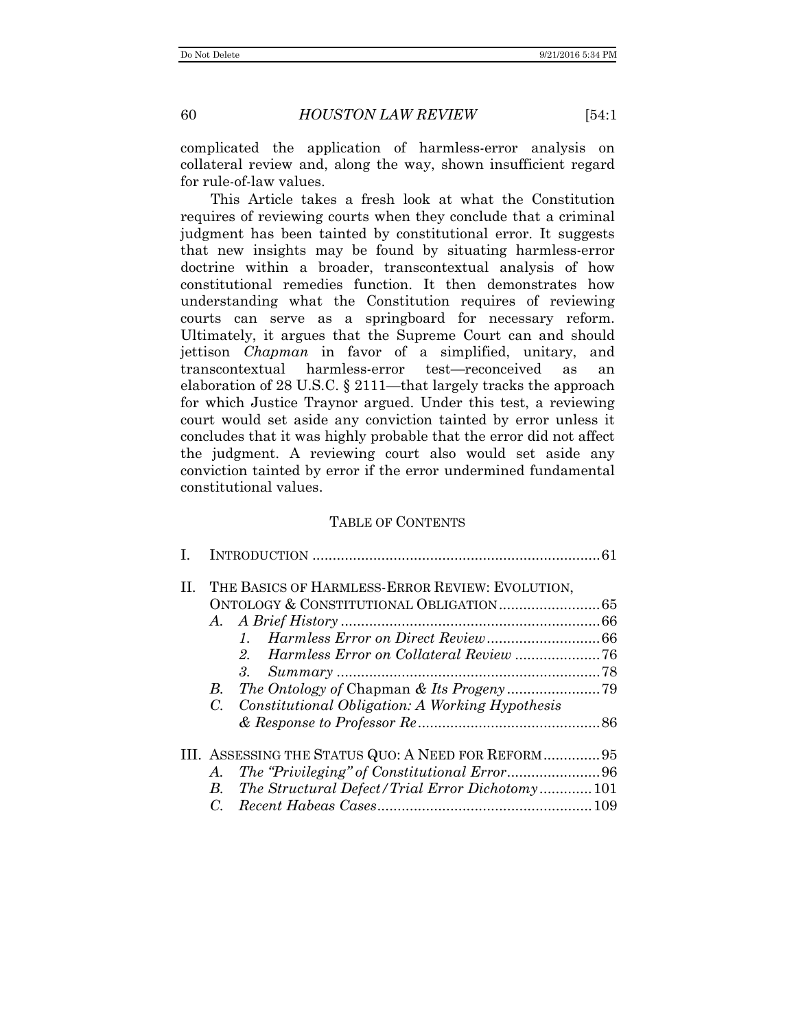complicated the application of harmless-error analysis on collateral review and, along the way, shown insufficient regard for rule-of-law values.

This Article takes a fresh look at what the Constitution requires of reviewing courts when they conclude that a criminal judgment has been tainted by constitutional error. It suggests that new insights may be found by situating harmless-error doctrine within a broader, transcontextual analysis of how constitutional remedies function. It then demonstrates how understanding what the Constitution requires of reviewing courts can serve as a springboard for necessary reform. Ultimately, it argues that the Supreme Court can and should jettison *Chapman* in favor of a simplified, unitary, and transcontextual harmless-error test—reconceived as an elaboration of 28 U.S.C. § 2111—that largely tracks the approach for which Justice Traynor argued. Under this test, a reviewing court would set aside any conviction tainted by error unless it concludes that it was highly probable that the error did not affect the judgment. A reviewing court also would set aside any conviction tainted by error if the error undermined fundamental constitutional values.

## TABLE OF CONTENTS

I. INTRODUCTION ........................................................................ 61

II. THE BASICS OF HARMLESS-ERROR REVIEW: EVOLUTION, ONTOLOGY & CONSTITUTIONAL OBLIGATION ........................ 65
- A. *A Brief History* ................................................................ 66
  - 1. *Harmless Error on Direct Review* ............................ 66
  - 2. *Harmless Error on Collateral Review* ..................... 76
  - 3. *Summary* ................................................................. 78
- B. *The Ontology of* Chapman *& Its Progeny* ....................... 79
- C. *Constitutional Obligation: A Working Hypothesis & Response to Professor Re* ............................................. 86

III. ASSESSING THE STATUS QUO: A NEED FOR REFORM ............. 95
- A. *The "Privileging" of Constitutional Error* ....................... 96
- B. *The Structural Defect/Trial Error Dichotomy* ............. 101
- C. *Recent Habeas Cases* ..................................................... 109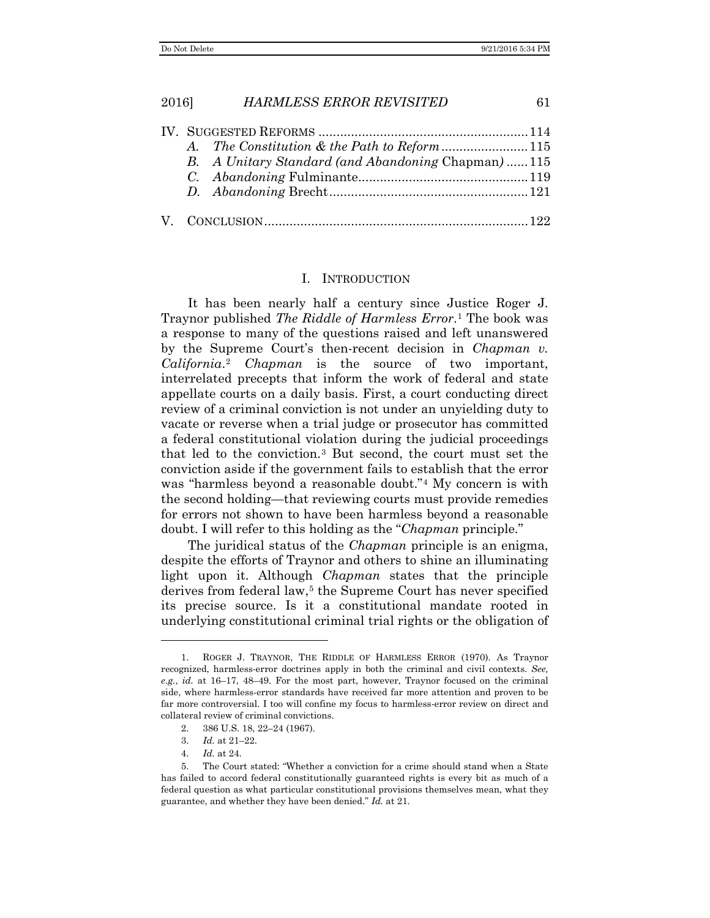| | |
|---|---|
| IV. Suggested Reforms | 114 |
| *A. The Constitution & the Path to Reform* | 115 |
| *B. A Unitary Standard (and Abandoning* Chapman*)* | 115 |
| *C. Abandoning* Fulminante | 119 |
| *D. Abandoning* Brecht | 121 |
| V. Conclusion | 122 |

## I. Introduction

It has been nearly half a century since Justice Roger J. Traynor published *The Riddle of Harmless Error*.[1] The book was a response to many of the questions raised and left unanswered by the Supreme Court's then-recent decision in *Chapman v. California*.[2] *Chapman* is the source of two important, interrelated precepts that inform the work of federal and state appellate courts on a daily basis. First, a court conducting direct review of a criminal conviction is not under an unyielding duty to vacate or reverse when a trial judge or prosecutor has committed a federal constitutional violation during the judicial proceedings that led to the conviction.[3] But second, the court must set the conviction aside if the government fails to establish that the error was "harmless beyond a reasonable doubt."[4] My concern is with the second holding—that reviewing courts must provide remedies for errors not shown to have been harmless beyond a reasonable doubt. I will refer to this holding as the "*Chapman* principle."

The juridical status of the *Chapman* principle is an enigma, despite the efforts of Traynor and others to shine an illuminating light upon it. Although *Chapman* states that the principle derives from federal law,[5] the Supreme Court has never specified its precise source. Is it a constitutional mandate rooted in underlying constitutional criminal trial rights or the obligation of

---

1. Roger J. Traynor, The Riddle of Harmless Error (1970). As Traynor recognized, harmless-error doctrines apply in both the criminal and civil contexts. *See, e.g.*, *id.* at 16–17, 48–49. For the most part, however, Traynor focused on the criminal side, where harmless-error standards have received far more attention and proven to be far more controversial. I too will confine my focus to harmless-error review on direct and collateral review of criminal convictions.

2. 386 U.S. 18, 22–24 (1967).

3. *Id.* at 21–22.

4. *Id.* at 24.

5. The Court stated: "Whether a conviction for a crime should stand when a State has failed to accord federal constitutionally guaranteed rights is every bit as much of a federal question as what particular constitutional provisions themselves mean, what they guarantee, and whether they have been denied." *Id.* at 21.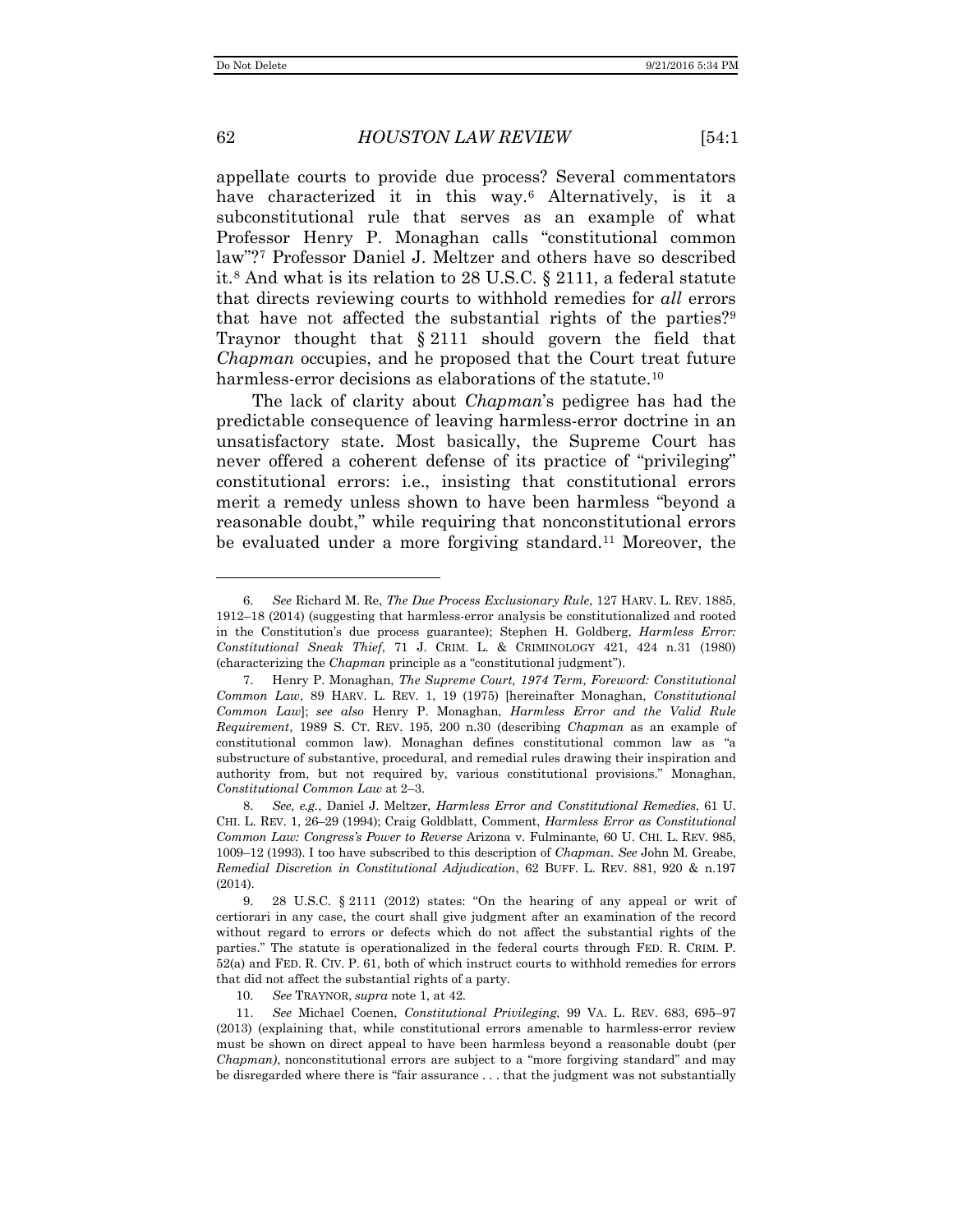appellate courts to provide due process? Several commentators have characterized it in this way.[6] Alternatively, is it a subconstitutional rule that serves as an example of what Professor Henry P. Monaghan calls "constitutional common law"?[7] Professor Daniel J. Meltzer and others have so described it.[8] And what is its relation to 28 U.S.C. § 2111, a federal statute that directs reviewing courts to withhold remedies for *all* errors that have not affected the substantial rights of the parties?[9] Traynor thought that § 2111 should govern the field that *Chapman* occupies, and he proposed that the Court treat future harmless-error decisions as elaborations of the statute.[10]

The lack of clarity about *Chapman*'s pedigree has had the predictable consequence of leaving harmless-error doctrine in an unsatisfactory state. Most basically, the Supreme Court has never offered a coherent defense of its practice of "privileging" constitutional errors: i.e., insisting that constitutional errors merit a remedy unless shown to have been harmless "beyond a reasonable doubt," while requiring that nonconstitutional errors be evaluated under a more forgiving standard.[11] Moreover, the

---

6. *See* Richard M. Re, *The Due Process Exclusionary Rule*, 127 HARV. L. REV. 1885, 1912–18 (2014) (suggesting that harmless-error analysis be constitutionalized and rooted in the Constitution's due process guarantee); Stephen H. Goldberg, *Harmless Error: Constitutional Sneak Thief*, 71 J. CRIM. L. & CRIMINOLOGY 421, 424 n.31 (1980) (characterizing the *Chapman* principle as a "constitutional judgment").

7. Henry P. Monaghan, *The Supreme Court, 1974 Term, Foreword: Constitutional Common Law*, 89 HARV. L. REV. 1, 19 (1975) [hereinafter Monaghan, *Constitutional Common Law*]; *see also* Henry P. Monaghan, *Harmless Error and the Valid Rule Requirement*, 1989 S. CT. REV. 195, 200 n.30 (describing *Chapman* as an example of constitutional common law). Monaghan defines constitutional common law as "a substructure of substantive, procedural, and remedial rules drawing their inspiration and authority from, but not required by, various constitutional provisions." Monaghan, *Constitutional Common Law* at 2–3.

8. *See, e.g.*, Daniel J. Meltzer, *Harmless Error and Constitutional Remedies*, 61 U. CHI. L. REV. 1, 26–29 (1994); Craig Goldblatt, Comment, *Harmless Error as Constitutional Common Law: Congress's Power to Reverse* Arizona v. Fulminante, 60 U. CHI. L. REV. 985, 1009–12 (1993). I too have subscribed to this description of *Chapman*. *See* John M. Greabe, *Remedial Discretion in Constitutional Adjudication*, 62 BUFF. L. REV. 881, 920 & n.197 (2014).

9. 28 U.S.C. § 2111 (2012) states: "On the hearing of any appeal or writ of certiorari in any case, the court shall give judgment after an examination of the record without regard to errors or defects which do not affect the substantial rights of the parties." The statute is operationalized in the federal courts through FED. R. CRIM. P. 52(a) and FED. R. CIV. P. 61, both of which instruct courts to withhold remedies for errors that did not affect the substantial rights of a party.

10. *See* TRAYNOR, *supra* note 1, at 42.

11. *See* Michael Coenen, *Constitutional Privileging*, 99 VA. L. REV. 683, 695–97 (2013) (explaining that, while constitutional errors amenable to harmless-error review must be shown on direct appeal to have been harmless beyond a reasonable doubt (per *Chapman)*, nonconstitutional errors are subject to a "more forgiving standard" and may be disregarded where there is "fair assurance . . . that the judgment was not substantially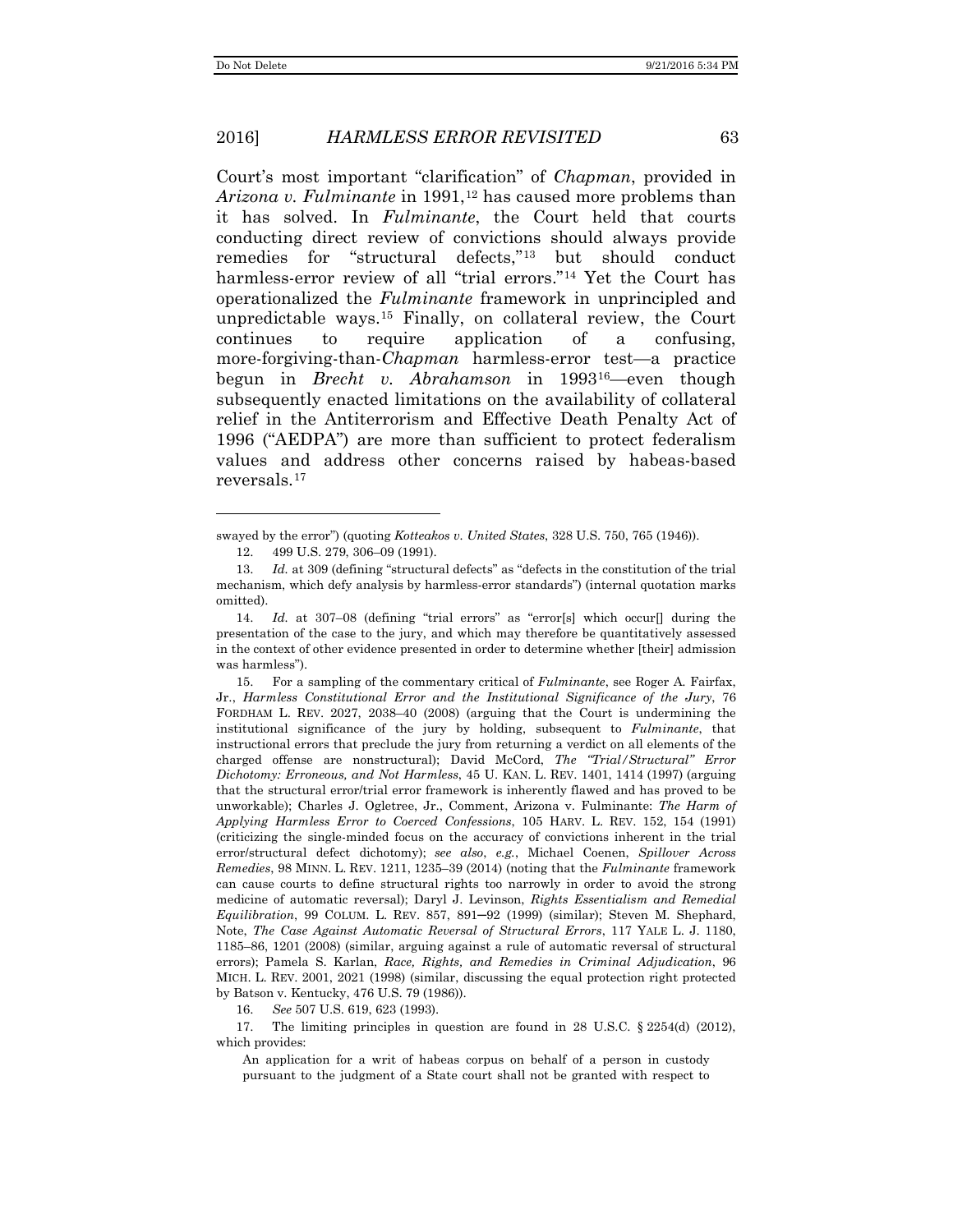Court's most important "clarification" of *Chapman*, provided in *Arizona v. Fulminante* in 1991,[12] has caused more problems than it has solved. In *Fulminante*, the Court held that courts conducting direct review of convictions should always provide remedies for "structural defects,"[13] but should conduct harmless-error review of all "trial errors."[14] Yet the Court has operationalized the *Fulminante* framework in unprincipled and unpredictable ways.[15] Finally, on collateral review, the Court continues to require application of a confusing, more-forgiving-than-*Chapman* harmless-error test—a practice begun in *Brecht v. Abrahamson* in 1993[16]—even though subsequently enacted limitations on the availability of collateral relief in the Antiterrorism and Effective Death Penalty Act of 1996 ("AEDPA") are more than sufficient to protect federalism values and address other concerns raised by habeas-based reversals.[17]

---

swayed by the error") (quoting *Kotteakos v. United States*, 328 U.S. 750, 765 (1946)).

12. 499 U.S. 279, 306–09 (1991).

13. *Id.* at 309 (defining "structural defects" as "defects in the constitution of the trial mechanism, which defy analysis by harmless-error standards") (internal quotation marks omitted).

14. *Id.* at 307–08 (defining "trial errors" as "error[s] which occur[] during the presentation of the case to the jury, and which may therefore be quantitatively assessed in the context of other evidence presented in order to determine whether [their] admission was harmless").

15. For a sampling of the commentary critical of *Fulminante*, see Roger A. Fairfax, Jr., *Harmless Constitutional Error and the Institutional Significance of the Jury*, 76 FORDHAM L. REV. 2027, 2038–40 (2008) (arguing that the Court is undermining the institutional significance of the jury by holding, subsequent to *Fulminante*, that instructional errors that preclude the jury from returning a verdict on all elements of the charged offense are nonstructural); David McCord, *The "Trial/Structural" Error Dichotomy: Erroneous, and Not Harmless*, 45 U. KAN. L. REV. 1401, 1414 (1997) (arguing that the structural error/trial error framework is inherently flawed and has proved to be unworkable); Charles J. Ogletree, Jr., Comment, Arizona v. Fulminante: *The Harm of Applying Harmless Error to Coerced Confessions*, 105 HARV. L. REV. 152, 154 (1991) (criticizing the single-minded focus on the accuracy of convictions inherent in the trial error/structural defect dichotomy); *see also*, *e.g.*, Michael Coenen, *Spillover Across Remedies*, 98 MINN. L. REV. 1211, 1235–39 (2014) (noting that the *Fulminante* framework can cause courts to define structural rights too narrowly in order to avoid the strong medicine of automatic reversal); Daryl J. Levinson, *Rights Essentialism and Remedial Equilibration*, 99 COLUM. L. REV. 857, 891–92 (1999) (similar); Steven M. Shephard, Note, *The Case Against Automatic Reversal of Structural Errors*, 117 YALE L. J. 1180, 1185–86, 1201 (2008) (similar, arguing against a rule of automatic reversal of structural errors); Pamela S. Karlan, *Race, Rights, and Remedies in Criminal Adjudication*, 96 MICH. L. REV. 2001, 2021 (1998) (similar, discussing the equal protection right protected by Batson v. Kentucky, 476 U.S. 79 (1986)).

16. *See* 507 U.S. 619, 623 (1993).

17. The limiting principles in question are found in 28 U.S.C. § 2254(d) (2012), which provides:

> An application for a writ of habeas corpus on behalf of a person in custody pursuant to the judgment of a State court shall not be granted with respect to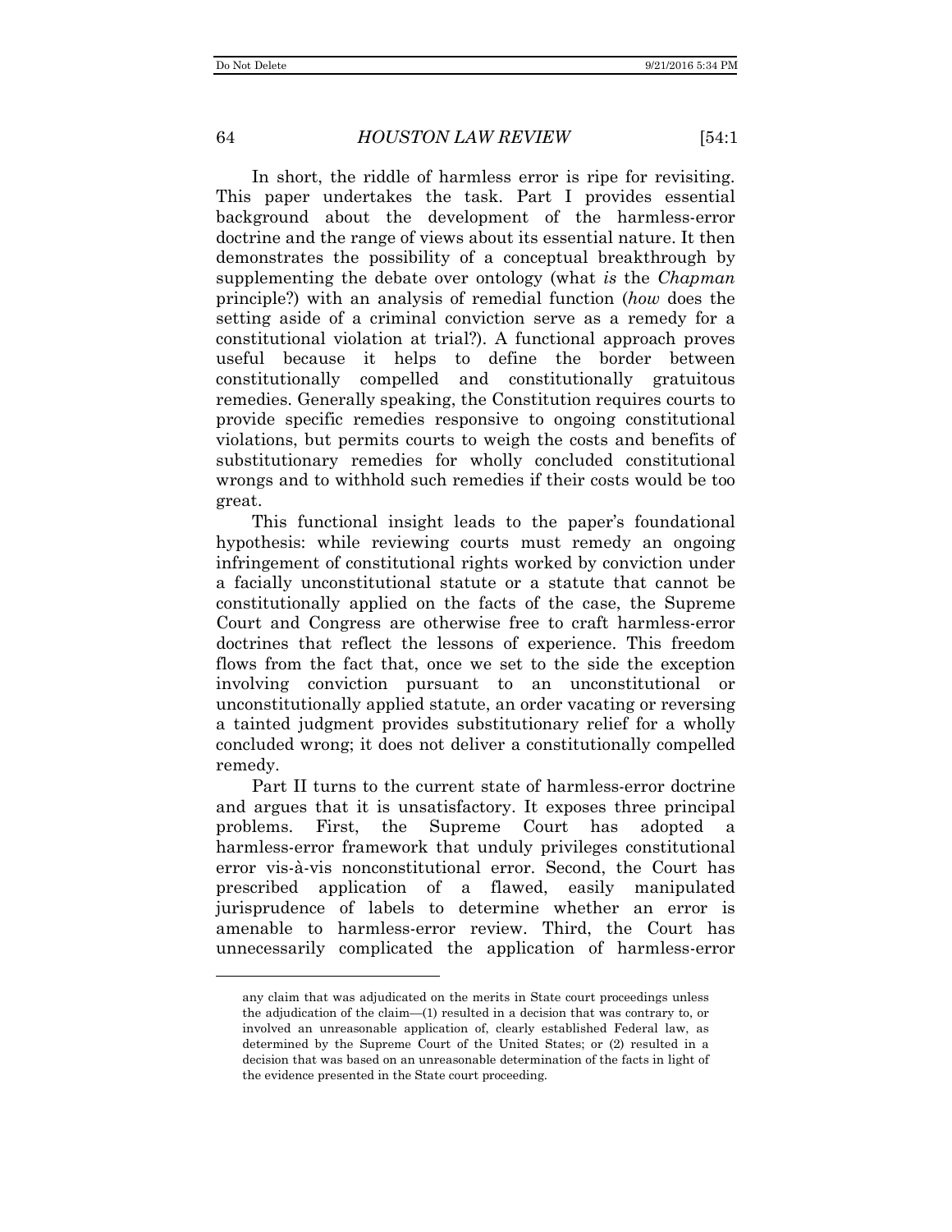In short, the riddle of harmless error is ripe for revisiting. This paper undertakes the task. Part I provides essential background about the development of the harmless-error doctrine and the range of views about its essential nature. It then demonstrates the possibility of a conceptual breakthrough by supplementing the debate over ontology (what *is* the *Chapman* principle?) with an analysis of remedial function (*how* does the setting aside of a criminal conviction serve as a remedy for a constitutional violation at trial?). A functional approach proves useful because it helps to define the border between constitutionally compelled and constitutionally gratuitous remedies. Generally speaking, the Constitution requires courts to provide specific remedies responsive to ongoing constitutional violations, but permits courts to weigh the costs and benefits of substitutionary remedies for wholly concluded constitutional wrongs and to withhold such remedies if their costs would be too great.

This functional insight leads to the paper's foundational hypothesis: while reviewing courts must remedy an ongoing infringement of constitutional rights worked by conviction under a facially unconstitutional statute or a statute that cannot be constitutionally applied on the facts of the case, the Supreme Court and Congress are otherwise free to craft harmless-error doctrines that reflect the lessons of experience. This freedom flows from the fact that, once we set to the side the exception involving conviction pursuant to an unconstitutional or unconstitutionally applied statute, an order vacating or reversing a tainted judgment provides substitutionary relief for a wholly concluded wrong; it does not deliver a constitutionally compelled remedy.

Part II turns to the current state of harmless-error doctrine and argues that it is unsatisfactory. It exposes three principal problems. First, the Supreme Court has adopted a harmless-error framework that unduly privileges constitutional error vis-à-vis nonconstitutional error. Second, the Court has prescribed application of a flawed, easily manipulated jurisprudence of labels to determine whether an error is amenable to harmless-error review. Third, the Court has unnecessarily complicated the application of harmless-error

---

any claim that was adjudicated on the merits in State court proceedings unless the adjudication of the claim—(1) resulted in a decision that was contrary to, or involved an unreasonable application of, clearly established Federal law, as determined by the Supreme Court of the United States; or (2) resulted in a decision that was based on an unreasonable determination of the facts in light of the evidence presented in the State court proceeding.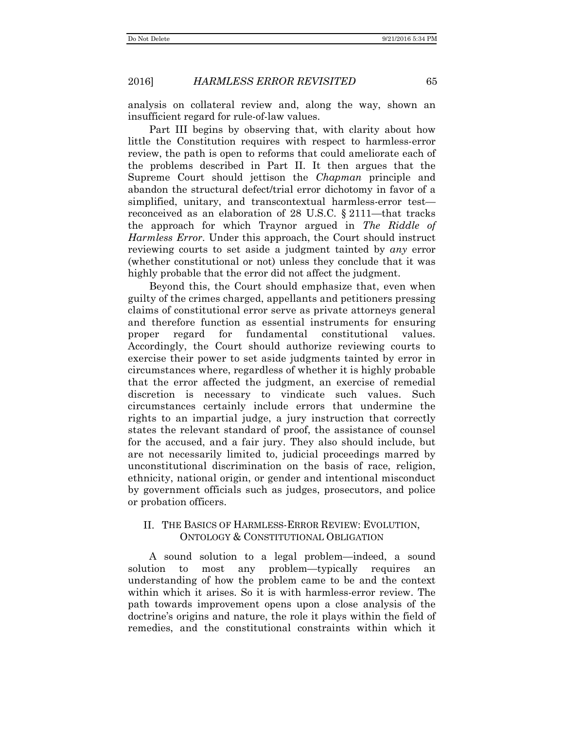analysis on collateral review and, along the way, shown an insufficient regard for rule-of-law values.

Part III begins by observing that, with clarity about how little the Constitution requires with respect to harmless-error review, the path is open to reforms that could ameliorate each of the problems described in Part II. It then argues that the Supreme Court should jettison the *Chapman* principle and abandon the structural defect/trial error dichotomy in favor of a simplified, unitary, and transcontextual harmless-error test—reconceived as an elaboration of 28 U.S.C. § 2111—that tracks the approach for which Traynor argued in *The Riddle of Harmless Error*. Under this approach, the Court should instruct reviewing courts to set aside a judgment tainted by *any* error (whether constitutional or not) unless they conclude that it was highly probable that the error did not affect the judgment.

Beyond this, the Court should emphasize that, even when guilty of the crimes charged, appellants and petitioners pressing claims of constitutional error serve as private attorneys general and therefore function as essential instruments for ensuring proper regard for fundamental constitutional values. Accordingly, the Court should authorize reviewing courts to exercise their power to set aside judgments tainted by error in circumstances where, regardless of whether it is highly probable that the error affected the judgment, an exercise of remedial discretion is necessary to vindicate such values. Such circumstances certainly include errors that undermine the rights to an impartial judge, a jury instruction that correctly states the relevant standard of proof, the assistance of counsel for the accused, and a fair jury. They also should include, but are not necessarily limited to, judicial proceedings marred by unconstitutional discrimination on the basis of race, religion, ethnicity, national origin, or gender and intentional misconduct by government officials such as judges, prosecutors, and police or probation officers.

## II. THE BASICS OF HARMLESS-ERROR REVIEW: EVOLUTION, ONTOLOGY & CONSTITUTIONAL OBLIGATION

A sound solution to a legal problem—indeed, a sound solution to most any problem—typically requires an understanding of how the problem came to be and the context within which it arises. So it is with harmless-error review. The path towards improvement opens upon a close analysis of the doctrine's origins and nature, the role it plays within the field of remedies, and the constitutional constraints within which it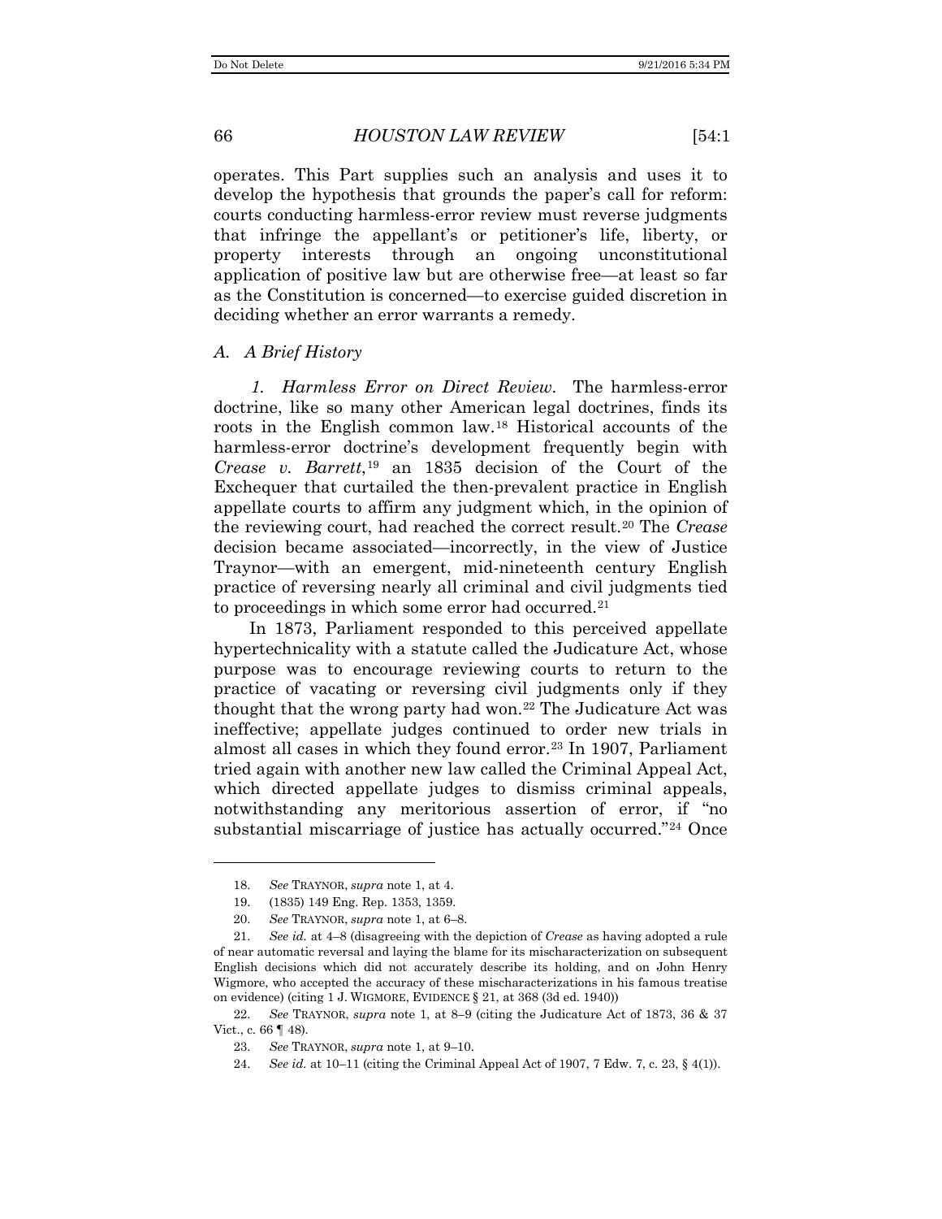operates. This Part supplies such an analysis and uses it to develop the hypothesis that grounds the paper's call for reform: courts conducting harmless-error review must reverse judgments that infringe the appellant's or petitioner's life, liberty, or property interests through an ongoing unconstitutional application of positive law but are otherwise free—at least so far as the Constitution is concerned—to exercise guided discretion in deciding whether an error warrants a remedy.

### *A. A Brief History*

*1. Harmless Error on Direct Review.* The harmless-error doctrine, like so many other American legal doctrines, finds its roots in the English common law.[18] Historical accounts of the harmless-error doctrine's development frequently begin with *Crease v. Barrett*,[19] an 1835 decision of the Court of the Exchequer that curtailed the then-prevalent practice in English appellate courts to affirm any judgment which, in the opinion of the reviewing court, had reached the correct result.[20] The *Crease* decision became associated—incorrectly, in the view of Justice Traynor—with an emergent, mid-nineteenth century English practice of reversing nearly all criminal and civil judgments tied to proceedings in which some error had occurred.[21]

In 1873, Parliament responded to this perceived appellate hypertechnicality with a statute called the Judicature Act, whose purpose was to encourage reviewing courts to return to the practice of vacating or reversing civil judgments only if they thought that the wrong party had won.[22] The Judicature Act was ineffective; appellate judges continued to order new trials in almost all cases in which they found error.[23] In 1907, Parliament tried again with another new law called the Criminal Appeal Act, which directed appellate judges to dismiss criminal appeals, notwithstanding any meritorious assertion of error, if "no substantial miscarriage of justice has actually occurred."[24] Once

---

18. *See* TRAYNOR, *supra* note 1, at 4.

19. (1835) 149 Eng. Rep. 1353, 1359.

20. *See* TRAYNOR, *supra* note 1, at 6–8.

21. *See id.* at 4–8 (disagreeing with the depiction of *Crease* as having adopted a rule of near automatic reversal and laying the blame for its mischaracterization on subsequent English decisions which did not accurately describe its holding, and on John Henry Wigmore, who accepted the accuracy of these mischaracterizations in his famous treatise on evidence) (citing 1 J. WIGMORE, EVIDENCE § 21, at 368 (3d ed. 1940))

22. *See* TRAYNOR, *supra* note 1, at 8–9 (citing the Judicature Act of 1873, 36 & 37 Vict., c. 66 ¶ 48).

23. *See* TRAYNOR, *supra* note 1, at 9–10.

24. *See id.* at 10–11 (citing the Criminal Appeal Act of 1907, 7 Edw. 7, c. 23, § 4(1)).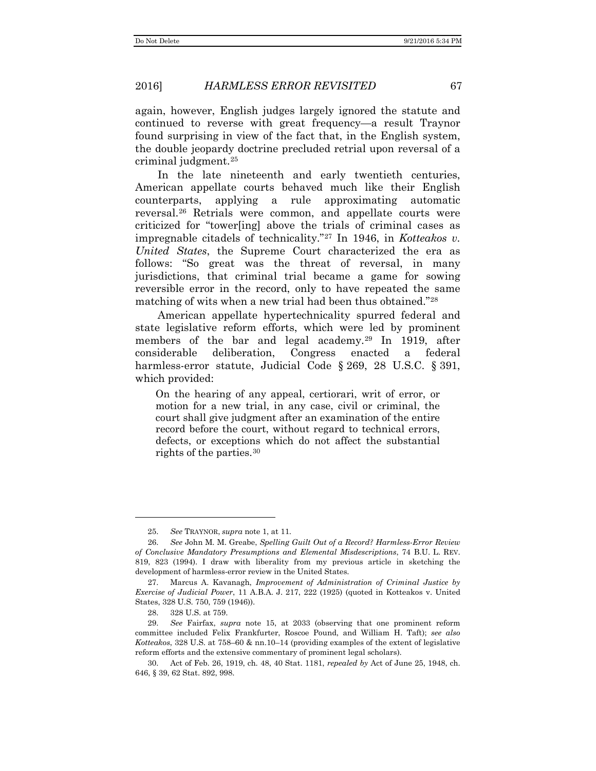again, however, English judges largely ignored the statute and continued to reverse with great frequency—a result Traynor found surprising in view of the fact that, in the English system, the double jeopardy doctrine precluded retrial upon reversal of a criminal judgment.[25]

In the late nineteenth and early twentieth centuries, American appellate courts behaved much like their English counterparts, applying a rule approximating automatic reversal.[26] Retrials were common, and appellate courts were criticized for "tower[ing] above the trials of criminal cases as impregnable citadels of technicality."[27] In 1946, in *Kotteakos v. United States*, the Supreme Court characterized the era as follows: "So great was the threat of reversal, in many jurisdictions, that criminal trial became a game for sowing reversible error in the record, only to have repeated the same matching of wits when a new trial had been thus obtained."[28]

American appellate hypertechnicality spurred federal and state legislative reform efforts, which were led by prominent members of the bar and legal academy.[29] In 1919, after considerable deliberation, Congress enacted a federal harmless-error statute, Judicial Code § 269, 28 U.S.C. § 391, which provided:

> On the hearing of any appeal, certiorari, writ of error, or motion for a new trial, in any case, civil or criminal, the court shall give judgment after an examination of the entire record before the court, without regard to technical errors, defects, or exceptions which do not affect the substantial rights of the parties.[30]

---

25. *See* TRAYNOR, *supra* note 1, at 11.

26. *See* John M. M. Greabe, *Spelling Guilt Out of a Record? Harmless-Error Review of Conclusive Mandatory Presumptions and Elemental Misdescriptions*, 74 B.U. L. REV. 819, 823 (1994). I draw with liberality from my previous article in sketching the development of harmless-error review in the United States.

27. Marcus A. Kavanagh, *Improvement of Administration of Criminal Justice by Exercise of Judicial Power*, 11 A.B.A. J. 217, 222 (1925) (quoted in Kotteakos v. United States, 328 U.S. 750, 759 (1946)).

28. 328 U.S. at 759.

29. *See* Fairfax, *supra* note 15, at 2033 (observing that one prominent reform committee included Felix Frankfurter, Roscoe Pound, and William H. Taft); *see also Kotteakos*, 328 U.S. at 758–60 & nn.10–14 (providing examples of the extent of legislative reform efforts and the extensive commentary of prominent legal scholars).

30. Act of Feb. 26, 1919, ch. 48, 40 Stat. 1181, *repealed by* Act of June 25, 1948, ch. 646, § 39, 62 Stat. 892, 998.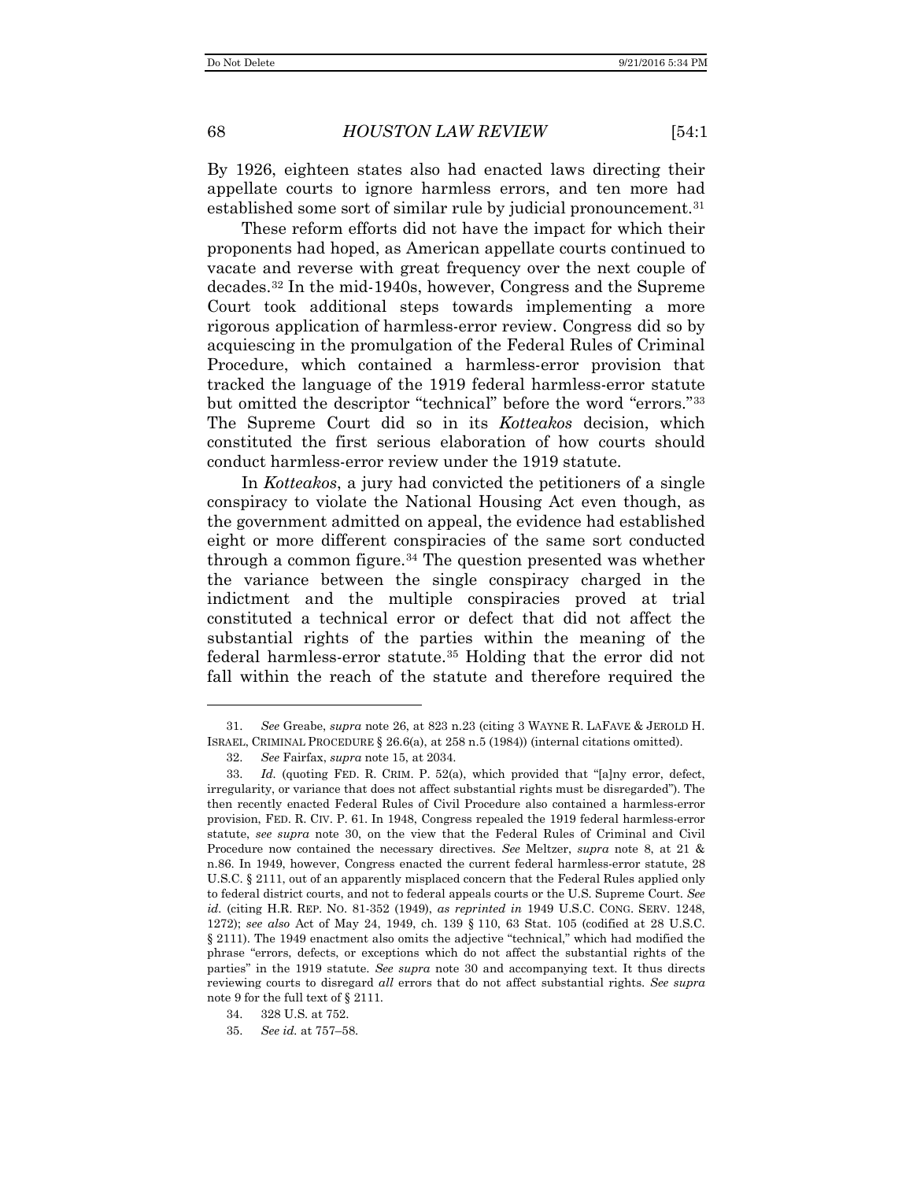By 1926, eighteen states also had enacted laws directing their appellate courts to ignore harmless errors, and ten more had established some sort of similar rule by judicial pronouncement.[31]

These reform efforts did not have the impact for which their proponents had hoped, as American appellate courts continued to vacate and reverse with great frequency over the next couple of decades.[32] In the mid-1940s, however, Congress and the Supreme Court took additional steps towards implementing a more rigorous application of harmless-error review. Congress did so by acquiescing in the promulgation of the Federal Rules of Criminal Procedure, which contained a harmless-error provision that tracked the language of the 1919 federal harmless-error statute but omitted the descriptor "technical" before the word "errors."[33] The Supreme Court did so in its *Kotteakos* decision, which constituted the first serious elaboration of how courts should conduct harmless-error review under the 1919 statute.

In *Kotteakos*, a jury had convicted the petitioners of a single conspiracy to violate the National Housing Act even though, as the government admitted on appeal, the evidence had established eight or more different conspiracies of the same sort conducted through a common figure.[34] The question presented was whether the variance between the single conspiracy charged in the indictment and the multiple conspiracies proved at trial constituted a technical error or defect that did not affect the substantial rights of the parties within the meaning of the federal harmless-error statute.[35] Holding that the error did not fall within the reach of the statute and therefore required the

---

31. *See* Greabe, *supra* note 26, at 823 n.23 (citing 3 WAYNE R. LAFAVE & JEROLD H. ISRAEL, CRIMINAL PROCEDURE § 26.6(a), at 258 n.5 (1984)) (internal citations omitted).

32. *See* Fairfax, *supra* note 15, at 2034.

33. *Id.* (quoting FED. R. CRIM. P. 52(a), which provided that "[a]ny error, defect, irregularity, or variance that does not affect substantial rights must be disregarded"). The then recently enacted Federal Rules of Civil Procedure also contained a harmless-error provision, FED. R. CIV. P. 61. In 1948, Congress repealed the 1919 federal harmless-error statute, *see supra* note 30, on the view that the Federal Rules of Criminal and Civil Procedure now contained the necessary directives. *See* Meltzer, *supra* note 8, at 21 & n.86. In 1949, however, Congress enacted the current federal harmless-error statute, 28 U.S.C. § 2111, out of an apparently misplaced concern that the Federal Rules applied only to federal district courts, and not to federal appeals courts or the U.S. Supreme Court. *See id.* (citing H.R. REP. NO. 81-352 (1949), *as reprinted in* 1949 U.S.C. CONG. SERV. 1248, 1272); *see also* Act of May 24, 1949, ch. 139 § 110, 63 Stat. 105 (codified at 28 U.S.C. § 2111). The 1949 enactment also omits the adjective "technical," which had modified the phrase "errors, defects, or exceptions which do not affect the substantial rights of the parties" in the 1919 statute. *See supra* note 30 and accompanying text. It thus directs reviewing courts to disregard *all* errors that do not affect substantial rights. *See supra* note 9 for the full text of § 2111.

34. 328 U.S. at 752.

35. *See id.* at 757–58.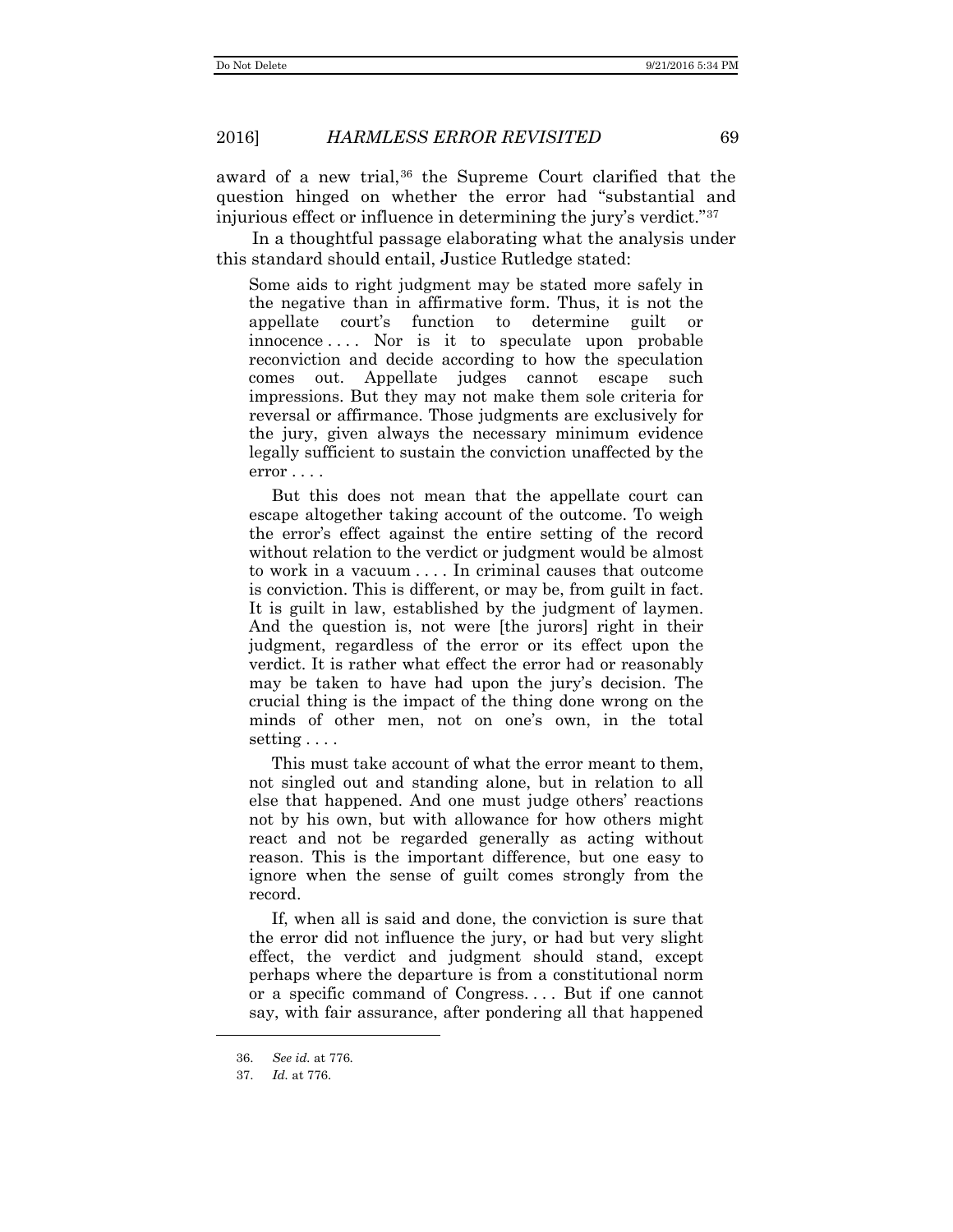award of a new trial,[36] the Supreme Court clarified that the question hinged on whether the error had "substantial and injurious effect or influence in determining the jury's verdict."[37]

In a thoughtful passage elaborating what the analysis under this standard should entail, Justice Rutledge stated:

> Some aids to right judgment may be stated more safely in the negative than in affirmative form. Thus, it is not the appellate court's function to determine guilt or innocence . . . . Nor is it to speculate upon probable reconviction and decide according to how the speculation comes out. Appellate judges cannot escape such impressions. But they may not make them sole criteria for reversal or affirmance. Those judgments are exclusively for the jury, given always the necessary minimum evidence legally sufficient to sustain the conviction unaffected by the error . . . .
>
> But this does not mean that the appellate court can escape altogether taking account of the outcome. To weigh the error's effect against the entire setting of the record without relation to the verdict or judgment would be almost to work in a vacuum . . . . In criminal causes that outcome is conviction. This is different, or may be, from guilt in fact. It is guilt in law, established by the judgment of laymen. And the question is, not were [the jurors] right in their judgment, regardless of the error or its effect upon the verdict. It is rather what effect the error had or reasonably may be taken to have had upon the jury's decision. The crucial thing is the impact of the thing done wrong on the minds of other men, not on one's own, in the total setting . . . .
>
> This must take account of what the error meant to them, not singled out and standing alone, but in relation to all else that happened. And one must judge others' reactions not by his own, but with allowance for how others might react and not be regarded generally as acting without reason. This is the important difference, but one easy to ignore when the sense of guilt comes strongly from the record.
>
> If, when all is said and done, the conviction is sure that the error did not influence the jury, or had but very slight effect, the verdict and judgment should stand, except perhaps where the departure is from a constitutional norm or a specific command of Congress. . . . But if one cannot say, with fair assurance, after pondering all that happened

---

36. *See id.* at 776.

37. *Id.* at 776.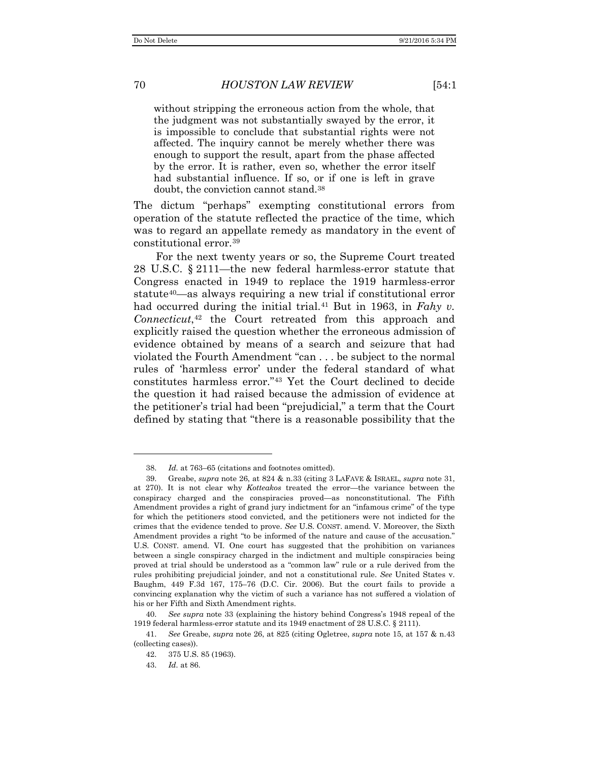> without stripping the erroneous action from the whole, that the judgment was not substantially swayed by the error, it is impossible to conclude that substantial rights were not affected. The inquiry cannot be merely whether there was enough to support the result, apart from the phase affected by the error. It is rather, even so, whether the error itself had substantial influence. If so, or if one is left in grave doubt, the conviction cannot stand.[38]

The dictum "perhaps" exempting constitutional errors from operation of the statute reflected the practice of the time, which was to regard an appellate remedy as mandatory in the event of constitutional error.[39]

For the next twenty years or so, the Supreme Court treated 28 U.S.C. § 2111—the new federal harmless-error statute that Congress enacted in 1949 to replace the 1919 harmless-error statute[40]—as always requiring a new trial if constitutional error had occurred during the initial trial.[41] But in 1963, in *Fahy v. Connecticut*,[42] the Court retreated from this approach and explicitly raised the question whether the erroneous admission of evidence obtained by means of a search and seizure that had violated the Fourth Amendment "can . . . be subject to the normal rules of 'harmless error' under the federal standard of what constitutes harmless error."[43] Yet the Court declined to decide the question it had raised because the admission of evidence at the petitioner's trial had been "prejudicial," a term that the Court defined by stating that "there is a reasonable possibility that the

---

38. *Id.* at 763–65 (citations and footnotes omitted).

39. Greabe, *supra* note 26, at 824 & n.33 (citing 3 LAFAVE & ISRAEL, *supra* note 31, at 270). It is not clear why *Kotteakos* treated the error—the variance between the conspiracy charged and the conspiracies proved—as nonconstitutional. The Fifth Amendment provides a right of grand jury indictment for an "infamous crime" of the type for which the petitioners stood convicted, and the petitioners were not indicted for the crimes that the evidence tended to prove. *See* U.S. CONST. amend. V. Moreover, the Sixth Amendment provides a right "to be informed of the nature and cause of the accusation." U.S. CONST. amend. VI. One court has suggested that the prohibition on variances between a single conspiracy charged in the indictment and multiple conspiracies being proved at trial should be understood as a "common law" rule or a rule derived from the rules prohibiting prejudicial joinder, and not a constitutional rule. *See* United States v. Baughm, 449 F.3d 167, 175–76 (D.C. Cir. 2006). But the court fails to provide a convincing explanation why the victim of such a variance has not suffered a violation of his or her Fifth and Sixth Amendment rights.

40. *See supra* note 33 (explaining the history behind Congress's 1948 repeal of the 1919 federal harmless-error statute and its 1949 enactment of 28 U.S.C. § 2111).

41. *See* Greabe, *supra* note 26, at 825 (citing Ogletree, *supra* note 15, at 157 & n.43 (collecting cases)).

42. 375 U.S. 85 (1963).

43. *Id.* at 86.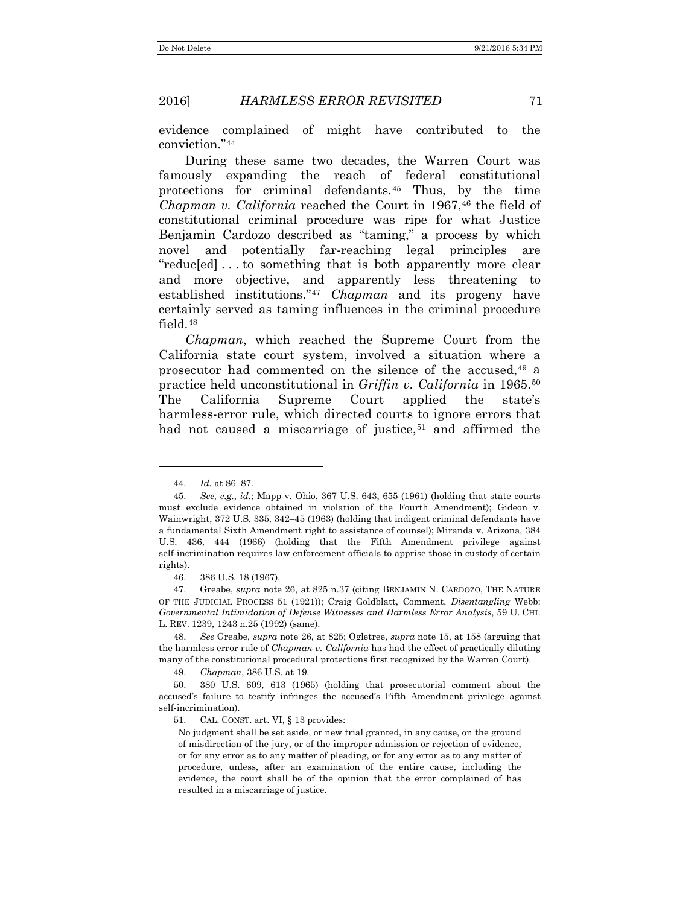evidence complained of might have contributed to the conviction."[44]

During these same two decades, the Warren Court was famously expanding the reach of federal constitutional protections for criminal defendants.[45] Thus, by the time *Chapman v. California* reached the Court in 1967,[46] the field of constitutional criminal procedure was ripe for what Justice Benjamin Cardozo described as "taming," a process by which novel and potentially far-reaching legal principles are "reduc[ed] . . . to something that is both apparently more clear and more objective, and apparently less threatening to established institutions."[47] *Chapman* and its progeny have certainly served as taming influences in the criminal procedure field.[48]

*Chapman*, which reached the Supreme Court from the California state court system, involved a situation where a prosecutor had commented on the silence of the accused,[49] a practice held unconstitutional in *Griffin v. California* in 1965.[50] The California Supreme Court applied the state's harmless-error rule, which directed courts to ignore errors that had not caused a miscarriage of justice,[51] and affirmed the

---

44. *Id.* at 86–87.

45. *See, e.g.*, *id.*; Mapp v. Ohio, 367 U.S. 643, 655 (1961) (holding that state courts must exclude evidence obtained in violation of the Fourth Amendment); Gideon v. Wainwright, 372 U.S. 335, 342–45 (1963) (holding that indigent criminal defendants have a fundamental Sixth Amendment right to assistance of counsel); Miranda v. Arizona, 384 U.S. 436, 444 (1966) (holding that the Fifth Amendment privilege against self-incrimination requires law enforcement officials to apprise those in custody of certain rights).

46. 386 U.S. 18 (1967).

47. Greabe, *supra* note 26, at 825 n.37 (citing BENJAMIN N. CARDOZO, THE NATURE OF THE JUDICIAL PROCESS 51 (1921)); Craig Goldblatt, Comment, *Disentangling* Webb: *Governmental Intimidation of Defense Witnesses and Harmless Error Analysis*, 59 U. CHI. L. REV. 1239, 1243 n.25 (1992) (same).

48. *See* Greabe, *supra* note 26, at 825; Ogletree, *supra* note 15, at 158 (arguing that the harmless error rule of *Chapman v. California* has had the effect of practically diluting many of the constitutional procedural protections first recognized by the Warren Court).

49. *Chapman*, 386 U.S. at 19.

50. 380 U.S. 609, 613 (1965) (holding that prosecutorial comment about the accused's failure to testify infringes the accused's Fifth Amendment privilege against self-incrimination).

51. CAL. CONST. art. VI, § 13 provides:

> No judgment shall be set aside, or new trial granted, in any cause, on the ground of misdirection of the jury, or of the improper admission or rejection of evidence, or for any error as to any matter of pleading, or for any error as to any matter of procedure, unless, after an examination of the entire cause, including the evidence, the court shall be of the opinion that the error complained of has resulted in a miscarriage of justice.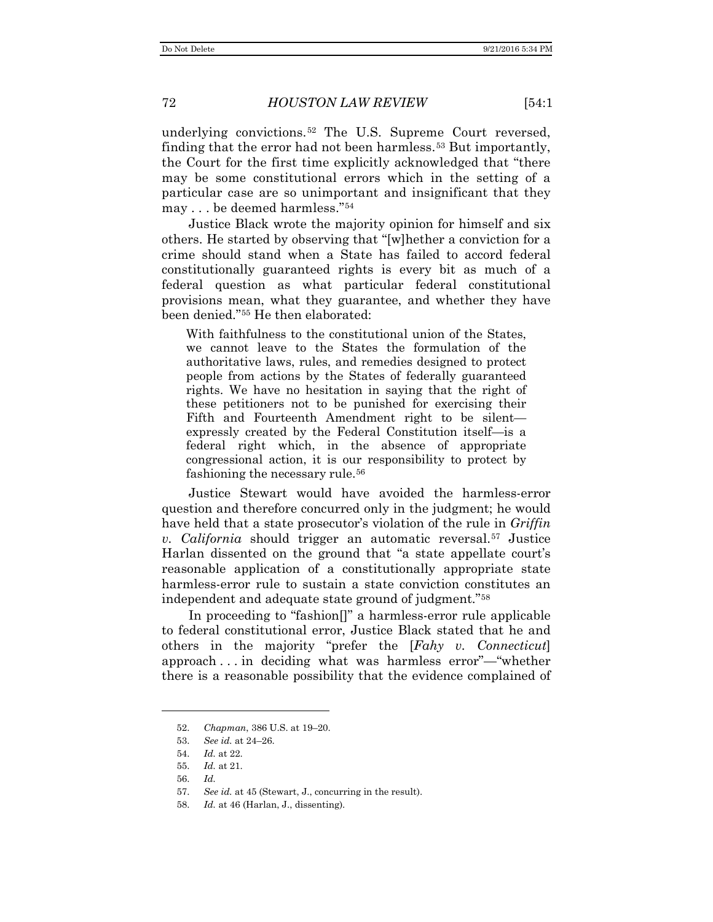underlying convictions.[52] The U.S. Supreme Court reversed, finding that the error had not been harmless.[53] But importantly, the Court for the first time explicitly acknowledged that "there may be some constitutional errors which in the setting of a particular case are so unimportant and insignificant that they may . . . be deemed harmless."[54]

Justice Black wrote the majority opinion for himself and six others. He started by observing that "[w]hether a conviction for a crime should stand when a State has failed to accord federal constitutionally guaranteed rights is every bit as much of a federal question as what particular federal constitutional provisions mean, what they guarantee, and whether they have been denied."[55] He then elaborated:

> With faithfulness to the constitutional union of the States, we cannot leave to the States the formulation of the authoritative laws, rules, and remedies designed to protect people from actions by the States of federally guaranteed rights. We have no hesitation in saying that the right of these petitioners not to be punished for exercising their Fifth and Fourteenth Amendment right to be silent—expressly created by the Federal Constitution itself—is a federal right which, in the absence of appropriate congressional action, it is our responsibility to protect by fashioning the necessary rule.[56]

Justice Stewart would have avoided the harmless-error question and therefore concurred only in the judgment; he would have held that a state prosecutor's violation of the rule in *Griffin v. California* should trigger an automatic reversal.[57] Justice Harlan dissented on the ground that "a state appellate court's reasonable application of a constitutionally appropriate state harmless-error rule to sustain a state conviction constitutes an independent and adequate state ground of judgment."[58]

In proceeding to "fashion[]" a harmless-error rule applicable to federal constitutional error, Justice Black stated that he and others in the majority "prefer the [*Fahy v. Connecticut*] approach . . . in deciding what was harmless error"—"whether there is a reasonable possibility that the evidence complained of

---

52. *Chapman*, 386 U.S. at 19–20.

53. *See id.* at 24–26.

54. *Id.* at 22.

55. *Id.* at 21.

56. *Id.*

57. *See id.* at 45 (Stewart, J., concurring in the result).

58. *Id.* at 46 (Harlan, J., dissenting).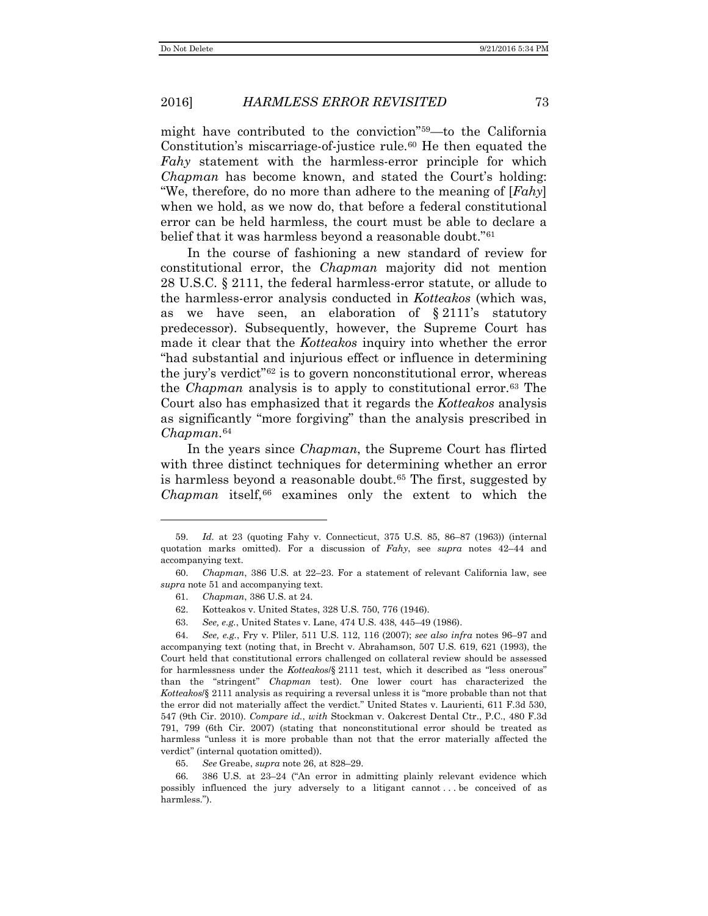might have contributed to the conviction"[59]—to the California Constitution's miscarriage-of-justice rule.[60] He then equated the *Fahy* statement with the harmless-error principle for which *Chapman* has become known, and stated the Court's holding: "We, therefore, do no more than adhere to the meaning of [*Fahy*] when we hold, as we now do, that before a federal constitutional error can be held harmless, the court must be able to declare a belief that it was harmless beyond a reasonable doubt."[61]

In the course of fashioning a new standard of review for constitutional error, the *Chapman* majority did not mention 28 U.S.C. § 2111, the federal harmless-error statute, or allude to the harmless-error analysis conducted in *Kotteakos* (which was, as we have seen, an elaboration of § 2111's statutory predecessor). Subsequently, however, the Supreme Court has made it clear that the *Kotteakos* inquiry into whether the error "had substantial and injurious effect or influence in determining the jury's verdict"[62] is to govern nonconstitutional error, whereas the *Chapman* analysis is to apply to constitutional error.[63] The Court also has emphasized that it regards the *Kotteakos* analysis as significantly "more forgiving" than the analysis prescribed in *Chapman*.[64]

In the years since *Chapman*, the Supreme Court has flirted with three distinct techniques for determining whether an error is harmless beyond a reasonable doubt.[65] The first, suggested by *Chapman* itself,[66] examines only the extent to which the

---

59. *Id.* at 23 (quoting Fahy v. Connecticut, 375 U.S. 85, 86–87 (1963)) (internal quotation marks omitted). For a discussion of *Fahy*, see *supra* notes 42–44 and accompanying text.

60. *Chapman*, 386 U.S. at 22–23. For a statement of relevant California law, see *supra* note 51 and accompanying text.

61. *Chapman*, 386 U.S. at 24.

62. Kotteakos v. United States, 328 U.S. 750, 776 (1946).

63. *See, e.g.*, United States v. Lane, 474 U.S. 438, 445–49 (1986).

64. *See, e.g.*, Fry v. Pliler, 511 U.S. 112, 116 (2007); *see also infra* notes 96–97 and accompanying text (noting that, in Brecht v. Abrahamson, 507 U.S. 619, 621 (1993), the Court held that constitutional errors challenged on collateral review should be assessed for harmlessness under the *Kotteakos*/§ 2111 test, which it described as "less onerous" than the "stringent" *Chapman* test). One lower court has characterized the *Kotteakos*/§ 2111 analysis as requiring a reversal unless it is "more probable than not that the error did not materially affect the verdict." United States v. Laurienti, 611 F.3d 530, 547 (9th Cir. 2010). *Compare id.*, *with* Stockman v. Oakcrest Dental Ctr., P.C., 480 F.3d 791, 799 (6th Cir. 2007) (stating that nonconstitutional error should be treated as harmless "unless it is more probable than not that the error materially affected the verdict" (internal quotation omitted)).

65. *See* Greabe, *supra* note 26, at 828–29.

66. 386 U.S. at 23–24 ("An error in admitting plainly relevant evidence which possibly influenced the jury adversely to a litigant cannot . . . be conceived of as harmless.").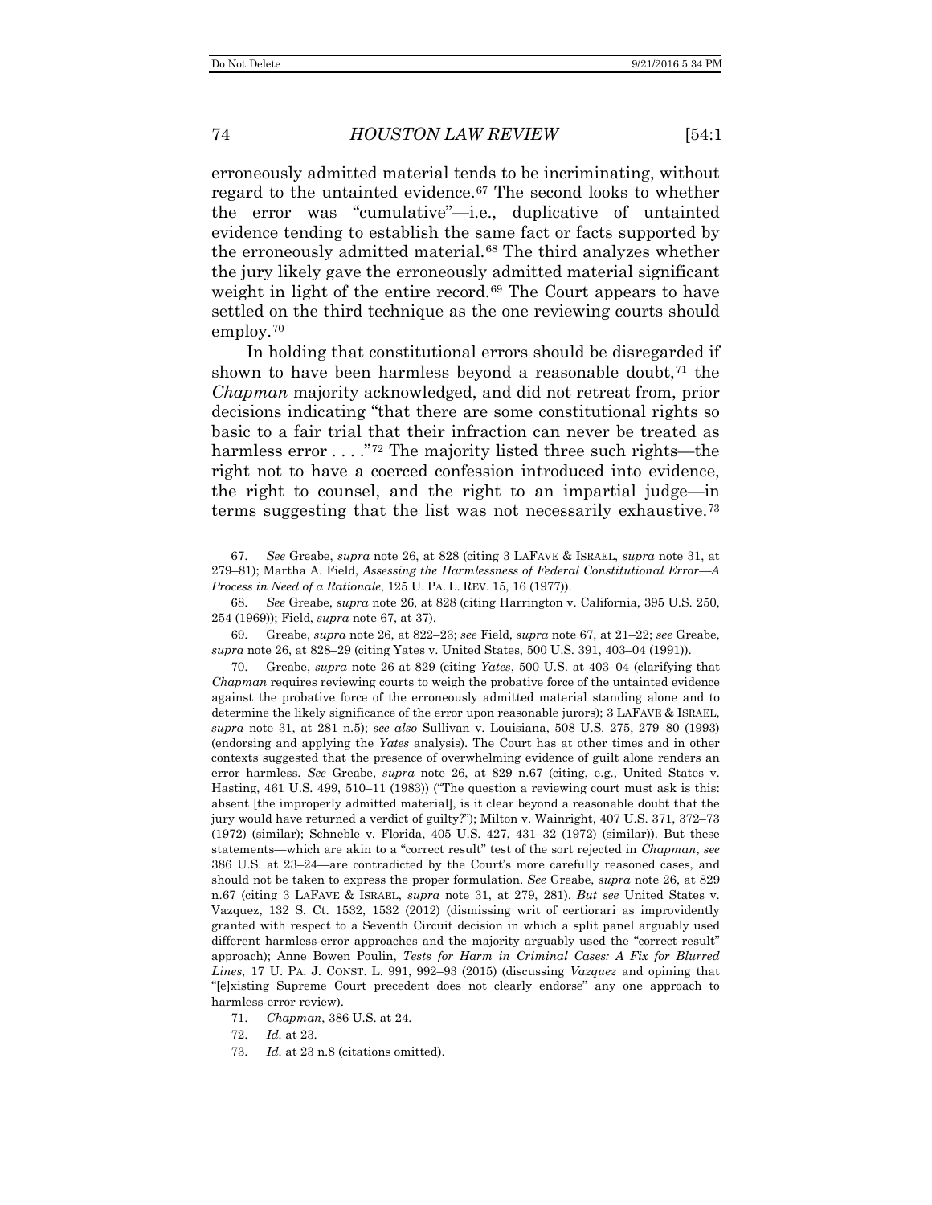erroneously admitted material tends to be incriminating, without regard to the untainted evidence.[67] The second looks to whether the error was "cumulative"—i.e., duplicative of untainted evidence tending to establish the same fact or facts supported by the erroneously admitted material.[68] The third analyzes whether the jury likely gave the erroneously admitted material significant weight in light of the entire record.[69] The Court appears to have settled on the third technique as the one reviewing courts should employ.[70]

In holding that constitutional errors should be disregarded if shown to have been harmless beyond a reasonable doubt,[71] the *Chapman* majority acknowledged, and did not retreat from, prior decisions indicating "that there are some constitutional rights so basic to a fair trial that their infraction can never be treated as harmless error . . . ."[72] The majority listed three such rights—the right not to have a coerced confession introduced into evidence, the right to counsel, and the right to an impartial judge—in terms suggesting that the list was not necessarily exhaustive.[73]

---

67. *See* Greabe, *supra* note 26, at 828 (citing 3 LAFAVE & ISRAEL, *supra* note 31, at 279–81); Martha A. Field, *Assessing the Harmlessness of Federal Constitutional Error—A Process in Need of a Rationale*, 125 U. PA. L. REV. 15, 16 (1977)).

68. *See* Greabe, *supra* note 26, at 828 (citing Harrington v. California, 395 U.S. 250, 254 (1969)); Field, *supra* note 67, at 37).

69. Greabe, *supra* note 26, at 822–23; *see* Field, *supra* note 67, at 21–22; *see* Greabe, *supra* note 26, at 828–29 (citing Yates v. United States, 500 U.S. 391, 403–04 (1991)).

70. Greabe, *supra* note 26 at 829 (citing *Yates*, 500 U.S. at 403–04 (clarifying that *Chapman* requires reviewing courts to weigh the probative force of the untainted evidence against the probative force of the erroneously admitted material standing alone and to determine the likely significance of the error upon reasonable jurors); 3 LAFAVE & ISRAEL, *supra* note 31, at 281 n.5); *see also* Sullivan v. Louisiana, 508 U.S. 275, 279–80 (1993) (endorsing and applying the *Yates* analysis). The Court has at other times and in other contexts suggested that the presence of overwhelming evidence of guilt alone renders an error harmless. *See* Greabe, *supra* note 26, at 829 n.67 (citing, e.g., United States v. Hasting, 461 U.S. 499, 510–11 (1983)) ("The question a reviewing court must ask is this: absent [the improperly admitted material], is it clear beyond a reasonable doubt that the jury would have returned a verdict of guilty?"); Milton v. Wainright, 407 U.S. 371, 372–73 (1972) (similar); Schneble v. Florida, 405 U.S. 427, 431–32 (1972) (similar)). But these statements—which are akin to a "correct result" test of the sort rejected in *Chapman*, *see* 386 U.S. at 23–24—are contradicted by the Court's more carefully reasoned cases, and should not be taken to express the proper formulation. *See* Greabe, *supra* note 26, at 829 n.67 (citing 3 LAFAVE & ISRAEL, *supra* note 31, at 279, 281). *But see* United States v. Vazquez, 132 S. Ct. 1532, 1532 (2012) (dismissing writ of certiorari as improvidently granted with respect to a Seventh Circuit decision in which a split panel arguably used different harmless-error approaches and the majority arguably used the "correct result" approach); Anne Bowen Poulin, *Tests for Harm in Criminal Cases: A Fix for Blurred Lines*, 17 U. PA. J. CONST. L. 991, 992–93 (2015) (discussing *Vazquez* and opining that "[e]xisting Supreme Court precedent does not clearly endorse" any one approach to harmless-error review).

71. *Chapman*, 386 U.S. at 24.

72. *Id.* at 23.

73. *Id.* at 23 n.8 (citations omitted).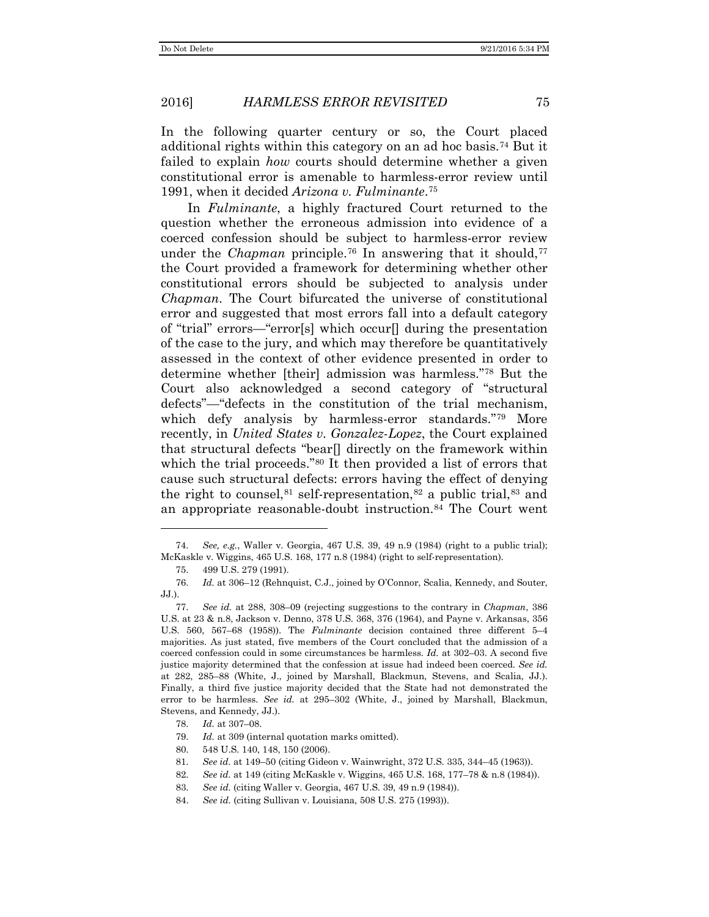In the following quarter century or so, the Court placed additional rights within this category on an ad hoc basis.[74] But it failed to explain *how* courts should determine whether a given constitutional error is amenable to harmless-error review until 1991, when it decided *Arizona v. Fulminante*.[75]

In *Fulminante*, a highly fractured Court returned to the question whether the erroneous admission into evidence of a coerced confession should be subject to harmless-error review under the *Chapman* principle.[76] In answering that it should,[77] the Court provided a framework for determining whether other constitutional errors should be subjected to analysis under *Chapman*. The Court bifurcated the universe of constitutional error and suggested that most errors fall into a default category of "trial" errors—"error[s] which occur[] during the presentation of the case to the jury, and which may therefore be quantitatively assessed in the context of other evidence presented in order to determine whether [their] admission was harmless."[78] But the Court also acknowledged a second category of "structural defects"—"defects in the constitution of the trial mechanism, which defy analysis by harmless-error standards."[79] More recently, in *United States v. Gonzalez-Lopez*, the Court explained that structural defects "bear[] directly on the framework within which the trial proceeds."[80] It then provided a list of errors that cause such structural defects: errors having the effect of denying the right to counsel,[81] self-representation,[82] a public trial,[83] and an appropriate reasonable-doubt instruction.[84] The Court went

---

74. *See, e.g.*, Waller v. Georgia, 467 U.S. 39, 49 n.9 (1984) (right to a public trial); McKaskle v. Wiggins, 465 U.S. 168, 177 n.8 (1984) (right to self-representation).

75. 499 U.S. 279 (1991).

76. *Id.* at 306–12 (Rehnquist, C.J., joined by O'Connor, Scalia, Kennedy, and Souter, JJ.).

77. *See id.* at 288, 308–09 (rejecting suggestions to the contrary in *Chapman*, 386 U.S. at 23 & n.8, Jackson v. Denno, 378 U.S. 368, 376 (1964), and Payne v. Arkansas, 356 U.S. 560, 567–68 (1958)). The *Fulminante* decision contained three different 5–4 majorities. As just stated, five members of the Court concluded that the admission of a coerced confession could in some circumstances be harmless. *Id.* at 302–03. A second five justice majority determined that the confession at issue had indeed been coerced. *See id.* at 282, 285–88 (White, J., joined by Marshall, Blackmun, Stevens, and Scalia, JJ.). Finally, a third five justice majority decided that the State had not demonstrated the error to be harmless. *See id.* at 295–302 (White, J., joined by Marshall, Blackmun, Stevens, and Kennedy, JJ.).

78. *Id.* at 307–08.

79. *Id.* at 309 (internal quotation marks omitted).

80. 548 U.S. 140, 148, 150 (2006).

81. *See id.* at 149–50 (citing Gideon v. Wainwright, 372 U.S. 335, 344–45 (1963)).

82. *See id.* at 149 (citing McKaskle v. Wiggins, 465 U.S. 168, 177–78 & n.8 (1984)).

83. *See id.* (citing Waller v. Georgia, 467 U.S. 39, 49 n.9 (1984)).

84. *See id.* (citing Sullivan v. Louisiana, 508 U.S. 275 (1993)).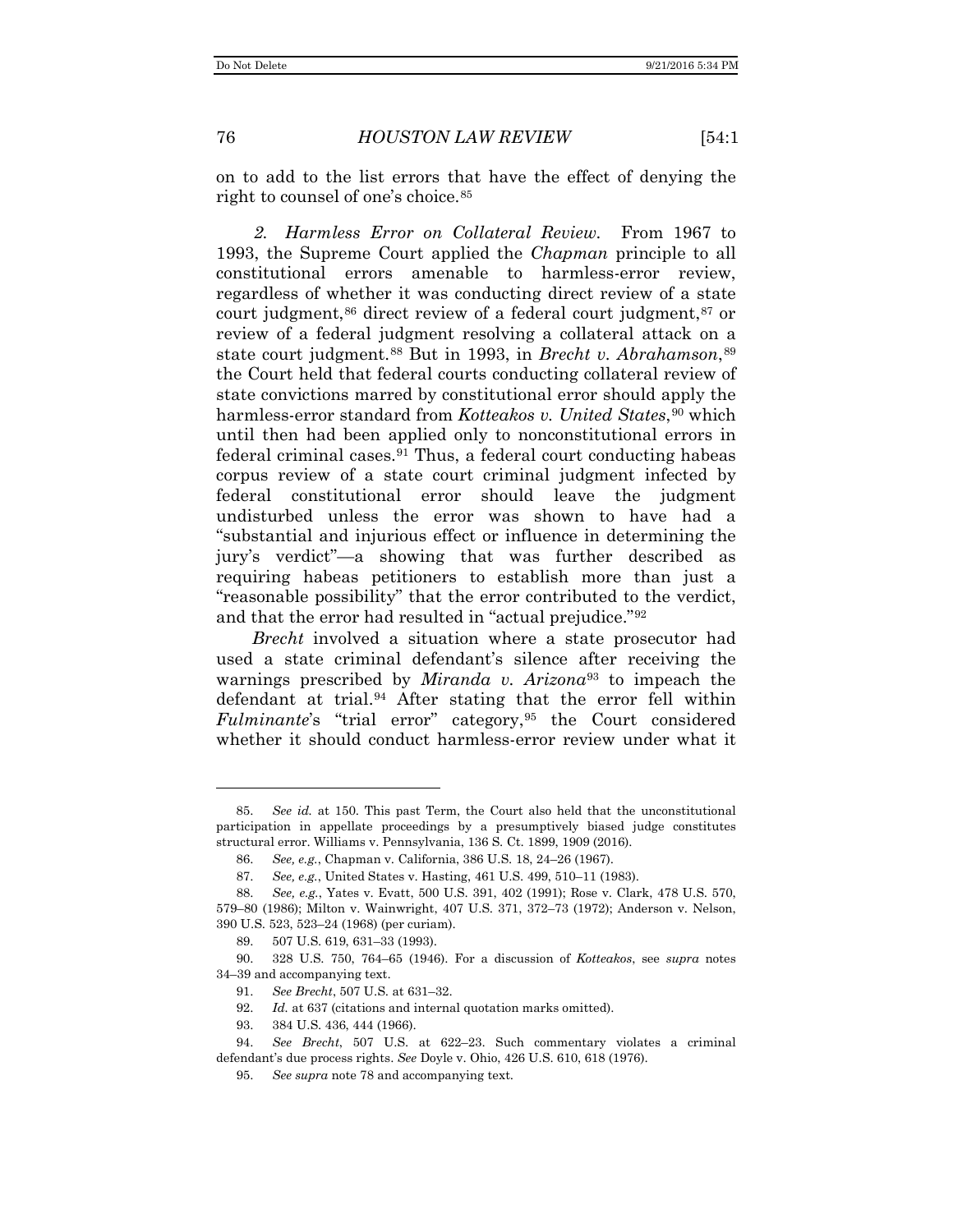on to add to the list errors that have the effect of denying the right to counsel of one's choice.[85]

*2. Harmless Error on Collateral Review.* From 1967 to 1993, the Supreme Court applied the *Chapman* principle to all constitutional errors amenable to harmless-error review, regardless of whether it was conducting direct review of a state court judgment,[86] direct review of a federal court judgment,[87] or review of a federal judgment resolving a collateral attack on a state court judgment.[88] But in 1993, in *Brecht v. Abrahamson*,[89] the Court held that federal courts conducting collateral review of state convictions marred by constitutional error should apply the harmless-error standard from *Kotteakos v. United States*,[90] which until then had been applied only to nonconstitutional errors in federal criminal cases.[91] Thus, a federal court conducting habeas corpus review of a state court criminal judgment infected by federal constitutional error should leave the judgment undisturbed unless the error was shown to have had a "substantial and injurious effect or influence in determining the jury's verdict"—a showing that was further described as requiring habeas petitioners to establish more than just a "reasonable possibility" that the error contributed to the verdict, and that the error had resulted in "actual prejudice."[92]

*Brecht* involved a situation where a state prosecutor had used a state criminal defendant's silence after receiving the warnings prescribed by *Miranda v. Arizona*[93] to impeach the defendant at trial.[94] After stating that the error fell within *Fulminante*'s "trial error" category,[95] the Court considered whether it should conduct harmless-error review under what it

---

85. *See id.* at 150. This past Term, the Court also held that the unconstitutional participation in appellate proceedings by a presumptively biased judge constitutes structural error. Williams v. Pennsylvania, 136 S. Ct. 1899, 1909 (2016).

86. *See, e.g.*, Chapman v. California, 386 U.S. 18, 24–26 (1967).

87. *See, e.g.*, United States v. Hasting, 461 U.S. 499, 510–11 (1983).

88. *See, e.g.*, Yates v. Evatt, 500 U.S. 391, 402 (1991); Rose v. Clark, 478 U.S. 570, 579–80 (1986); Milton v. Wainwright, 407 U.S. 371, 372–73 (1972); Anderson v. Nelson, 390 U.S. 523, 523–24 (1968) (per curiam).

89. 507 U.S. 619, 631–33 (1993).

90. 328 U.S. 750, 764–65 (1946). For a discussion of *Kotteakos*, see *supra* notes 34–39 and accompanying text.

91. *See Brecht*, 507 U.S. at 631–32.

92. *Id.* at 637 (citations and internal quotation marks omitted).

93. 384 U.S. 436, 444 (1966).

94. *See Brecht*, 507 U.S. at 622–23. Such commentary violates a criminal defendant's due process rights. *See* Doyle v. Ohio, 426 U.S. 610, 618 (1976).

95. *See supra* note 78 and accompanying text.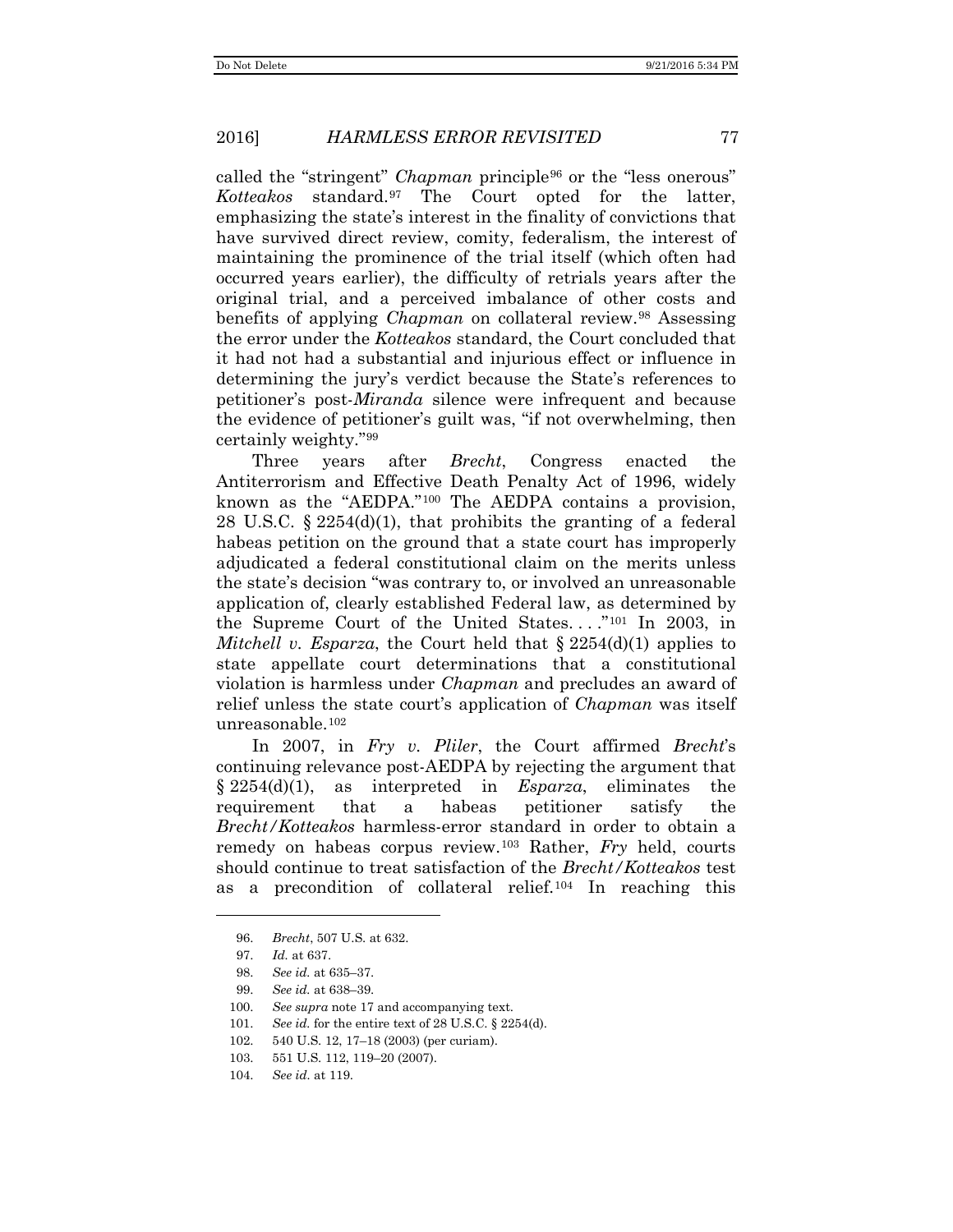called the "stringent" *Chapman* principle[96] or the "less onerous" *Kotteakos* standard.[97] The Court opted for the latter, emphasizing the state's interest in the finality of convictions that have survived direct review, comity, federalism, the interest of maintaining the prominence of the trial itself (which often had occurred years earlier), the difficulty of retrials years after the original trial, and a perceived imbalance of other costs and benefits of applying *Chapman* on collateral review.[98] Assessing the error under the *Kotteakos* standard, the Court concluded that it had not had a substantial and injurious effect or influence in determining the jury's verdict because the State's references to petitioner's post-*Miranda* silence were infrequent and because the evidence of petitioner's guilt was, "if not overwhelming, then certainly weighty."[99]

Three years after *Brecht*, Congress enacted the Antiterrorism and Effective Death Penalty Act of 1996, widely known as the "AEDPA."[100] The AEDPA contains a provision, 28 U.S.C. § 2254(d)(1), that prohibits the granting of a federal habeas petition on the ground that a state court has improperly adjudicated a federal constitutional claim on the merits unless the state's decision "was contrary to, or involved an unreasonable application of, clearly established Federal law, as determined by the Supreme Court of the United States. . . ."[101] In 2003, in *Mitchell v. Esparza*, the Court held that § 2254(d)(1) applies to state appellate court determinations that a constitutional violation is harmless under *Chapman* and precludes an award of relief unless the state court's application of *Chapman* was itself unreasonable.[102]

In 2007, in *Fry v. Pliler*, the Court affirmed *Brecht*'s continuing relevance post-AEDPA by rejecting the argument that § 2254(d)(1), as interpreted in *Esparza*, eliminates the requirement that a habeas petitioner satisfy the *Brecht/Kotteakos* harmless-error standard in order to obtain a remedy on habeas corpus review.[103] Rather, *Fry* held, courts should continue to treat satisfaction of the *Brecht/Kotteakos* test as a precondition of collateral relief.[104] In reaching this

---

96. *Brecht*, 507 U.S. at 632.

97. *Id.* at 637.

98. *See id.* at 635–37.

99. *See id.* at 638–39.

100. *See supra* note 17 and accompanying text.

101. *See id.* for the entire text of 28 U.S.C. § 2254(d).

102. 540 U.S. 12, 17–18 (2003) (per curiam).

103. 551 U.S. 112, 119–20 (2007).

104. *See id.* at 119.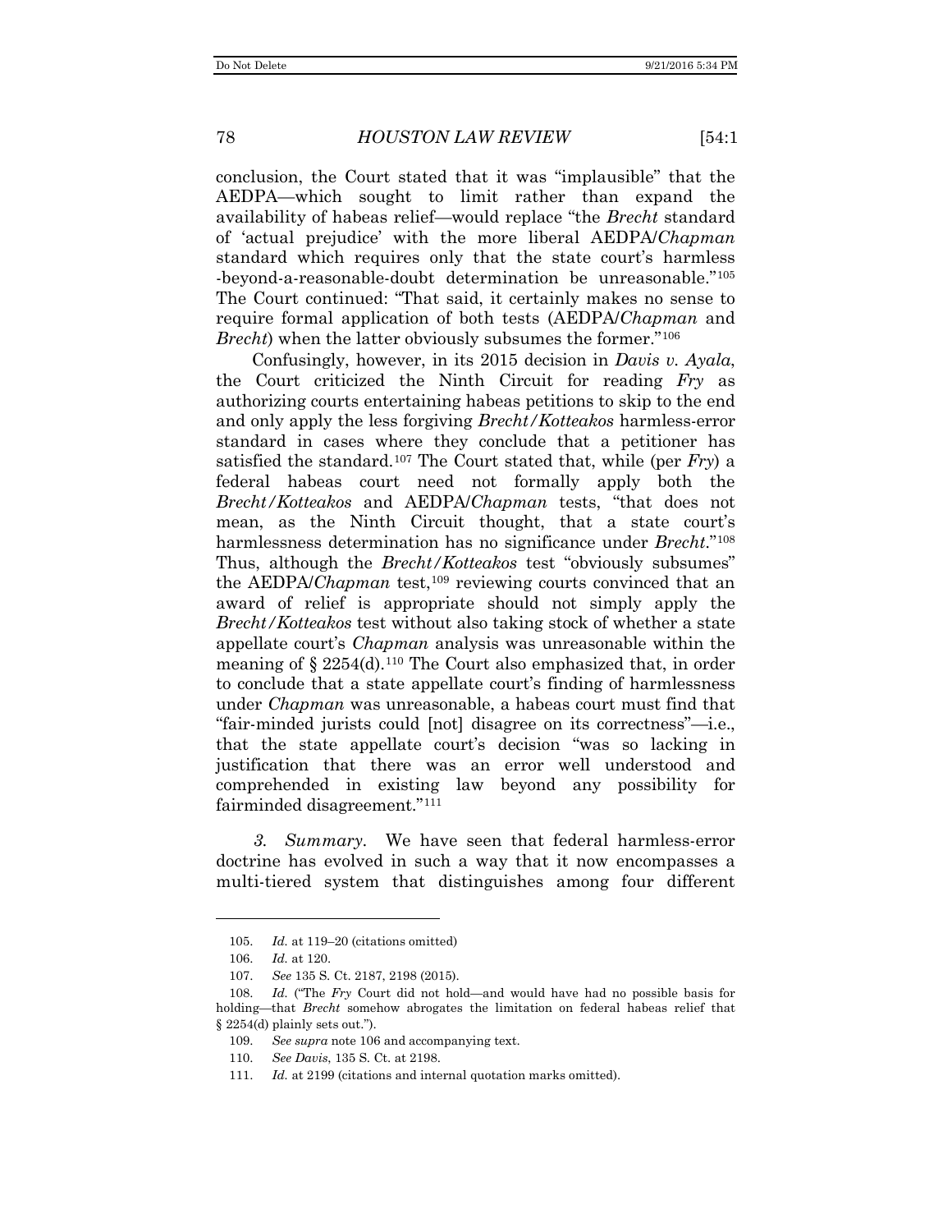conclusion, the Court stated that it was "implausible" that the AEDPA—which sought to limit rather than expand the availability of habeas relief—would replace "the *Brecht* standard of 'actual prejudice' with the more liberal AEDPA/*Chapman* standard which requires only that the state court's harmless -beyond-a-reasonable-doubt determination be unreasonable."[105] The Court continued: "That said, it certainly makes no sense to require formal application of both tests (AEDPA/*Chapman* and *Brecht*) when the latter obviously subsumes the former."[106]

Confusingly, however, in its 2015 decision in *Davis v. Ayala*, the Court criticized the Ninth Circuit for reading *Fry* as authorizing courts entertaining habeas petitions to skip to the end and only apply the less forgiving *Brecht/Kotteakos* harmless-error standard in cases where they conclude that a petitioner has satisfied the standard.[107] The Court stated that, while (per *Fry*) a federal habeas court need not formally apply both the *Brecht/Kotteakos* and AEDPA/*Chapman* tests, "that does not mean, as the Ninth Circuit thought, that a state court's harmlessness determination has no significance under *Brecht*."[108] Thus, although the *Brecht/Kotteakos* test "obviously subsumes" the AEDPA/*Chapman* test,[109] reviewing courts convinced that an award of relief is appropriate should not simply apply the *Brecht/Kotteakos* test without also taking stock of whether a state appellate court's *Chapman* analysis was unreasonable within the meaning of § 2254(d).[110] The Court also emphasized that, in order to conclude that a state appellate court's finding of harmlessness under *Chapman* was unreasonable, a habeas court must find that "fair-minded jurists could [not] disagree on its correctness"—i.e., that the state appellate court's decision "was so lacking in justification that there was an error well understood and comprehended in existing law beyond any possibility for fairminded disagreement."[111]

*3. Summary.* We have seen that federal harmless-error doctrine has evolved in such a way that it now encompasses a multi-tiered system that distinguishes among four different

---

105. *Id.* at 119–20 (citations omitted)

106. *Id.* at 120.

107. *See* 135 S. Ct. 2187, 2198 (2015).

108. *Id.* ("The *Fry* Court did not hold—and would have had no possible basis for holding—that *Brecht* somehow abrogates the limitation on federal habeas relief that § 2254(d) plainly sets out.").

109. *See supra* note 106 and accompanying text.

110. *See Davis*, 135 S. Ct. at 2198.

111. *Id.* at 2199 (citations and internal quotation marks omitted).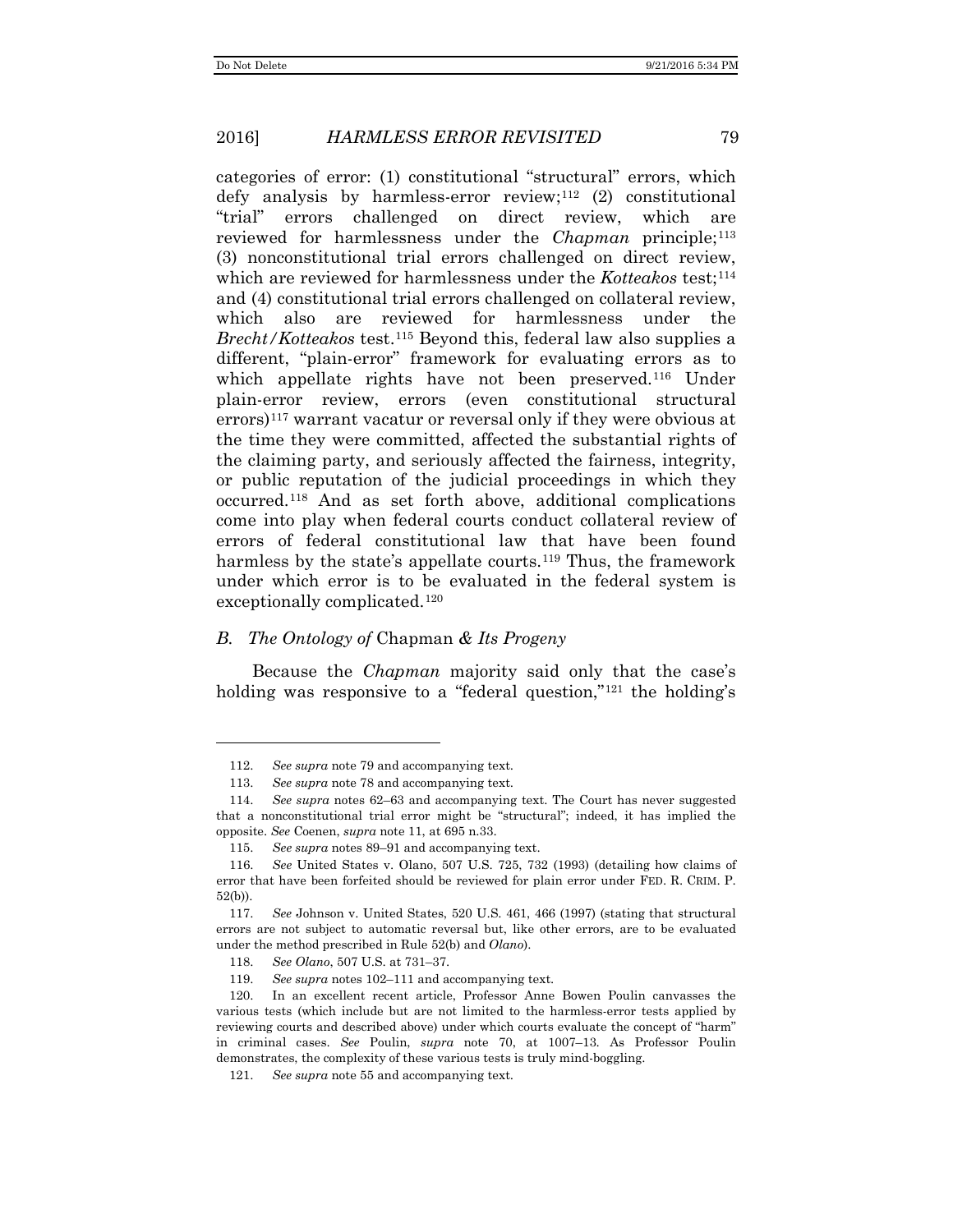categories of error: (1) constitutional "structural" errors, which defy analysis by harmless-error review;[112] (2) constitutional "trial" errors challenged on direct review, which are reviewed for harmlessness under the *Chapman* principle;[113] (3) nonconstitutional trial errors challenged on direct review, which are reviewed for harmlessness under the *Kotteakos* test;[114] and (4) constitutional trial errors challenged on collateral review, which also are reviewed for harmlessness under the *Brecht/Kotteakos* test.[115] Beyond this, federal law also supplies a different, "plain-error" framework for evaluating errors as to which appellate rights have not been preserved.[116] Under plain-error review, errors (even constitutional structural errors)[117] warrant vacatur or reversal only if they were obvious at the time they were committed, affected the substantial rights of the claiming party, and seriously affected the fairness, integrity, or public reputation of the judicial proceedings in which they occurred.[118] And as set forth above, additional complications come into play when federal courts conduct collateral review of errors of federal constitutional law that have been found harmless by the state's appellate courts.[119] Thus, the framework under which error is to be evaluated in the federal system is exceptionally complicated.[120]

### *B. The Ontology of* Chapman *& Its Progeny*

Because the *Chapman* majority said only that the case's holding was responsive to a "federal question,"[121] the holding's

---

112. *See supra* note 79 and accompanying text.

113. *See supra* note 78 and accompanying text.

114. *See supra* notes 62–63 and accompanying text. The Court has never suggested that a nonconstitutional trial error might be "structural"; indeed, it has implied the opposite. *See* Coenen, *supra* note 11, at 695 n.33.

115. *See supra* notes 89–91 and accompanying text.

116. *See* United States v. Olano, 507 U.S. 725, 732 (1993) (detailing how claims of error that have been forfeited should be reviewed for plain error under FED. R. CRIM. P. 52(b)).

117. *See* Johnson v. United States, 520 U.S. 461, 466 (1997) (stating that structural errors are not subject to automatic reversal but, like other errors, are to be evaluated under the method prescribed in Rule 52(b) and *Olano*).

118. *See Olano*, 507 U.S. at 731–37.

119. *See supra* notes 102–111 and accompanying text.

120. In an excellent recent article, Professor Anne Bowen Poulin canvasses the various tests (which include but are not limited to the harmless-error tests applied by reviewing courts and described above) under which courts evaluate the concept of "harm" in criminal cases. *See* Poulin, *supra* note 70, at 1007–13. As Professor Poulin demonstrates, the complexity of these various tests is truly mind-boggling.

121. *See supra* note 55 and accompanying text.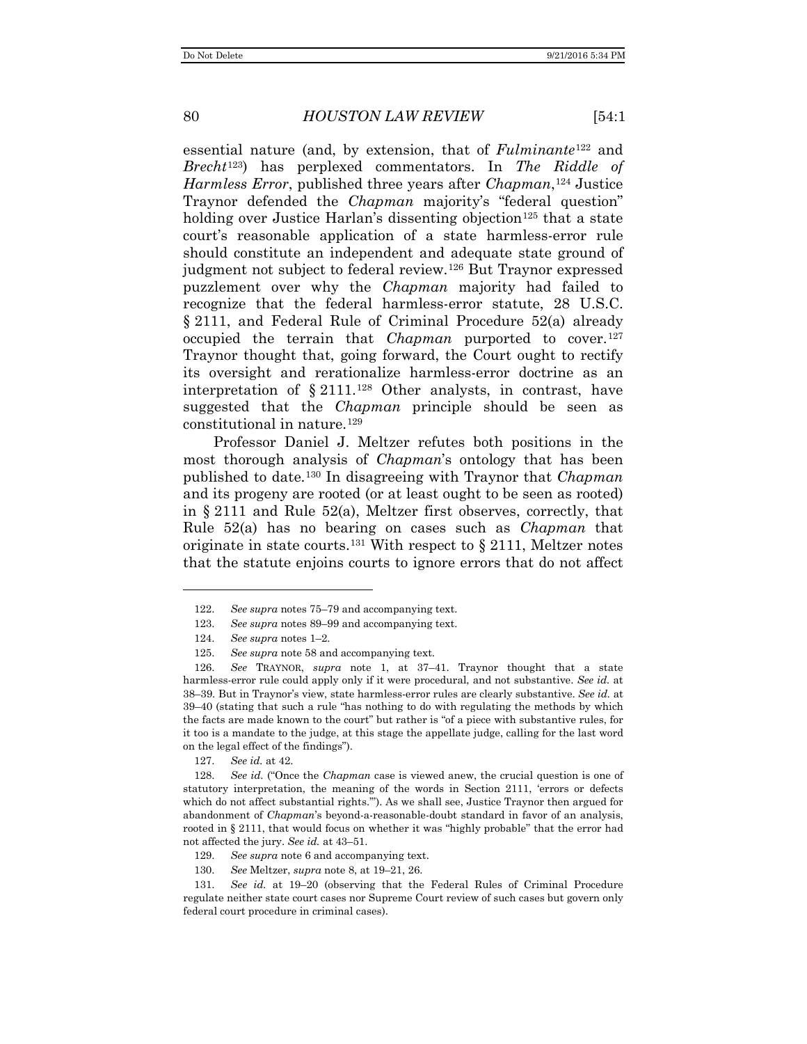essential nature (and, by extension, that of *Fulminante*[122] and *Brecht*[123]) has perplexed commentators. In *The Riddle of Harmless Error*, published three years after *Chapman*,[124] Justice Traynor defended the *Chapman* majority's "federal question" holding over Justice Harlan's dissenting objection[125] that a state court's reasonable application of a state harmless-error rule should constitute an independent and adequate state ground of judgment not subject to federal review.[126] But Traynor expressed puzzlement over why the *Chapman* majority had failed to recognize that the federal harmless-error statute, 28 U.S.C. § 2111, and Federal Rule of Criminal Procedure 52(a) already occupied the terrain that *Chapman* purported to cover.[127] Traynor thought that, going forward, the Court ought to rectify its oversight and rerationalize harmless-error doctrine as an interpretation of § 2111.[128] Other analysts, in contrast, have suggested that the *Chapman* principle should be seen as constitutional in nature.[129]

Professor Daniel J. Meltzer refutes both positions in the most thorough analysis of *Chapman*'s ontology that has been published to date.[130] In disagreeing with Traynor that *Chapman* and its progeny are rooted (or at least ought to be seen as rooted) in § 2111 and Rule 52(a), Meltzer first observes, correctly, that Rule 52(a) has no bearing on cases such as *Chapman* that originate in state courts.[131] With respect to § 2111, Meltzer notes that the statute enjoins courts to ignore errors that do not affect

---

122. *See supra* notes 75–79 and accompanying text.

123. *See supra* notes 89–99 and accompanying text.

124. *See supra* notes 1–2.

125. *See supra* note 58 and accompanying text.

126. *See* TRAYNOR, *supra* note 1, at 37–41. Traynor thought that a state harmless-error rule could apply only if it were procedural, and not substantive. *See id.* at 38–39. But in Traynor's view, state harmless-error rules are clearly substantive. *See id.* at 39–40 (stating that such a rule "has nothing to do with regulating the methods by which the facts are made known to the court" but rather is "of a piece with substantive rules, for it too is a mandate to the judge, at this stage the appellate judge, calling for the last word on the legal effect of the findings").

127. *See id.* at 42.

128. *See id.* ("Once the *Chapman* case is viewed anew, the crucial question is one of statutory interpretation, the meaning of the words in Section 2111, 'errors or defects which do not affect substantial rights.'"). As we shall see, Justice Traynor then argued for abandonment of *Chapman*'s beyond-a-reasonable-doubt standard in favor of an analysis, rooted in § 2111, that would focus on whether it was "highly probable" that the error had not affected the jury. *See id.* at 43–51.

129. *See supra* note 6 and accompanying text.

130. *See* Meltzer, *supra* note 8, at 19–21, 26.

131. *See id.* at 19–20 (observing that the Federal Rules of Criminal Procedure regulate neither state court cases nor Supreme Court review of such cases but govern only federal court procedure in criminal cases).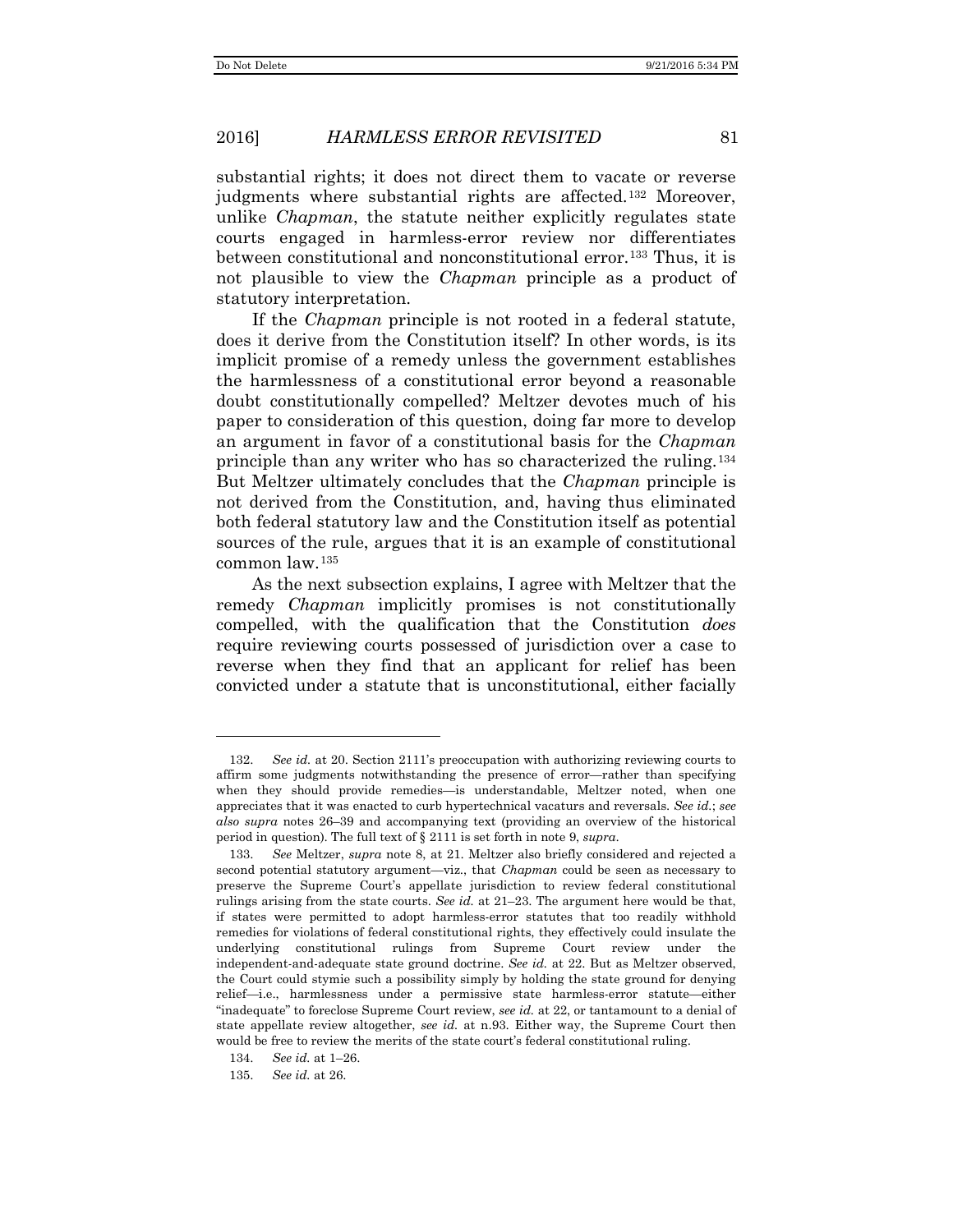substantial rights; it does not direct them to vacate or reverse judgments where substantial rights are affected.[132] Moreover, unlike *Chapman*, the statute neither explicitly regulates state courts engaged in harmless-error review nor differentiates between constitutional and nonconstitutional error.[133] Thus, it is not plausible to view the *Chapman* principle as a product of statutory interpretation.

If the *Chapman* principle is not rooted in a federal statute, does it derive from the Constitution itself? In other words, is its implicit promise of a remedy unless the government establishes the harmlessness of a constitutional error beyond a reasonable doubt constitutionally compelled? Meltzer devotes much of his paper to consideration of this question, doing far more to develop an argument in favor of a constitutional basis for the *Chapman* principle than any writer who has so characterized the ruling.[134] But Meltzer ultimately concludes that the *Chapman* principle is not derived from the Constitution, and, having thus eliminated both federal statutory law and the Constitution itself as potential sources of the rule, argues that it is an example of constitutional common law.[135]

As the next subsection explains, I agree with Meltzer that the remedy *Chapman* implicitly promises is not constitutionally compelled, with the qualification that the Constitution *does* require reviewing courts possessed of jurisdiction over a case to reverse when they find that an applicant for relief has been convicted under a statute that is unconstitutional, either facially

---

132. *See id.* at 20. Section 2111's preoccupation with authorizing reviewing courts to affirm some judgments notwithstanding the presence of error—rather than specifying when they should provide remedies—is understandable, Meltzer noted, when one appreciates that it was enacted to curb hypertechnical vacaturs and reversals. *See id.*; *see also supra* notes 26–39 and accompanying text (providing an overview of the historical period in question). The full text of § 2111 is set forth in note 9, *supra*.

133. *See* Meltzer, *supra* note 8, at 21. Meltzer also briefly considered and rejected a second potential statutory argument—viz., that *Chapman* could be seen as necessary to preserve the Supreme Court's appellate jurisdiction to review federal constitutional rulings arising from the state courts. *See id.* at 21–23. The argument here would be that, if states were permitted to adopt harmless-error statutes that too readily withhold remedies for violations of federal constitutional rights, they effectively could insulate the underlying constitutional rulings from Supreme Court review under the independent-and-adequate state ground doctrine. *See id.* at 22. But as Meltzer observed, the Court could stymie such a possibility simply by holding the state ground for denying relief—i.e., harmlessness under a permissive state harmless-error statute—either "inadequate" to foreclose Supreme Court review, *see id.* at 22, or tantamount to a denial of state appellate review altogether, *see id.* at n.93. Either way, the Supreme Court then would be free to review the merits of the state court's federal constitutional ruling.

134. *See id.* at 1–26.

135. *See id.* at 26.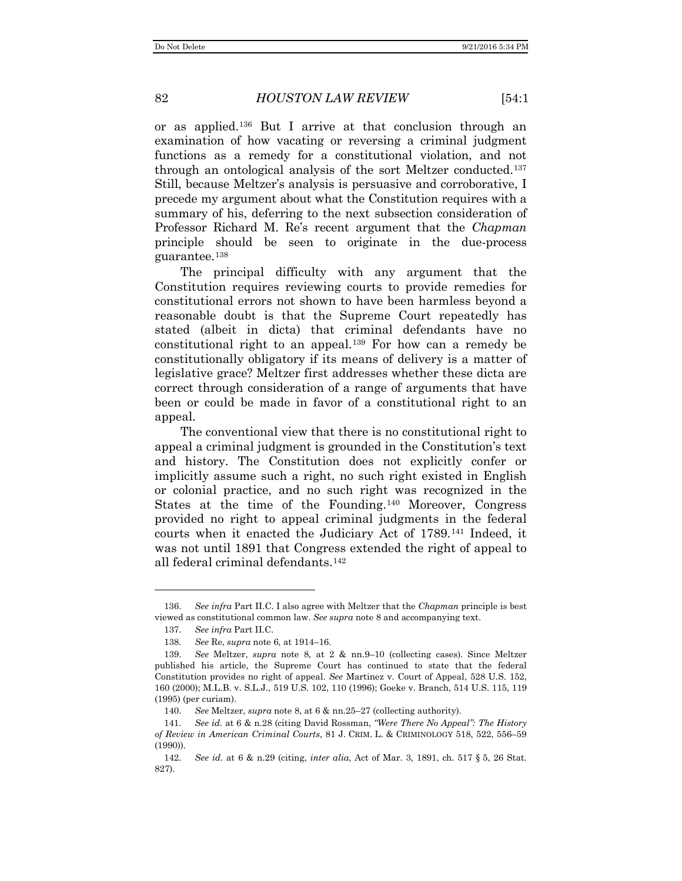or as applied.[136] But I arrive at that conclusion through an examination of how vacating or reversing a criminal judgment functions as a remedy for a constitutional violation, and not through an ontological analysis of the sort Meltzer conducted.[137] Still, because Meltzer's analysis is persuasive and corroborative, I precede my argument about what the Constitution requires with a summary of his, deferring to the next subsection consideration of Professor Richard M. Re's recent argument that the *Chapman* principle should be seen to originate in the due-process guarantee.[138]

The principal difficulty with any argument that the Constitution requires reviewing courts to provide remedies for constitutional errors not shown to have been harmless beyond a reasonable doubt is that the Supreme Court repeatedly has stated (albeit in dicta) that criminal defendants have no constitutional right to an appeal.[139] For how can a remedy be constitutionally obligatory if its means of delivery is a matter of legislative grace? Meltzer first addresses whether these dicta are correct through consideration of a range of arguments that have been or could be made in favor of a constitutional right to an appeal.

The conventional view that there is no constitutional right to appeal a criminal judgment is grounded in the Constitution's text and history. The Constitution does not explicitly confer or implicitly assume such a right, no such right existed in English or colonial practice, and no such right was recognized in the States at the time of the Founding.[140] Moreover, Congress provided no right to appeal criminal judgments in the federal courts when it enacted the Judiciary Act of 1789.[141] Indeed, it was not until 1891 that Congress extended the right of appeal to all federal criminal defendants.[142]

---

136. *See infra* Part II.C. I also agree with Meltzer that the *Chapman* principle is best viewed as constitutional common law. *See supra* note 8 and accompanying text.

137. *See infra* Part II.C.

138. *See* Re, *supra* note 6, at 1914–16.

139. *See* Meltzer, *supra* note 8, at 2 & nn.9–10 (collecting cases). Since Meltzer published his article, the Supreme Court has continued to state that the federal Constitution provides no right of appeal. *See* Martinez v. Court of Appeal, 528 U.S. 152, 160 (2000); M.L.B. v. S.L.J., 519 U.S. 102, 110 (1996); Goeke v. Branch, 514 U.S. 115, 119 (1995) (per curiam).

140. *See* Meltzer, *supra* note 8, at 6 & nn.25–27 (collecting authority).

141. *See id.* at 6 & n.28 (citing David Rossman, *"Were There No Appeal": The History of Review in American Criminal Courts*, 81 J. CRIM. L. & CRIMINOLOGY 518, 522, 556–59 (1990)).

142. *See id.* at 6 & n.29 (citing, *inter alia*, Act of Mar. 3, 1891, ch. 517 § 5, 26 Stat. 827).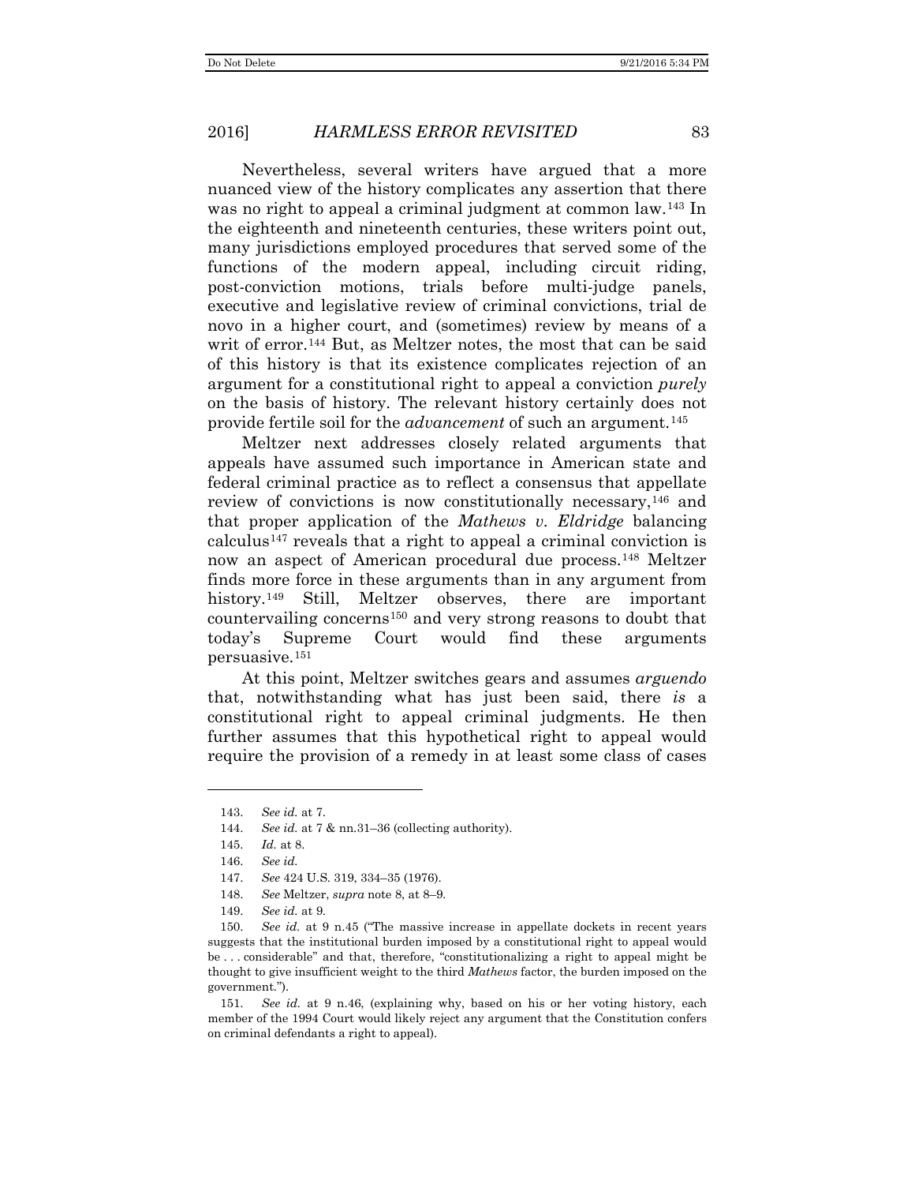Nevertheless, several writers have argued that a more nuanced view of the history complicates any assertion that there was no right to appeal a criminal judgment at common law.[143] In the eighteenth and nineteenth centuries, these writers point out, many jurisdictions employed procedures that served some of the functions of the modern appeal, including circuit riding, post-conviction motions, trials before multi-judge panels, executive and legislative review of criminal convictions, trial de novo in a higher court, and (sometimes) review by means of a writ of error.[144] But, as Meltzer notes, the most that can be said of this history is that its existence complicates rejection of an argument for a constitutional right to appeal a conviction *purely* on the basis of history. The relevant history certainly does not provide fertile soil for the *advancement* of such an argument.[145]

Meltzer next addresses closely related arguments that appeals have assumed such importance in American state and federal criminal practice as to reflect a consensus that appellate review of convictions is now constitutionally necessary,[146] and that proper application of the *Mathews v. Eldridge* balancing calculus[147] reveals that a right to appeal a criminal conviction is now an aspect of American procedural due process.[148] Meltzer finds more force in these arguments than in any argument from history.[149] Still, Meltzer observes, there are important countervailing concerns[150] and very strong reasons to doubt that today's Supreme Court would find these arguments persuasive.[151]

At this point, Meltzer switches gears and assumes *arguendo* that, notwithstanding what has just been said, there *is* a constitutional right to appeal criminal judgments. He then further assumes that this hypothetical right to appeal would require the provision of a remedy in at least some class of cases

---

143. *See id.* at 7.

144. *See id.* at 7 & nn.31–36 (collecting authority).

145. *Id.* at 8.

146. *See id.*

147. *See* 424 U.S. 319, 334–35 (1976).

148. *See* Meltzer, *supra* note 8, at 8–9.

149. *See id.* at 9.

150. *See id.* at 9 n.45 ("The massive increase in appellate dockets in recent years suggests that the institutional burden imposed by a constitutional right to appeal would be . . . considerable" and that, therefore, "constitutionalizing a right to appeal might be thought to give insufficient weight to the third *Mathews* factor, the burden imposed on the government.").

151. *See id.* at 9 n.46, (explaining why, based on his or her voting history, each member of the 1994 Court would likely reject any argument that the Constitution confers on criminal defendants a right to appeal).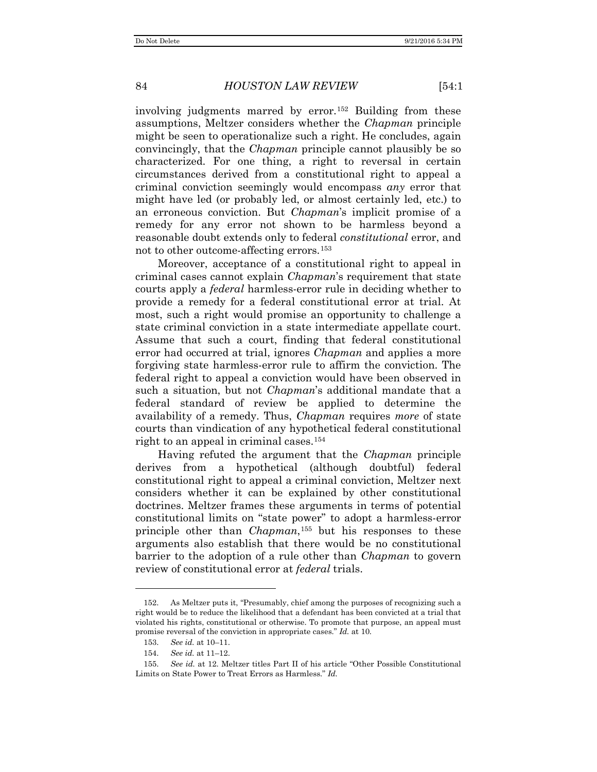involving judgments marred by error.[152] Building from these assumptions, Meltzer considers whether the *Chapman* principle might be seen to operationalize such a right. He concludes, again convincingly, that the *Chapman* principle cannot plausibly be so characterized. For one thing, a right to reversal in certain circumstances derived from a constitutional right to appeal a criminal conviction seemingly would encompass *any* error that might have led (or probably led, or almost certainly led, etc.) to an erroneous conviction. But *Chapman*'s implicit promise of a remedy for any error not shown to be harmless beyond a reasonable doubt extends only to federal *constitutional* error, and not to other outcome-affecting errors.[153]

Moreover, acceptance of a constitutional right to appeal in criminal cases cannot explain *Chapman*'s requirement that state courts apply a *federal* harmless-error rule in deciding whether to provide a remedy for a federal constitutional error at trial. At most, such a right would promise an opportunity to challenge a state criminal conviction in a state intermediate appellate court. Assume that such a court, finding that federal constitutional error had occurred at trial, ignores *Chapman* and applies a more forgiving state harmless-error rule to affirm the conviction. The federal right to appeal a conviction would have been observed in such a situation, but not *Chapman*'s additional mandate that a federal standard of review be applied to determine the availability of a remedy. Thus, *Chapman* requires *more* of state courts than vindication of any hypothetical federal constitutional right to an appeal in criminal cases.[154]

Having refuted the argument that the *Chapman* principle derives from a hypothetical (although doubtful) federal constitutional right to appeal a criminal conviction, Meltzer next considers whether it can be explained by other constitutional doctrines. Meltzer frames these arguments in terms of potential constitutional limits on "state power" to adopt a harmless-error principle other than *Chapman*,[155] but his responses to these arguments also establish that there would be no constitutional barrier to the adoption of a rule other than *Chapman* to govern review of constitutional error at *federal* trials.

---

152. As Meltzer puts it, "Presumably, chief among the purposes of recognizing such a right would be to reduce the likelihood that a defendant has been convicted at a trial that violated his rights, constitutional or otherwise. To promote that purpose, an appeal must promise reversal of the conviction in appropriate cases." *Id.* at 10.

153. *See id.* at 10–11.

154. *See id.* at 11–12.

155. *See id.* at 12. Meltzer titles Part II of his article "Other Possible Constitutional Limits on State Power to Treat Errors as Harmless." *Id.*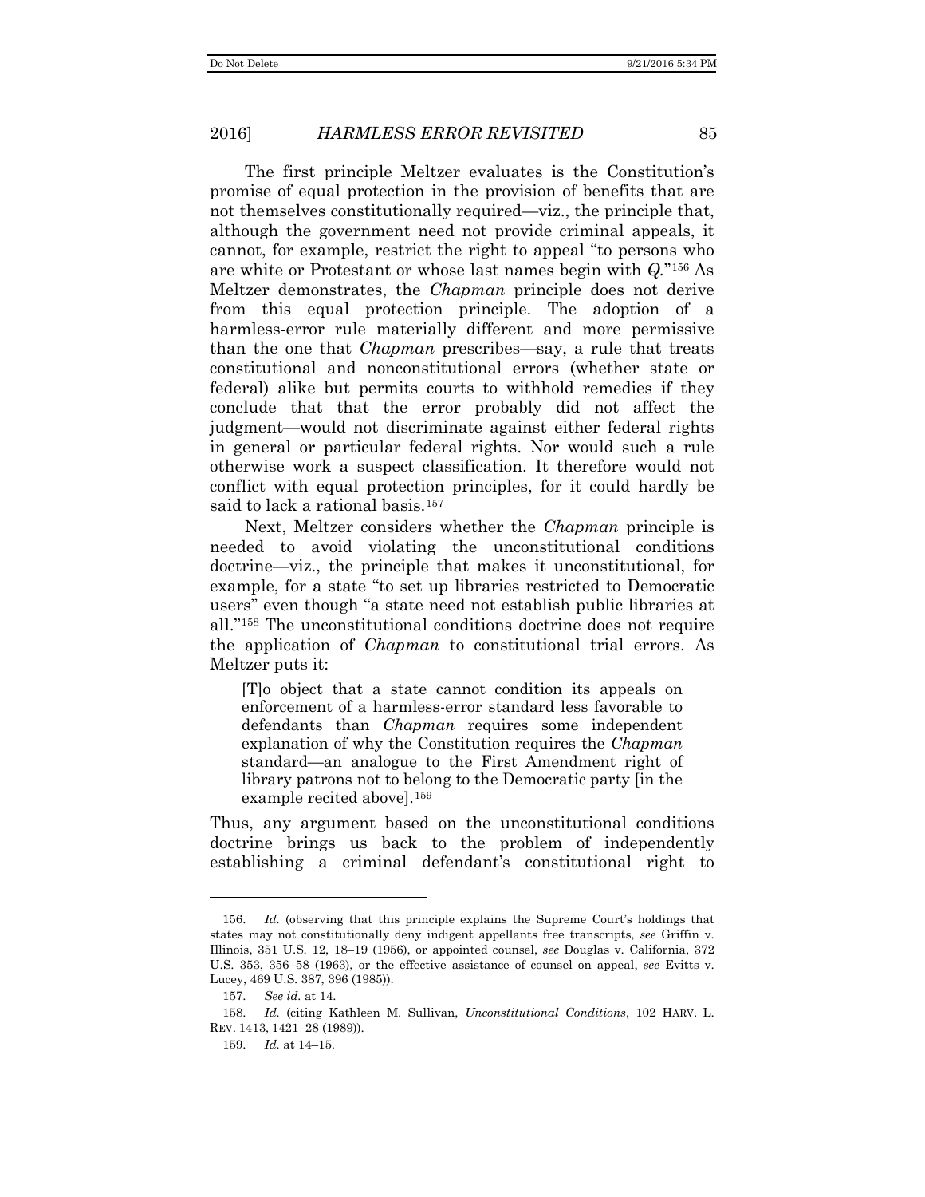The first principle Meltzer evaluates is the Constitution's promise of equal protection in the provision of benefits that are not themselves constitutionally required—viz., the principle that, although the government need not provide criminal appeals, it cannot, for example, restrict the right to appeal "to persons who are white or Protestant or whose last names begin with *Q*."[156] As Meltzer demonstrates, the *Chapman* principle does not derive from this equal protection principle. The adoption of a harmless-error rule materially different and more permissive than the one that *Chapman* prescribes—say, a rule that treats constitutional and nonconstitutional errors (whether state or federal) alike but permits courts to withhold remedies if they conclude that that the error probably did not affect the judgment—would not discriminate against either federal rights in general or particular federal rights. Nor would such a rule otherwise work a suspect classification. It therefore would not conflict with equal protection principles, for it could hardly be said to lack a rational basis.[157]

Next, Meltzer considers whether the *Chapman* principle is needed to avoid violating the unconstitutional conditions doctrine—viz., the principle that makes it unconstitutional, for example, for a state "to set up libraries restricted to Democratic users" even though "a state need not establish public libraries at all."[158] The unconstitutional conditions doctrine does not require the application of *Chapman* to constitutional trial errors. As Meltzer puts it:

> [T]o object that a state cannot condition its appeals on enforcement of a harmless-error standard less favorable to defendants than *Chapman* requires some independent explanation of why the Constitution requires the *Chapman* standard—an analogue to the First Amendment right of library patrons not to belong to the Democratic party [in the example recited above].[159]

Thus, any argument based on the unconstitutional conditions doctrine brings us back to the problem of independently establishing a criminal defendant's constitutional right to

---

156. *Id.* (observing that this principle explains the Supreme Court's holdings that states may not constitutionally deny indigent appellants free transcripts, *see* Griffin v. Illinois, 351 U.S. 12, 18–19 (1956), or appointed counsel, *see* Douglas v. California, 372 U.S. 353, 356–58 (1963), or the effective assistance of counsel on appeal, *see* Evitts v. Lucey, 469 U.S. 387, 396 (1985)).

157. *See id.* at 14.

158. *Id.* (citing Kathleen M. Sullivan, *Unconstitutional Conditions*, 102 HARV. L. REV. 1413, 1421–28 (1989)).

159. *Id.* at 14–15.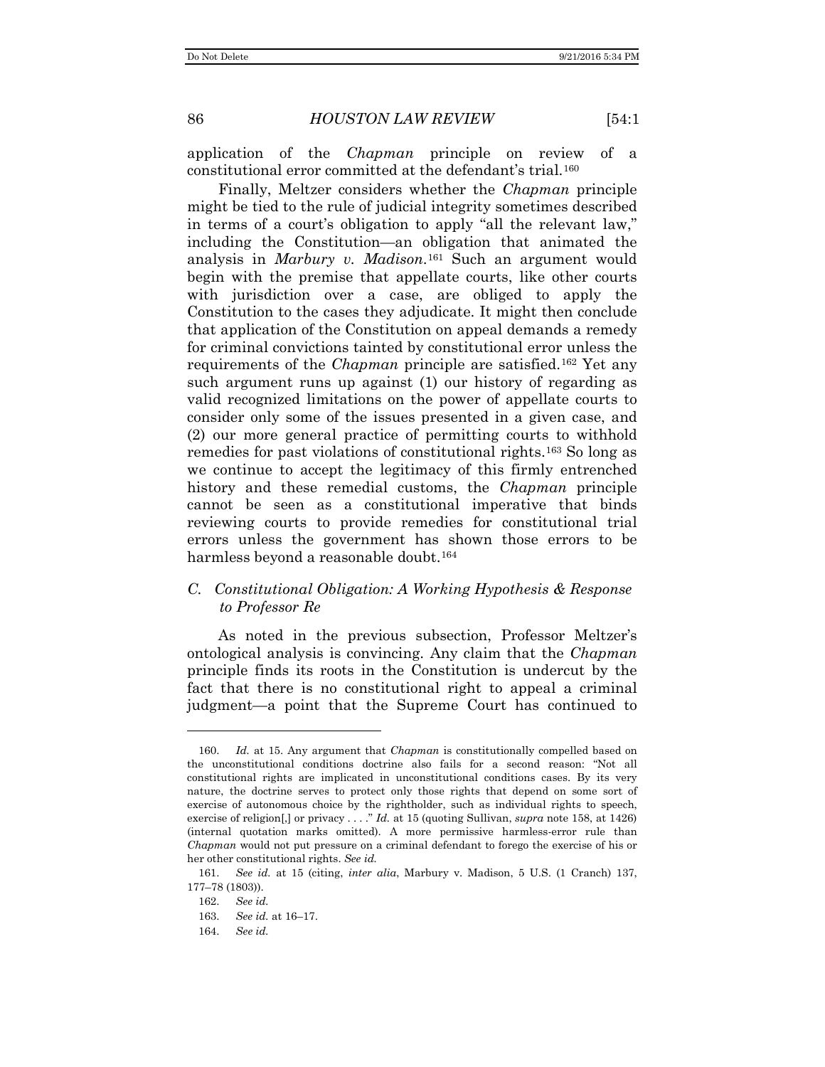application of the *Chapman* principle on review of a constitutional error committed at the defendant's trial.[160]

Finally, Meltzer considers whether the *Chapman* principle might be tied to the rule of judicial integrity sometimes described in terms of a court's obligation to apply "all the relevant law," including the Constitution—an obligation that animated the analysis in *Marbury v. Madison*.[161] Such an argument would begin with the premise that appellate courts, like other courts with jurisdiction over a case, are obliged to apply the Constitution to the cases they adjudicate. It might then conclude that application of the Constitution on appeal demands a remedy for criminal convictions tainted by constitutional error unless the requirements of the *Chapman* principle are satisfied.[162] Yet any such argument runs up against (1) our history of regarding as valid recognized limitations on the power of appellate courts to consider only some of the issues presented in a given case, and (2) our more general practice of permitting courts to withhold remedies for past violations of constitutional rights.[163] So long as we continue to accept the legitimacy of this firmly entrenched history and these remedial customs, the *Chapman* principle cannot be seen as a constitutional imperative that binds reviewing courts to provide remedies for constitutional trial errors unless the government has shown those errors to be harmless beyond a reasonable doubt.[164]

### C. *Constitutional Obligation: A Working Hypothesis & Response to Professor Re*

As noted in the previous subsection, Professor Meltzer's ontological analysis is convincing. Any claim that the *Chapman* principle finds its roots in the Constitution is undercut by the fact that there is no constitutional right to appeal a criminal judgment—a point that the Supreme Court has continued to

---

160. *Id.* at 15. Any argument that *Chapman* is constitutionally compelled based on the unconstitutional conditions doctrine also fails for a second reason: "Not all constitutional rights are implicated in unconstitutional conditions cases. By its very nature, the doctrine serves to protect only those rights that depend on some sort of exercise of autonomous choice by the rightholder, such as individual rights to speech, exercise of religion[,] or privacy . . . ." *Id.* at 15 (quoting Sullivan, *supra* note 158, at 1426) (internal quotation marks omitted). A more permissive harmless-error rule than *Chapman* would not put pressure on a criminal defendant to forego the exercise of his or her other constitutional rights. *See id.*

161. *See id.* at 15 (citing, *inter alia*, Marbury v. Madison, 5 U.S. (1 Cranch) 137, 177–78 (1803)).

162. *See id.*

163. *See id.* at 16–17.

164. *See id.*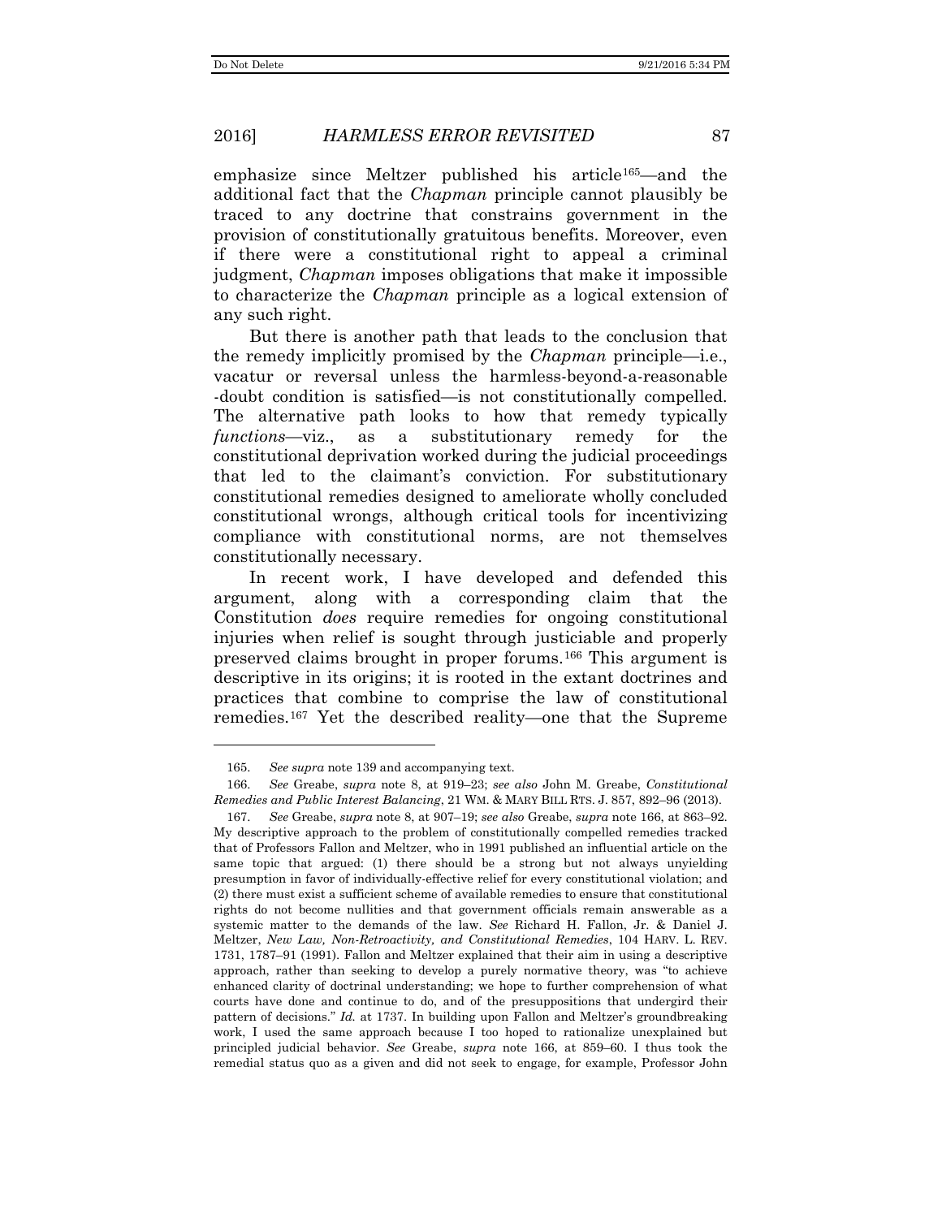emphasize since Meltzer published his article[165]—and the additional fact that the *Chapman* principle cannot plausibly be traced to any doctrine that constrains government in the provision of constitutionally gratuitous benefits. Moreover, even if there were a constitutional right to appeal a criminal judgment, *Chapman* imposes obligations that make it impossible to characterize the *Chapman* principle as a logical extension of any such right.

But there is another path that leads to the conclusion that the remedy implicitly promised by the *Chapman* principle—i.e., vacatur or reversal unless the harmless-beyond-a-reasonable -doubt condition is satisfied—is not constitutionally compelled. The alternative path looks to how that remedy typically *functions*—viz., as a substitutionary remedy for the constitutional deprivation worked during the judicial proceedings that led to the claimant's conviction. For substitutionary constitutional remedies designed to ameliorate wholly concluded constitutional wrongs, although critical tools for incentivizing compliance with constitutional norms, are not themselves constitutionally necessary.

In recent work, I have developed and defended this argument, along with a corresponding claim that the Constitution *does* require remedies for ongoing constitutional injuries when relief is sought through justiciable and properly preserved claims brought in proper forums.[166] This argument is descriptive in its origins; it is rooted in the extant doctrines and practices that combine to comprise the law of constitutional remedies.[167] Yet the described reality—one that the Supreme

---

165. *See supra* note 139 and accompanying text.

166. *See* Greabe, *supra* note 8, at 919–23; *see also* John M. Greabe, *Constitutional Remedies and Public Interest Balancing*, 21 WM. & MARY BILL RTS. J. 857, 892–96 (2013).

167. *See* Greabe, *supra* note 8, at 907–19; *see also* Greabe, *supra* note 166, at 863–92. My descriptive approach to the problem of constitutionally compelled remedies tracked that of Professors Fallon and Meltzer, who in 1991 published an influential article on the same topic that argued: (1) there should be a strong but not always unyielding presumption in favor of individually-effective relief for every constitutional violation; and (2) there must exist a sufficient scheme of available remedies to ensure that constitutional rights do not become nullities and that government officials remain answerable as a systemic matter to the demands of the law. *See* Richard H. Fallon, Jr. & Daniel J. Meltzer, *New Law, Non-Retroactivity, and Constitutional Remedies*, 104 HARV. L. REV. 1731, 1787–91 (1991). Fallon and Meltzer explained that their aim in using a descriptive approach, rather than seeking to develop a purely normative theory, was "to achieve enhanced clarity of doctrinal understanding; we hope to further comprehension of what courts have done and continue to do, and of the presuppositions that undergird their pattern of decisions." *Id.* at 1737. In building upon Fallon and Meltzer's groundbreaking work, I used the same approach because I too hoped to rationalize unexplained but principled judicial behavior. *See* Greabe, *supra* note 166, at 859–60. I thus took the remedial status quo as a given and did not seek to engage, for example, Professor John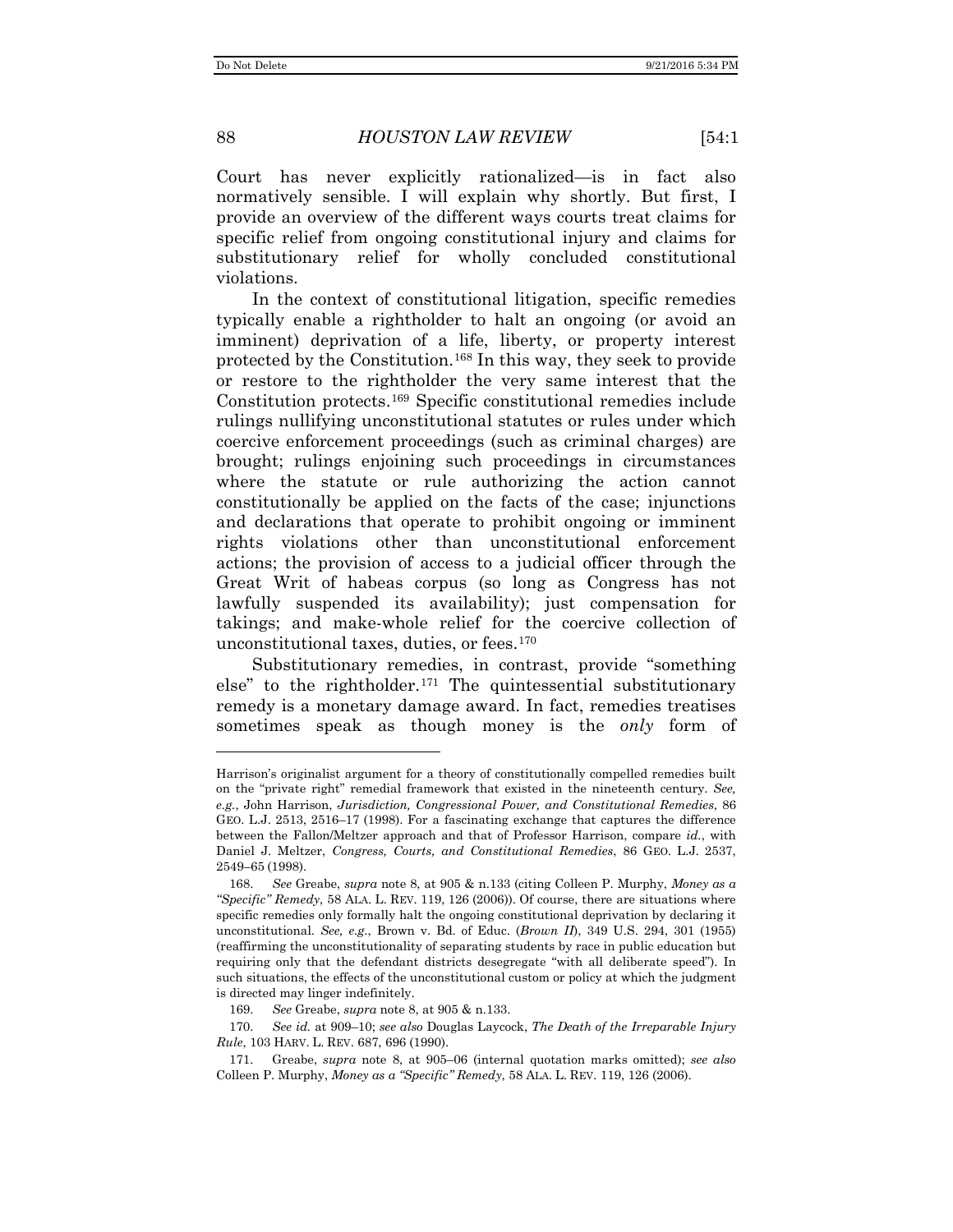Court has never explicitly rationalized—is in fact also normatively sensible. I will explain why shortly. But first, I provide an overview of the different ways courts treat claims for specific relief from ongoing constitutional injury and claims for substitutionary relief for wholly concluded constitutional violations.

In the context of constitutional litigation, specific remedies typically enable a rightholder to halt an ongoing (or avoid an imminent) deprivation of a life, liberty, or property interest protected by the Constitution.[168] In this way, they seek to provide or restore to the rightholder the very same interest that the Constitution protects.[169] Specific constitutional remedies include rulings nullifying unconstitutional statutes or rules under which coercive enforcement proceedings (such as criminal charges) are brought; rulings enjoining such proceedings in circumstances where the statute or rule authorizing the action cannot constitutionally be applied on the facts of the case; injunctions and declarations that operate to prohibit ongoing or imminent rights violations other than unconstitutional enforcement actions; the provision of access to a judicial officer through the Great Writ of habeas corpus (so long as Congress has not lawfully suspended its availability); just compensation for takings; and make-whole relief for the coercive collection of unconstitutional taxes, duties, or fees.[170]

Substitutionary remedies, in contrast, provide "something else" to the rightholder.[171] The quintessential substitutionary remedy is a monetary damage award. In fact, remedies treatises sometimes speak as though money is the *only* form of

---

Harrison's originalist argument for a theory of constitutionally compelled remedies built on the "private right" remedial framework that existed in the nineteenth century. *See, e.g.*, John Harrison, *Jurisdiction, Congressional Power, and Constitutional Remedies*, 86 GEO. L.J. 2513, 2516–17 (1998). For a fascinating exchange that captures the difference between the Fallon/Meltzer approach and that of Professor Harrison, compare *id.*, with Daniel J. Meltzer, *Congress, Courts, and Constitutional Remedies*, 86 GEO. L.J. 2537, 2549–65 (1998).

168. *See* Greabe, *supra* note 8, at 905 & n.133 (citing Colleen P. Murphy, *Money as a "Specific" Remedy*, 58 ALA. L. REV. 119, 126 (2006)). Of course, there are situations where specific remedies only formally halt the ongoing constitutional deprivation by declaring it unconstitutional. *See, e.g.*, Brown v. Bd. of Educ. (*Brown II*), 349 U.S. 294, 301 (1955) (reaffirming the unconstitutionality of separating students by race in public education but requiring only that the defendant districts desegregate "with all deliberate speed"). In such situations, the effects of the unconstitutional custom or policy at which the judgment is directed may linger indefinitely.

169. *See* Greabe, *supra* note 8, at 905 & n.133.

170. *See id.* at 909–10; *see also* Douglas Laycock, *The Death of the Irreparable Injury Rule*, 103 HARV. L. REV. 687, 696 (1990).

171. Greabe, *supra* note 8, at 905–06 (internal quotation marks omitted); *see also* Colleen P. Murphy, *Money as a "Specific" Remedy*, 58 ALA. L. REV. 119, 126 (2006).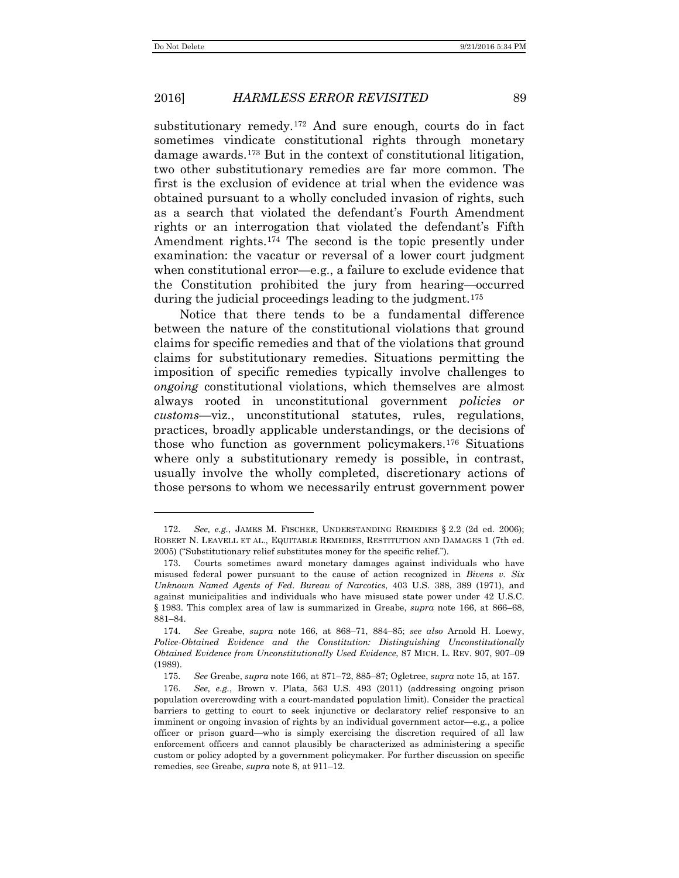substitutionary remedy.[172] And sure enough, courts do in fact sometimes vindicate constitutional rights through monetary damage awards.[173] But in the context of constitutional litigation, two other substitutionary remedies are far more common. The first is the exclusion of evidence at trial when the evidence was obtained pursuant to a wholly concluded invasion of rights, such as a search that violated the defendant's Fourth Amendment rights or an interrogation that violated the defendant's Fifth Amendment rights.[174] The second is the topic presently under examination: the vacatur or reversal of a lower court judgment when constitutional error—e.g., a failure to exclude evidence that the Constitution prohibited the jury from hearing—occurred during the judicial proceedings leading to the judgment.[175]

Notice that there tends to be a fundamental difference between the nature of the constitutional violations that ground claims for specific remedies and that of the violations that ground claims for substitutionary remedies. Situations permitting the imposition of specific remedies typically involve challenges to *ongoing* constitutional violations, which themselves are almost always rooted in unconstitutional government *policies or customs*—viz., unconstitutional statutes, rules, regulations, practices, broadly applicable understandings, or the decisions of those who function as government policymakers.[176] Situations where only a substitutionary remedy is possible, in contrast, usually involve the wholly completed, discretionary actions of those persons to whom we necessarily entrust government power

---

172. *See, e.g.*, JAMES M. FISCHER, UNDERSTANDING REMEDIES § 2.2 (2d ed. 2006); ROBERT N. LEAVELL ET AL., EQUITABLE REMEDIES, RESTITUTION AND DAMAGES 1 (7th ed. 2005) ("Substitutionary relief substitutes money for the specific relief.").

173. Courts sometimes award monetary damages against individuals who have misused federal power pursuant to the cause of action recognized in *Bivens v. Six Unknown Named Agents of Fed. Bureau of Narcotics*, 403 U.S. 388, 389 (1971), and against municipalities and individuals who have misused state power under 42 U.S.C. § 1983. This complex area of law is summarized in Greabe, *supra* note 166, at 866–68, 881–84.

174. *See* Greabe, *supra* note 166, at 868–71, 884–85; *see also* Arnold H. Loewy, *Police-Obtained Evidence and the Constitution: Distinguishing Unconstitutionally Obtained Evidence from Unconstitutionally Used Evidence*, 87 MICH. L. REV. 907, 907–09 (1989).

175. *See* Greabe, *supra* note 166, at 871–72, 885–87; Ogletree, *supra* note 15, at 157.

176. *See, e.g.*, Brown v. Plata, 563 U.S. 493 (2011) (addressing ongoing prison population overcrowding with a court-mandated population limit). Consider the practical barriers to getting to court to seek injunctive or declaratory relief responsive to an imminent or ongoing invasion of rights by an individual government actor—e.g., a police officer or prison guard—who is simply exercising the discretion required of all law enforcement officers and cannot plausibly be characterized as administering a specific custom or policy adopted by a government policymaker. For further discussion on specific remedies, see Greabe, *supra* note 8, at 911–12.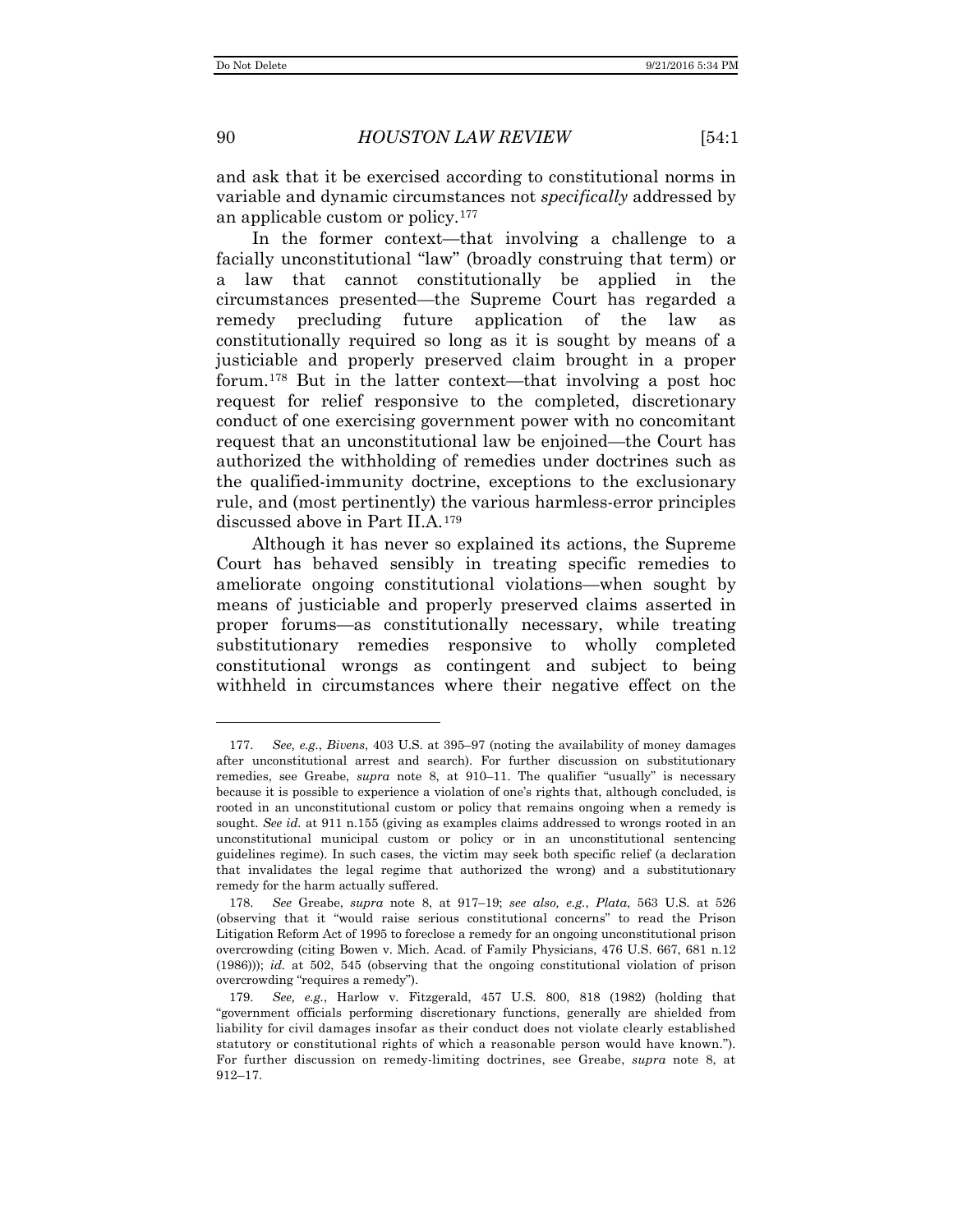and ask that it be exercised according to constitutional norms in variable and dynamic circumstances not *specifically* addressed by an applicable custom or policy.[177]

In the former context—that involving a challenge to a facially unconstitutional "law" (broadly construing that term) or a law that cannot constitutionally be applied in the circumstances presented—the Supreme Court has regarded a remedy precluding future application of the law as constitutionally required so long as it is sought by means of a justiciable and properly preserved claim brought in a proper forum.[178] But in the latter context—that involving a post hoc request for relief responsive to the completed, discretionary conduct of one exercising government power with no concomitant request that an unconstitutional law be enjoined—the Court has authorized the withholding of remedies under doctrines such as the qualified-immunity doctrine, exceptions to the exclusionary rule, and (most pertinently) the various harmless-error principles discussed above in Part II.A.[179]

Although it has never so explained its actions, the Supreme Court has behaved sensibly in treating specific remedies to ameliorate ongoing constitutional violations—when sought by means of justiciable and properly preserved claims asserted in proper forums—as constitutionally necessary, while treating substitutionary remedies responsive to wholly completed constitutional wrongs as contingent and subject to being withheld in circumstances where their negative effect on the

---

177. *See, e.g.*, *Bivens*, 403 U.S. at 395–97 (noting the availability of money damages after unconstitutional arrest and search). For further discussion on substitutionary remedies, see Greabe, *supra* note 8, at 910–11. The qualifier "usually" is necessary because it is possible to experience a violation of one's rights that, although concluded, is rooted in an unconstitutional custom or policy that remains ongoing when a remedy is sought. *See id.* at 911 n.155 (giving as examples claims addressed to wrongs rooted in an unconstitutional municipal custom or policy or in an unconstitutional sentencing guidelines regime). In such cases, the victim may seek both specific relief (a declaration that invalidates the legal regime that authorized the wrong) and a substitutionary remedy for the harm actually suffered.

178. *See* Greabe, *supra* note 8, at 917–19; *see also, e.g.*, *Plata*, 563 U.S. at 526 (observing that it "would raise serious constitutional concerns" to read the Prison Litigation Reform Act of 1995 to foreclose a remedy for an ongoing unconstitutional prison overcrowding (citing Bowen v. Mich. Acad. of Family Physicians, 476 U.S. 667, 681 n.12 (1986))); *id.* at 502, 545 (observing that the ongoing constitutional violation of prison overcrowding "requires a remedy").

179. *See, e.g.*, Harlow v. Fitzgerald, 457 U.S. 800, 818 (1982) (holding that "government officials performing discretionary functions, generally are shielded from liability for civil damages insofar as their conduct does not violate clearly established statutory or constitutional rights of which a reasonable person would have known."). For further discussion on remedy-limiting doctrines, see Greabe, *supra* note 8, at 912–17.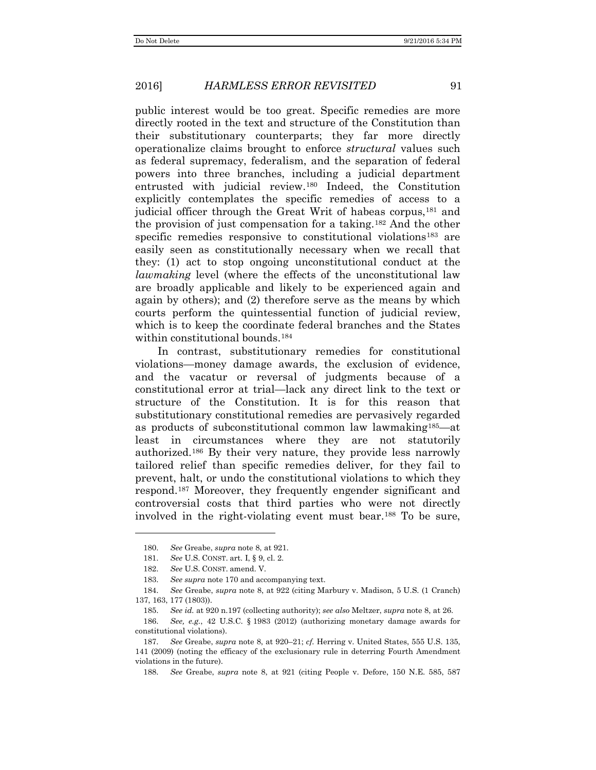public interest would be too great. Specific remedies are more directly rooted in the text and structure of the Constitution than their substitutionary counterparts; they far more directly operationalize claims brought to enforce *structural* values such as federal supremacy, federalism, and the separation of federal powers into three branches, including a judicial department entrusted with judicial review.[180] Indeed, the Constitution explicitly contemplates the specific remedies of access to a judicial officer through the Great Writ of habeas corpus,[181] and the provision of just compensation for a taking.[182] And the other specific remedies responsive to constitutional violations[183] are easily seen as constitutionally necessary when we recall that they: (1) act to stop ongoing unconstitutional conduct at the *lawmaking* level (where the effects of the unconstitutional law are broadly applicable and likely to be experienced again and again by others); and (2) therefore serve as the means by which courts perform the quintessential function of judicial review, which is to keep the coordinate federal branches and the States within constitutional bounds.[184]

In contrast, substitutionary remedies for constitutional violations—money damage awards, the exclusion of evidence, and the vacatur or reversal of judgments because of a constitutional error at trial—lack any direct link to the text or structure of the Constitution. It is for this reason that substitutionary constitutional remedies are pervasively regarded as products of subconstitutional common law lawmaking[185]—at least in circumstances where they are not statutorily authorized.[186] By their very nature, they provide less narrowly tailored relief than specific remedies deliver, for they fail to prevent, halt, or undo the constitutional violations to which they respond.[187] Moreover, they frequently engender significant and controversial costs that third parties who were not directly involved in the right-violating event must bear.[188] To be sure,

---

180. *See* Greabe, *supra* note 8, at 921.

181. *See* U.S. CONST. art. I, § 9, cl. 2.

182. *See* U.S. CONST. amend. V.

183. *See supra* note 170 and accompanying text.

184. *See* Greabe, *supra* note 8, at 922 (citing Marbury v. Madison, 5 U.S. (1 Cranch) 137, 163, 177 (1803)).

185. *See id.* at 920 n.197 (collecting authority); *see also* Meltzer, *supra* note 8, at 26.

186. *See, e.g.*, 42 U.S.C. § 1983 (2012) (authorizing monetary damage awards for constitutional violations).

187. *See* Greabe, *supra* note 8, at 920–21; *cf.* Herring v. United States, 555 U.S. 135, 141 (2009) (noting the efficacy of the exclusionary rule in deterring Fourth Amendment violations in the future).

188. *See* Greabe, *supra* note 8, at 921 (citing People v. Defore, 150 N.E. 585, 587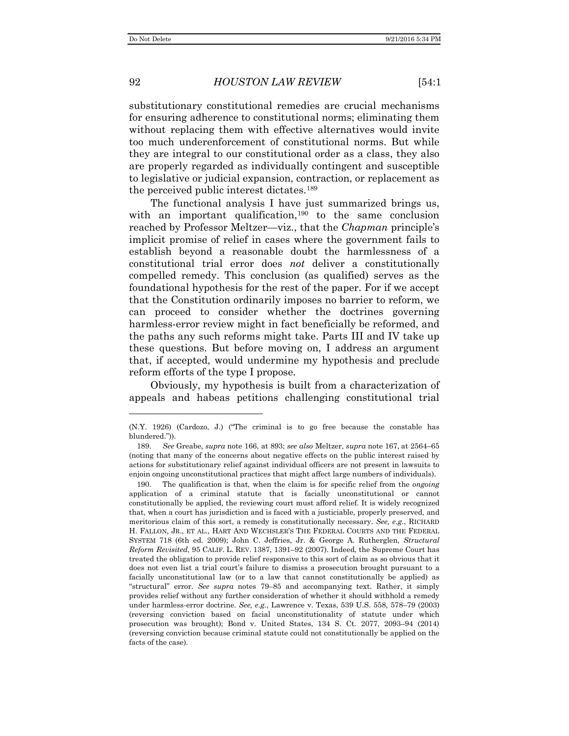substitutionary constitutional remedies are crucial mechanisms for ensuring adherence to constitutional norms; eliminating them without replacing them with effective alternatives would invite too much underenforcement of constitutional norms. But while they are integral to our constitutional order as a class, they also are properly regarded as individually contingent and susceptible to legislative or judicial expansion, contraction, or replacement as the perceived public interest dictates.[189]

The functional analysis I have just summarized brings us, with an important qualification,[190] to the same conclusion reached by Professor Meltzer—viz., that the *Chapman* principle's implicit promise of relief in cases where the government fails to establish beyond a reasonable doubt the harmlessness of a constitutional trial error does *not* deliver a constitutionally compelled remedy. This conclusion (as qualified) serves as the foundational hypothesis for the rest of the paper. For if we accept that the Constitution ordinarily imposes no barrier to reform, we can proceed to consider whether the doctrines governing harmless-error review might in fact beneficially be reformed, and the paths any such reforms might take. Parts III and IV take up these questions. But before moving on, I address an argument that, if accepted, would undermine my hypothesis and preclude reform efforts of the type I propose.

Obviously, my hypothesis is built from a characterization of appeals and habeas petitions challenging constitutional trial

---

(N.Y. 1926) (Cardozo, J.) ("The criminal is to go free because the constable has blundered.")).

189. *See* Greabe, *supra* note 166, at 893; *see also* Meltzer, *supra* note 167, at 2564–65 (noting that many of the concerns about negative effects on the public interest raised by actions for substitutionary relief against individual officers are not present in lawsuits to enjoin ongoing unconstitutional practices that might affect large numbers of individuals).

190. The qualification is that, when the claim is for specific relief from the *ongoing* application of a criminal statute that is facially unconstitutional or cannot constitutionally be applied, the reviewing court must afford relief. It is widely recognized that, when a court has jurisdiction and is faced with a justiciable, properly preserved, and meritorious claim of this sort, a remedy is constitutionally necessary. *See, e.g.*, RICHARD H. FALLON, JR., ET AL., HART AND WECHSLER'S THE FEDERAL COURTS AND THE FEDERAL SYSTEM 718 (6th ed. 2009); John C. Jeffries, Jr. & George A. Rutherglen, *Structural Reform Revisited*, 95 CALIF. L. REV. 1387, 1391–92 (2007). Indeed, the Supreme Court has treated the obligation to provide relief responsive to this sort of claim as so obvious that it does not even list a trial court's failure to dismiss a prosecution brought pursuant to a facially unconstitutional law (or to a law that cannot constitutionally be applied) as "structural" error. *See supra* notes 79–85 and accompanying text. Rather, it simply provides relief without any further consideration of whether it should withhold a remedy under harmless-error doctrine. *See, e.g.*, Lawrence v. Texas, 539 U.S. 558, 578–79 (2003) (reversing conviction based on facial unconstitutionality of statute under which prosecution was brought); Bond v. United States, 134 S. Ct. 2077, 2093–94 (2014) (reversing conviction because criminal statute could not constitutionally be applied on the facts of the case).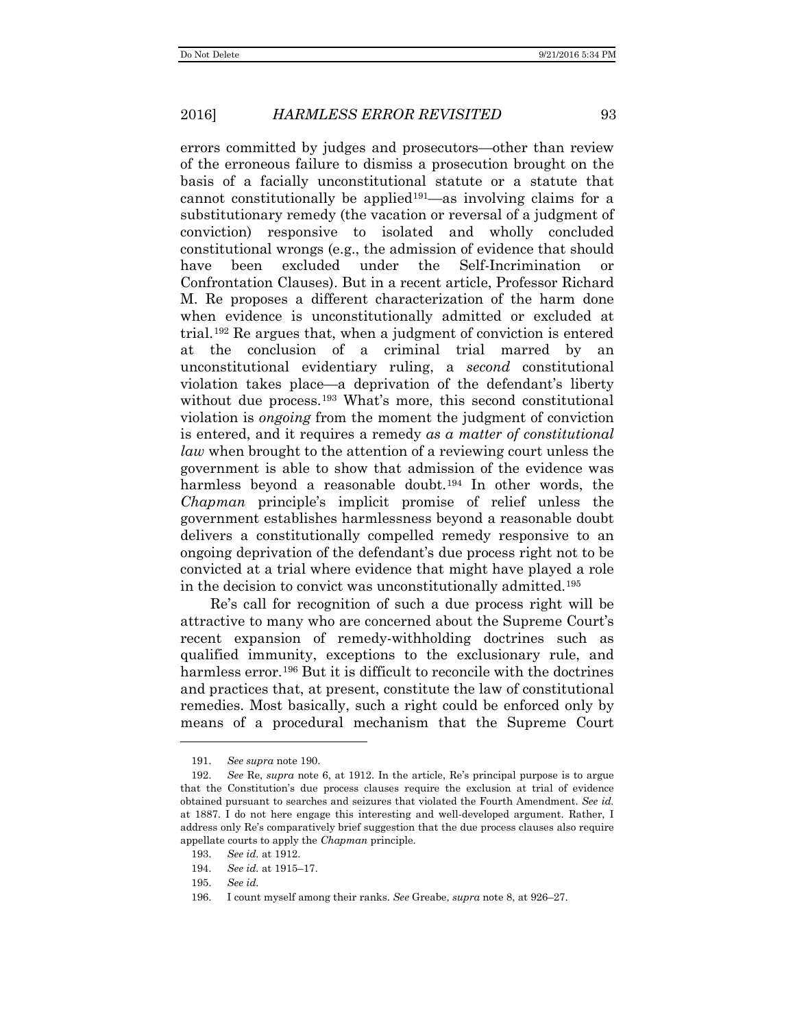errors committed by judges and prosecutors—other than review of the erroneous failure to dismiss a prosecution brought on the basis of a facially unconstitutional statute or a statute that cannot constitutionally be applied[191]—as involving claims for a substitutionary remedy (the vacation or reversal of a judgment of conviction) responsive to isolated and wholly concluded constitutional wrongs (e.g., the admission of evidence that should have been excluded under the Self-Incrimination or Confrontation Clauses). But in a recent article, Professor Richard M. Re proposes a different characterization of the harm done when evidence is unconstitutionally admitted or excluded at trial.[192] Re argues that, when a judgment of conviction is entered at the conclusion of a criminal trial marred by an unconstitutional evidentiary ruling, a *second* constitutional violation takes place—a deprivation of the defendant's liberty without due process.[193] What's more, this second constitutional violation is *ongoing* from the moment the judgment of conviction is entered, and it requires a remedy *as a matter of constitutional law* when brought to the attention of a reviewing court unless the government is able to show that admission of the evidence was harmless beyond a reasonable doubt.[194] In other words, the *Chapman* principle's implicit promise of relief unless the government establishes harmlessness beyond a reasonable doubt delivers a constitutionally compelled remedy responsive to an ongoing deprivation of the defendant's due process right not to be convicted at a trial where evidence that might have played a role in the decision to convict was unconstitutionally admitted.[195]

Re's call for recognition of such a due process right will be attractive to many who are concerned about the Supreme Court's recent expansion of remedy-withholding doctrines such as qualified immunity, exceptions to the exclusionary rule, and harmless error.[196] But it is difficult to reconcile with the doctrines and practices that, at present, constitute the law of constitutional remedies. Most basically, such a right could be enforced only by means of a procedural mechanism that the Supreme Court

---

191. *See supra* note 190.

192. *See* Re, *supra* note 6, at 1912. In the article, Re's principal purpose is to argue that the Constitution's due process clauses require the exclusion at trial of evidence obtained pursuant to searches and seizures that violated the Fourth Amendment. *See id.* at 1887. I do not here engage this interesting and well-developed argument. Rather, I address only Re's comparatively brief suggestion that the due process clauses also require appellate courts to apply the *Chapman* principle.

193. *See id.* at 1912.

194. *See id.* at 1915–17.

195. *See id.*

196. I count myself among their ranks. *See* Greabe, *supra* note 8, at 926–27.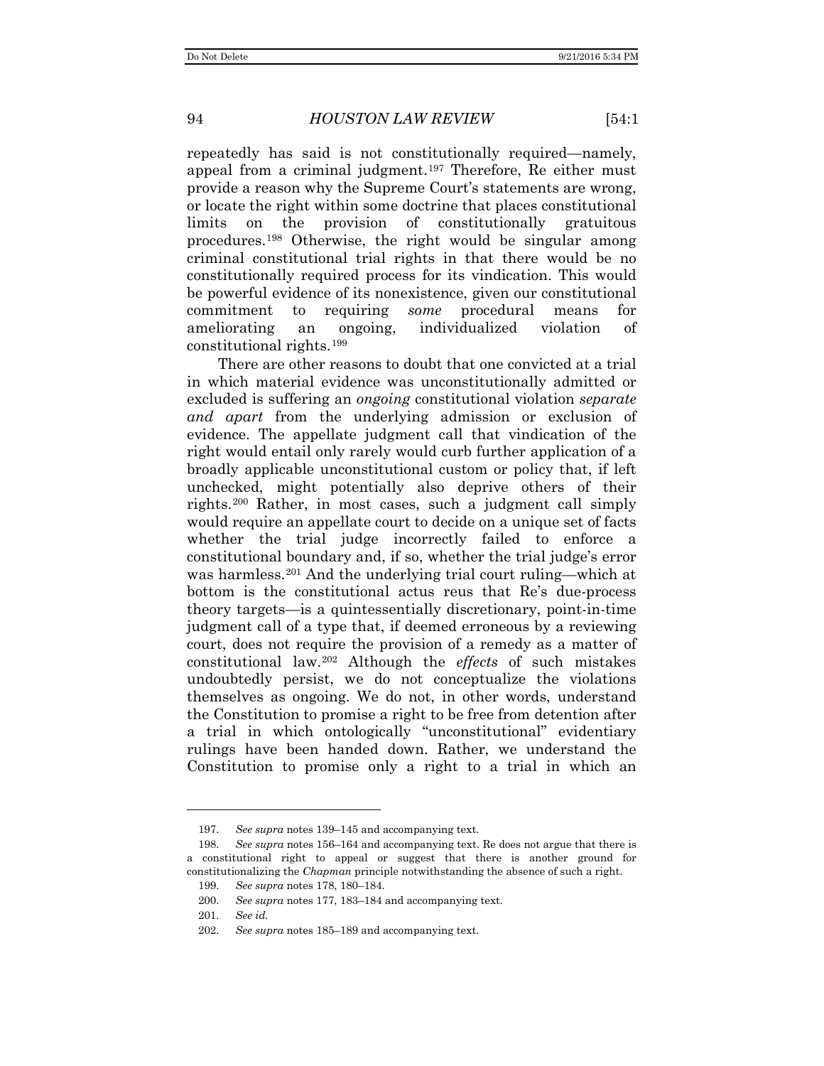repeatedly has said is not constitutionally required—namely, appeal from a criminal judgment.[197] Therefore, Re either must provide a reason why the Supreme Court's statements are wrong, or locate the right within some doctrine that places constitutional limits on the provision of constitutionally gratuitous procedures.[198] Otherwise, the right would be singular among criminal constitutional trial rights in that there would be no constitutionally required process for its vindication. This would be powerful evidence of its nonexistence, given our constitutional commitment to requiring *some* procedural means for ameliorating an ongoing, individualized violation of constitutional rights.[199]

There are other reasons to doubt that one convicted at a trial in which material evidence was unconstitutionally admitted or excluded is suffering an *ongoing* constitutional violation *separate and apart* from the underlying admission or exclusion of evidence. The appellate judgment call that vindication of the right would entail only rarely would curb further application of a broadly applicable unconstitutional custom or policy that, if left unchecked, might potentially also deprive others of their rights.[200] Rather, in most cases, such a judgment call simply would require an appellate court to decide on a unique set of facts whether the trial judge incorrectly failed to enforce a constitutional boundary and, if so, whether the trial judge's error was harmless.[201] And the underlying trial court ruling—which at bottom is the constitutional actus reus that Re's due-process theory targets—is a quintessentially discretionary, point-in-time judgment call of a type that, if deemed erroneous by a reviewing court, does not require the provision of a remedy as a matter of constitutional law.[202] Although the *effects* of such mistakes undoubtedly persist, we do not conceptualize the violations themselves as ongoing. We do not, in other words, understand the Constitution to promise a right to be free from detention after a trial in which ontologically "unconstitutional" evidentiary rulings have been handed down. Rather, we understand the Constitution to promise only a right to a trial in which an

---

197. *See supra* notes 139–145 and accompanying text.

198. *See supra* notes 156–164 and accompanying text. Re does not argue that there is a constitutional right to appeal or suggest that there is another ground for constitutionalizing the *Chapman* principle notwithstanding the absence of such a right.

199. *See supra* notes 178, 180–184.

200. *See supra* notes 177, 183–184 and accompanying text.

201. *See id.*

202. *See supra* notes 185–189 and accompanying text.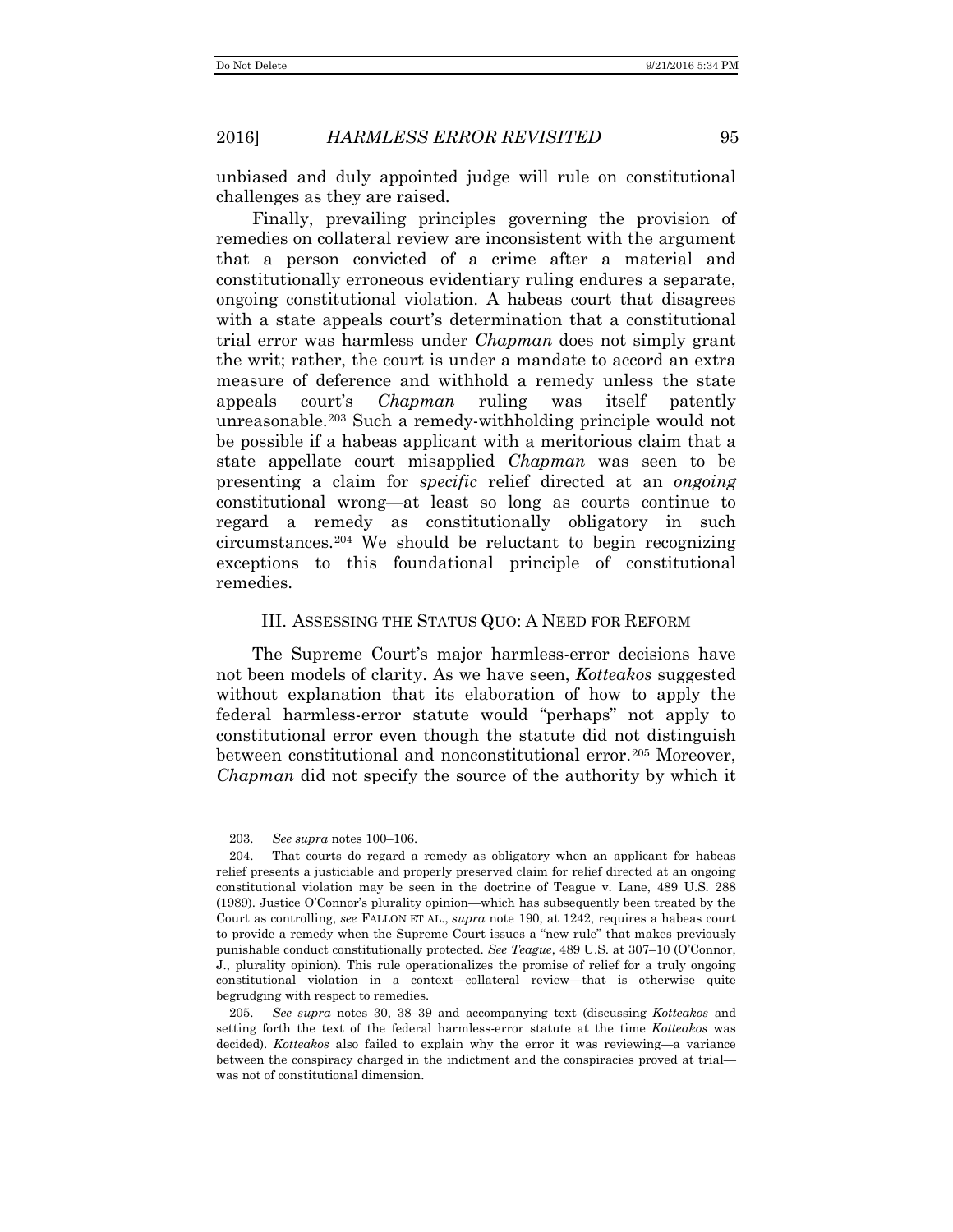unbiased and duly appointed judge will rule on constitutional challenges as they are raised.

Finally, prevailing principles governing the provision of remedies on collateral review are inconsistent with the argument that a person convicted of a crime after a material and constitutionally erroneous evidentiary ruling endures a separate, ongoing constitutional violation. A habeas court that disagrees with a state appeals court's determination that a constitutional trial error was harmless under *Chapman* does not simply grant the writ; rather, the court is under a mandate to accord an extra measure of deference and withhold a remedy unless the state appeals court's *Chapman* ruling was itself patently unreasonable.[203] Such a remedy-withholding principle would not be possible if a habeas applicant with a meritorious claim that a state appellate court misapplied *Chapman* was seen to be presenting a claim for *specific* relief directed at an *ongoing* constitutional wrong—at least so long as courts continue to regard a remedy as constitutionally obligatory in such circumstances.[204] We should be reluctant to begin recognizing exceptions to this foundational principle of constitutional remedies.

## III. ASSESSING THE STATUS QUO: A NEED FOR REFORM

The Supreme Court's major harmless-error decisions have not been models of clarity. As we have seen, *Kotteakos* suggested without explanation that its elaboration of how to apply the federal harmless-error statute would "perhaps" not apply to constitutional error even though the statute did not distinguish between constitutional and nonconstitutional error.[205] Moreover, *Chapman* did not specify the source of the authority by which it

---

203. *See supra* notes 100–106.

204. That courts do regard a remedy as obligatory when an applicant for habeas relief presents a justiciable and properly preserved claim for relief directed at an ongoing constitutional violation may be seen in the doctrine of Teague v. Lane, 489 U.S. 288 (1989). Justice O'Connor's plurality opinion—which has subsequently been treated by the Court as controlling, *see* FALLON ET AL., *supra* note 190, at 1242, requires a habeas court to provide a remedy when the Supreme Court issues a "new rule" that makes previously punishable conduct constitutionally protected. *See Teague*, 489 U.S. at 307–10 (O'Connor, J., plurality opinion). This rule operationalizes the promise of relief for a truly ongoing constitutional violation in a context—collateral review—that is otherwise quite begrudging with respect to remedies.

205. *See supra* notes 30, 38–39 and accompanying text (discussing *Kotteakos* and setting forth the text of the federal harmless-error statute at the time *Kotteakos* was decided). *Kotteakos* also failed to explain why the error it was reviewing—a variance between the conspiracy charged in the indictment and the conspiracies proved at trial—was not of constitutional dimension.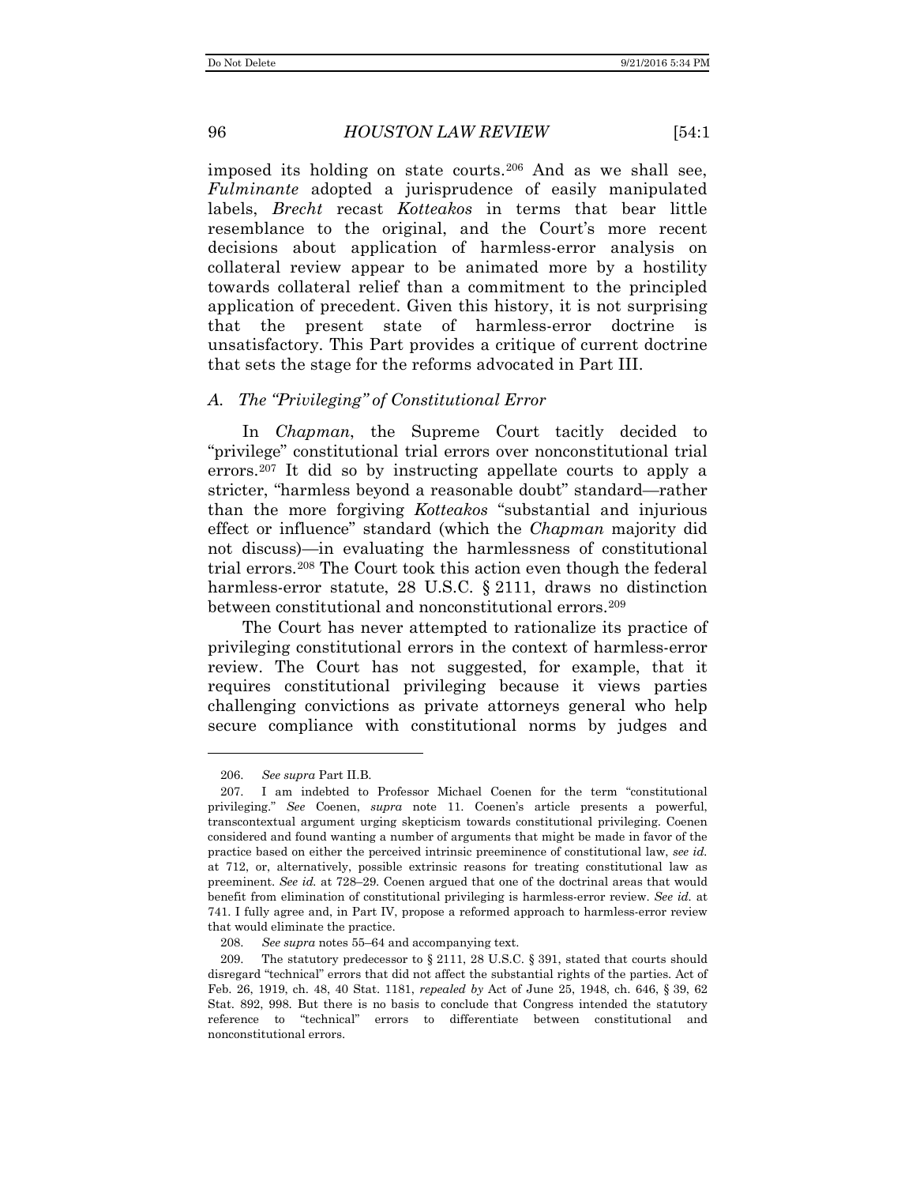imposed its holding on state courts.[206] And as we shall see, *Fulminante* adopted a jurisprudence of easily manipulated labels, *Brecht* recast *Kotteakos* in terms that bear little resemblance to the original, and the Court's more recent decisions about application of harmless-error analysis on collateral review appear to be animated more by a hostility towards collateral relief than a commitment to the principled application of precedent. Given this history, it is not surprising that the present state of harmless-error doctrine is unsatisfactory. This Part provides a critique of current doctrine that sets the stage for the reforms advocated in Part III.

### *A. The "Privileging" of Constitutional Error*

In *Chapman*, the Supreme Court tacitly decided to "privilege" constitutional trial errors over nonconstitutional trial errors.[207] It did so by instructing appellate courts to apply a stricter, "harmless beyond a reasonable doubt" standard—rather than the more forgiving *Kotteakos* "substantial and injurious effect or influence" standard (which the *Chapman* majority did not discuss)—in evaluating the harmlessness of constitutional trial errors.[208] The Court took this action even though the federal harmless-error statute, 28 U.S.C. § 2111, draws no distinction between constitutional and nonconstitutional errors.[209]

The Court has never attempted to rationalize its practice of privileging constitutional errors in the context of harmless-error review. The Court has not suggested, for example, that it requires constitutional privileging because it views parties challenging convictions as private attorneys general who help secure compliance with constitutional norms by judges and

---

206. *See supra* Part II.B.

207. I am indebted to Professor Michael Coenen for the term "constitutional privileging." *See* Coenen, *supra* note 11. Coenen's article presents a powerful, transcontextual argument urging skepticism towards constitutional privileging. Coenen considered and found wanting a number of arguments that might be made in favor of the practice based on either the perceived intrinsic preeminence of constitutional law, *see id.* at 712, or, alternatively, possible extrinsic reasons for treating constitutional law as preeminent. *See id.* at 728–29. Coenen argued that one of the doctrinal areas that would benefit from elimination of constitutional privileging is harmless-error review. *See id.* at 741. I fully agree and, in Part IV, propose a reformed approach to harmless-error review that would eliminate the practice.

208. *See supra* notes 55–64 and accompanying text.

209. The statutory predecessor to § 2111, 28 U.S.C. § 391, stated that courts should disregard "technical" errors that did not affect the substantial rights of the parties. Act of Feb. 26, 1919, ch. 48, 40 Stat. 1181, *repealed by* Act of June 25, 1948, ch. 646, § 39, 62 Stat. 892, 998. But there is no basis to conclude that Congress intended the statutory reference to "technical" errors to differentiate between constitutional and nonconstitutional errors.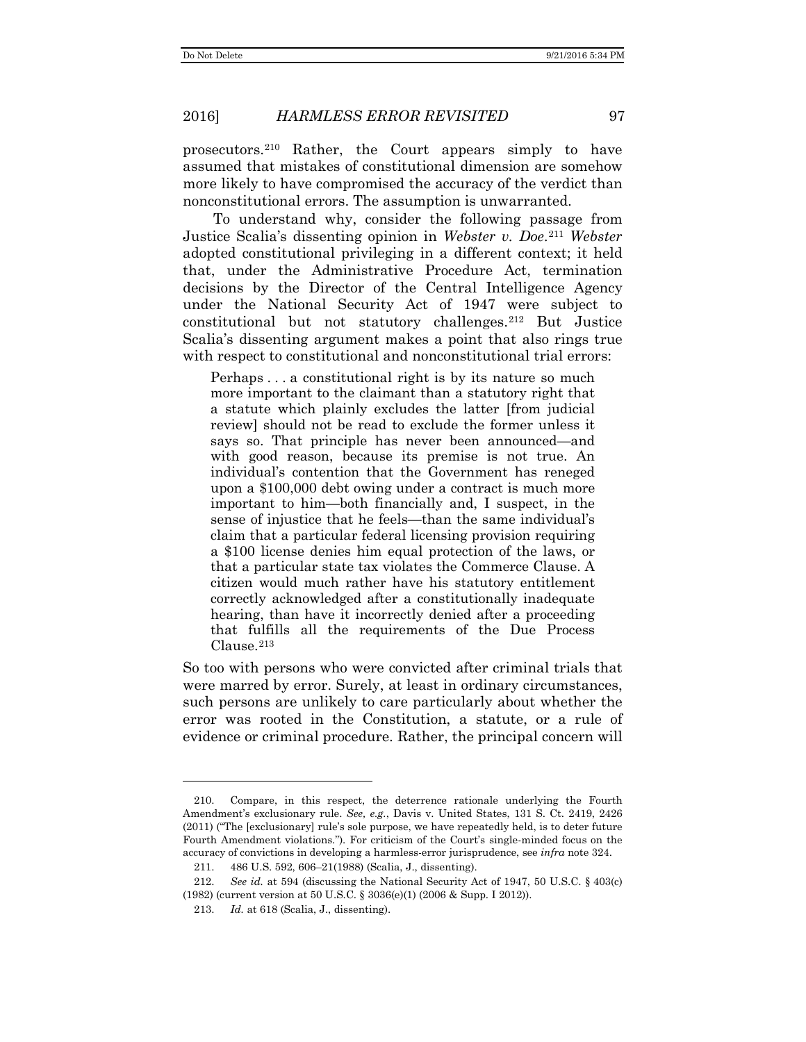prosecutors.[210] Rather, the Court appears simply to have assumed that mistakes of constitutional dimension are somehow more likely to have compromised the accuracy of the verdict than nonconstitutional errors. The assumption is unwarranted.

To understand why, consider the following passage from Justice Scalia's dissenting opinion in *Webster v. Doe*.[211] *Webster* adopted constitutional privileging in a different context; it held that, under the Administrative Procedure Act, termination decisions by the Director of the Central Intelligence Agency under the National Security Act of 1947 were subject to constitutional but not statutory challenges.[212] But Justice Scalia's dissenting argument makes a point that also rings true with respect to constitutional and nonconstitutional trial errors:

> Perhaps . . . a constitutional right is by its nature so much more important to the claimant than a statutory right that a statute which plainly excludes the latter [from judicial review] should not be read to exclude the former unless it says so. That principle has never been announced—and with good reason, because its premise is not true. An individual's contention that the Government has reneged upon a $100,000 debt owing under a contract is much more important to him—both financially and, I suspect, in the sense of injustice that he feels—than the same individual's claim that a particular federal licensing provision requiring a $100 license denies him equal protection of the laws, or that a particular state tax violates the Commerce Clause. A citizen would much rather have his statutory entitlement correctly acknowledged after a constitutionally inadequate hearing, than have it incorrectly denied after a proceeding that fulfills all the requirements of the Due Process Clause.[213]

So too with persons who were convicted after criminal trials that were marred by error. Surely, at least in ordinary circumstances, such persons are unlikely to care particularly about whether the error was rooted in the Constitution, a statute, or a rule of evidence or criminal procedure. Rather, the principal concern will

---

210. Compare, in this respect, the deterrence rationale underlying the Fourth Amendment's exclusionary rule. *See, e.g.*, Davis v. United States, 131 S. Ct. 2419, 2426 (2011) ("The [exclusionary] rule's sole purpose, we have repeatedly held, is to deter future Fourth Amendment violations."). For criticism of the Court's single-minded focus on the accuracy of convictions in developing a harmless-error jurisprudence, see *infra* note 324.

211. 486 U.S. 592, 606–21(1988) (Scalia, J., dissenting).

212. *See id.* at 594 (discussing the National Security Act of 1947, 50 U.S.C. § 403(c) (1982) (current version at 50 U.S.C. § 3036(e)(1) (2006 & Supp. I 2012)).

213. *Id.* at 618 (Scalia, J., dissenting).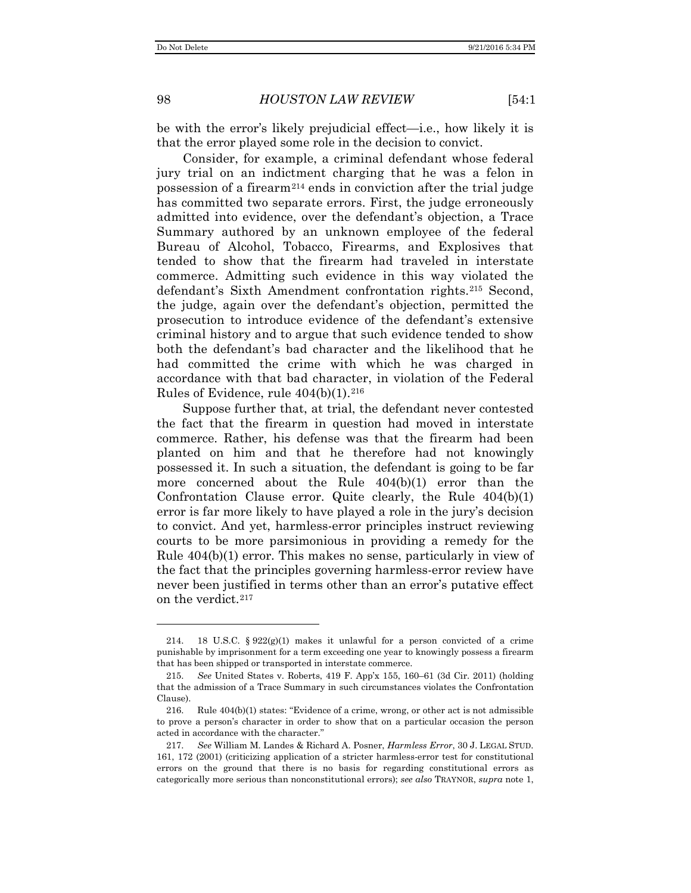be with the error's likely prejudicial effect—i.e., how likely it is that the error played some role in the decision to convict.

Consider, for example, a criminal defendant whose federal jury trial on an indictment charging that he was a felon in possession of a firearm[214] ends in conviction after the trial judge has committed two separate errors. First, the judge erroneously admitted into evidence, over the defendant's objection, a Trace Summary authored by an unknown employee of the federal Bureau of Alcohol, Tobacco, Firearms, and Explosives that tended to show that the firearm had traveled in interstate commerce. Admitting such evidence in this way violated the defendant's Sixth Amendment confrontation rights.[215] Second, the judge, again over the defendant's objection, permitted the prosecution to introduce evidence of the defendant's extensive criminal history and to argue that such evidence tended to show both the defendant's bad character and the likelihood that he had committed the crime with which he was charged in accordance with that bad character, in violation of the Federal Rules of Evidence, rule 404(b)(1).[216]

Suppose further that, at trial, the defendant never contested the fact that the firearm in question had moved in interstate commerce. Rather, his defense was that the firearm had been planted on him and that he therefore had not knowingly possessed it. In such a situation, the defendant is going to be far more concerned about the Rule 404(b)(1) error than the Confrontation Clause error. Quite clearly, the Rule 404(b)(1) error is far more likely to have played a role in the jury's decision to convict. And yet, harmless-error principles instruct reviewing courts to be more parsimonious in providing a remedy for the Rule 404(b)(1) error. This makes no sense, particularly in view of the fact that the principles governing harmless-error review have never been justified in terms other than an error's putative effect on the verdict.[217]

---

214. 18 U.S.C. § 922(g)(1) makes it unlawful for a person convicted of a crime punishable by imprisonment for a term exceeding one year to knowingly possess a firearm that has been shipped or transported in interstate commerce.

215. *See* United States v. Roberts, 419 F. App'x 155, 160–61 (3d Cir. 2011) (holding that the admission of a Trace Summary in such circumstances violates the Confrontation Clause).

216. Rule 404(b)(1) states: "Evidence of a crime, wrong, or other act is not admissible to prove a person's character in order to show that on a particular occasion the person acted in accordance with the character."

217. *See* William M. Landes & Richard A. Posner, *Harmless Error*, 30 J. LEGAL STUD. 161, 172 (2001) (criticizing application of a stricter harmless-error test for constitutional errors on the ground that there is no basis for regarding constitutional errors as categorically more serious than nonconstitutional errors); *see also* TRAYNOR, *supra* note 1,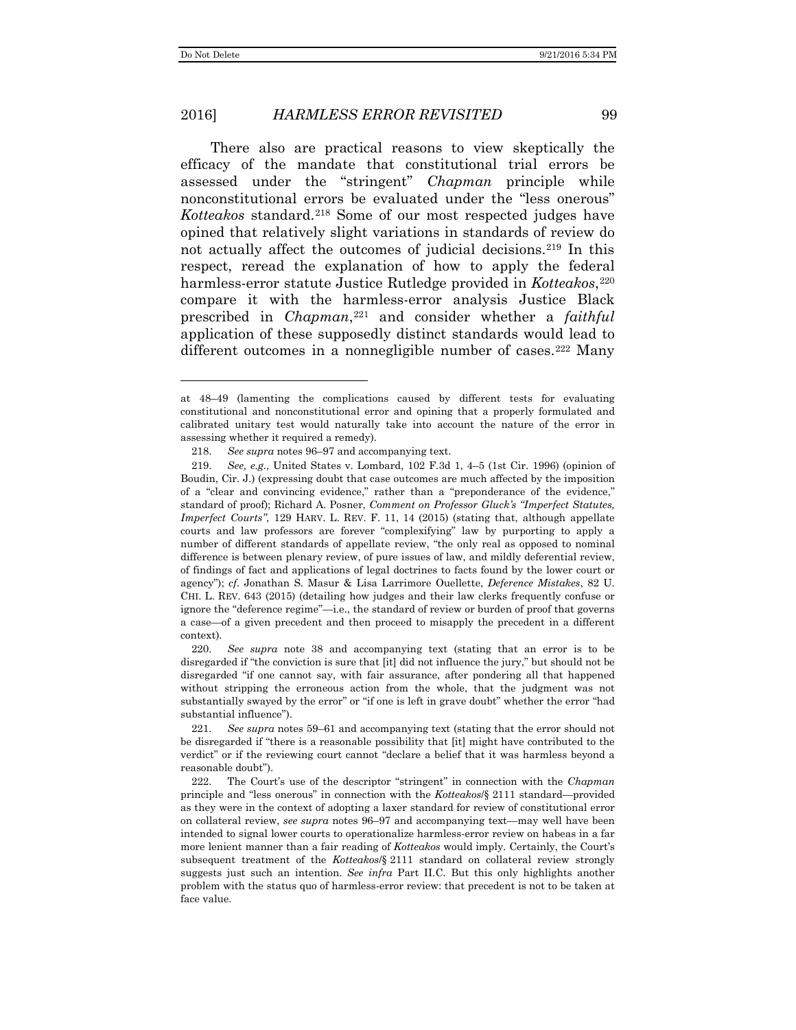There also are practical reasons to view skeptically the efficacy of the mandate that constitutional trial errors be assessed under the "stringent" *Chapman* principle while nonconstitutional errors be evaluated under the "less onerous" *Kotteakos* standard.[218] Some of our most respected judges have opined that relatively slight variations in standards of review do not actually affect the outcomes of judicial decisions.[219] In this respect, reread the explanation of how to apply the federal harmless-error statute Justice Rutledge provided in *Kotteakos*,[220] compare it with the harmless-error analysis Justice Black prescribed in *Chapman*,[221] and consider whether a *faithful* application of these supposedly distinct standards would lead to different outcomes in a nonnegligible number of cases.[222] Many

---

at 48–49 (lamenting the complications caused by different tests for evaluating constitutional and nonconstitutional error and opining that a properly formulated and calibrated unitary test would naturally take into account the nature of the error in assessing whether it required a remedy).

218. *See supra* notes 96–97 and accompanying text.

219. *See, e.g.*, United States v. Lombard, 102 F.3d 1, 4–5 (1st Cir. 1996) (opinion of Boudin, Cir. J.) (expressing doubt that case outcomes are much affected by the imposition of a "clear and convincing evidence," rather than a "preponderance of the evidence," standard of proof); Richard A. Posner, *Comment on Professor Gluck's "Imperfect Statutes, Imperfect Courts"*, 129 HARV. L. REV. F. 11, 14 (2015) (stating that, although appellate courts and law professors are forever "complexifying" law by purporting to apply a number of different standards of appellate review, "the only real as opposed to nominal difference is between plenary review, of pure issues of law, and mildly deferential review, of findings of fact and applications of legal doctrines to facts found by the lower court or agency"); *cf.* Jonathan S. Masur & Lisa Larrimore Ouellette, *Deference Mistakes*, 82 U. CHI. L. REV. 643 (2015) (detailing how judges and their law clerks frequently confuse or ignore the "deference regime"—i.e., the standard of review or burden of proof that governs a case—of a given precedent and then proceed to misapply the precedent in a different context).

220. *See supra* note 38 and accompanying text (stating that an error is to be disregarded if "the conviction is sure that [it] did not influence the jury," but should not be disregarded "if one cannot say, with fair assurance, after pondering all that happened without stripping the erroneous action from the whole, that the judgment was not substantially swayed by the error" or "if one is left in grave doubt" whether the error "had substantial influence").

221. *See supra* notes 59–61 and accompanying text (stating that the error should not be disregarded if "there is a reasonable possibility that [it] might have contributed to the verdict" or if the reviewing court cannot "declare a belief that it was harmless beyond a reasonable doubt").

222. The Court's use of the descriptor "stringent" in connection with the *Chapman* principle and "less onerous" in connection with the *Kotteakos*/§ 2111 standard—provided as they were in the context of adopting a laxer standard for review of constitutional error on collateral review, *see supra* notes 96–97 and accompanying text—may well have been intended to signal lower courts to operationalize harmless-error review on habeas in a far more lenient manner than a fair reading of *Kotteakos* would imply. Certainly, the Court's subsequent treatment of the *Kotteakos*/§ 2111 standard on collateral review strongly suggests just such an intention. *See infra* Part II.C. But this only highlights another problem with the status quo of harmless-error review: that precedent is not to be taken at face value.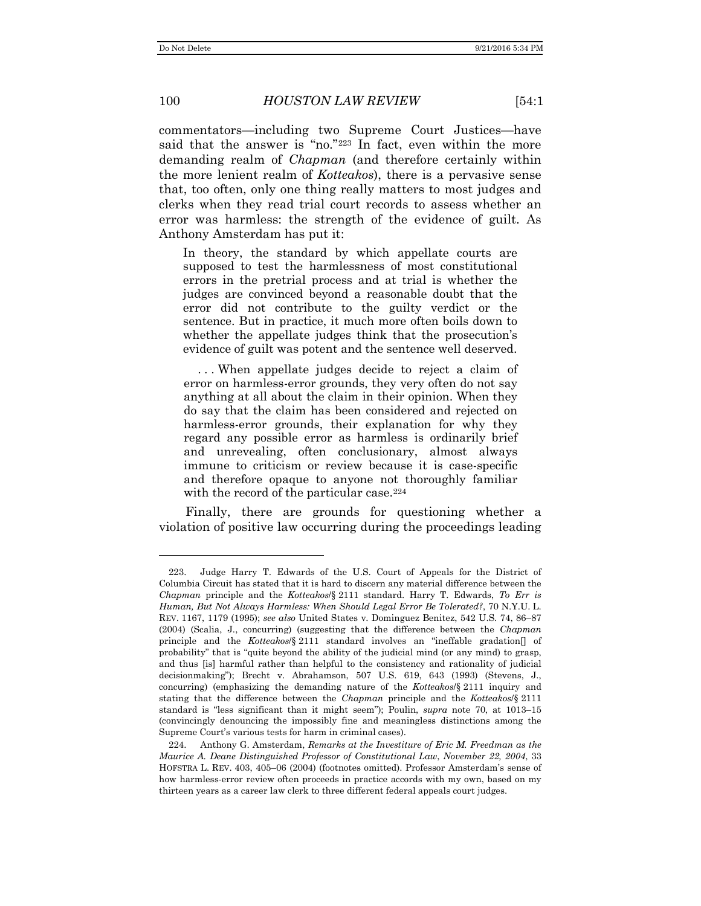commentators—including two Supreme Court Justices—have said that the answer is "no."[223] In fact, even within the more demanding realm of *Chapman* (and therefore certainly within the more lenient realm of *Kotteakos*), there is a pervasive sense that, too often, only one thing really matters to most judges and clerks when they read trial court records to assess whether an error was harmless: the strength of the evidence of guilt. As Anthony Amsterdam has put it:

> In theory, the standard by which appellate courts are supposed to test the harmlessness of most constitutional errors in the pretrial process and at trial is whether the judges are convinced beyond a reasonable doubt that the error did not contribute to the guilty verdict or the sentence. But in practice, it much more often boils down to whether the appellate judges think that the prosecution's evidence of guilt was potent and the sentence well deserved.
>
> . . . When appellate judges decide to reject a claim of error on harmless-error grounds, they very often do not say anything at all about the claim in their opinion. When they do say that the claim has been considered and rejected on harmless-error grounds, their explanation for why they regard any possible error as harmless is ordinarily brief and unrevealing, often conclusionary, almost always immune to criticism or review because it is case-specific and therefore opaque to anyone not thoroughly familiar with the record of the particular case.[224]

Finally, there are grounds for questioning whether a violation of positive law occurring during the proceedings leading

---

223. Judge Harry T. Edwards of the U.S. Court of Appeals for the District of Columbia Circuit has stated that it is hard to discern any material difference between the *Chapman* principle and the *Kotteakos*/§ 2111 standard. Harry T. Edwards, *To Err is Human, But Not Always Harmless: When Should Legal Error Be Tolerated?*, 70 N.Y.U. L. REV. 1167, 1179 (1995); *see also* United States v. Dominguez Benitez, 542 U.S. 74, 86–87 (2004) (Scalia, J., concurring) (suggesting that the difference between the *Chapman* principle and the *Kotteakos*/§ 2111 standard involves an "ineffable gradation[] of probability" that is "quite beyond the ability of the judicial mind (or any mind) to grasp, and thus [is] harmful rather than helpful to the consistency and rationality of judicial decisionmaking"); Brecht v. Abrahamson, 507 U.S. 619, 643 (1993) (Stevens, J., concurring) (emphasizing the demanding nature of the *Kotteakos*/§ 2111 inquiry and stating that the difference between the *Chapman* principle and the *Kotteakos*/§ 2111 standard is "less significant than it might seem"); Poulin, *supra* note 70, at 1013–15 (convincingly denouncing the impossibly fine and meaningless distinctions among the Supreme Court's various tests for harm in criminal cases).

224. Anthony G. Amsterdam, *Remarks at the Investiture of Eric M. Freedman as the Maurice A. Deane Distinguished Professor of Constitutional Law, November 22, 2004*, 33 HOFSTRA L. REV. 403, 405–06 (2004) (footnotes omitted). Professor Amsterdam's sense of how harmless-error review often proceeds in practice accords with my own, based on my thirteen years as a career law clerk to three different federal appeals court judges.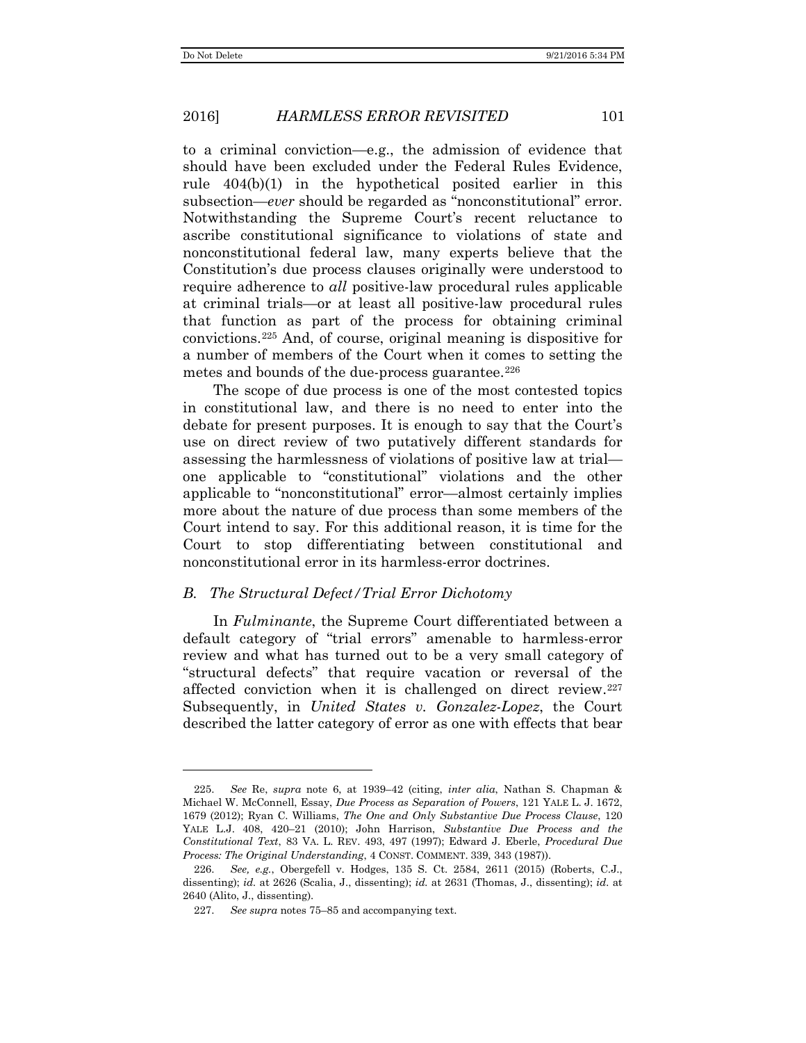to a criminal conviction—e.g., the admission of evidence that should have been excluded under the Federal Rules Evidence, rule 404(b)(1) in the hypothetical posited earlier in this subsection—*ever* should be regarded as "nonconstitutional" error. Notwithstanding the Supreme Court's recent reluctance to ascribe constitutional significance to violations of state and nonconstitutional federal law, many experts believe that the Constitution's due process clauses originally were understood to require adherence to *all* positive-law procedural rules applicable at criminal trials—or at least all positive-law procedural rules that function as part of the process for obtaining criminal convictions.[225] And, of course, original meaning is dispositive for a number of members of the Court when it comes to setting the metes and bounds of the due-process guarantee.[226]

The scope of due process is one of the most contested topics in constitutional law, and there is no need to enter into the debate for present purposes. It is enough to say that the Court's use on direct review of two putatively different standards for assessing the harmlessness of violations of positive law at trial—one applicable to "constitutional" violations and the other applicable to "nonconstitutional" error—almost certainly implies more about the nature of due process than some members of the Court intend to say. For this additional reason, it is time for the Court to stop differentiating between constitutional and nonconstitutional error in its harmless-error doctrines.

### *B. The Structural Defect/Trial Error Dichotomy*

In *Fulminante*, the Supreme Court differentiated between a default category of "trial errors" amenable to harmless-error review and what has turned out to be a very small category of "structural defects" that require vacation or reversal of the affected conviction when it is challenged on direct review.[227] Subsequently, in *United States v. Gonzalez-Lopez*, the Court described the latter category of error as one with effects that bear

---

225. *See* Re, *supra* note 6, at 1939–42 (citing, *inter alia*, Nathan S. Chapman & Michael W. McConnell, Essay, *Due Process as Separation of Powers*, 121 YALE L. J. 1672, 1679 (2012); Ryan C. Williams, *The One and Only Substantive Due Process Clause*, 120 YALE L.J. 408, 420–21 (2010); John Harrison, *Substantive Due Process and the Constitutional Text*, 83 VA. L. REV. 493, 497 (1997); Edward J. Eberle, *Procedural Due Process: The Original Understanding*, 4 CONST. COMMENT. 339, 343 (1987)).

226. *See, e.g.*, Obergefell v. Hodges, 135 S. Ct. 2584, 2611 (2015) (Roberts, C.J., dissenting); *id.* at 2626 (Scalia, J., dissenting); *id.* at 2631 (Thomas, J., dissenting); *id.* at 2640 (Alito, J., dissenting).

227. *See supra* notes 75–85 and accompanying text.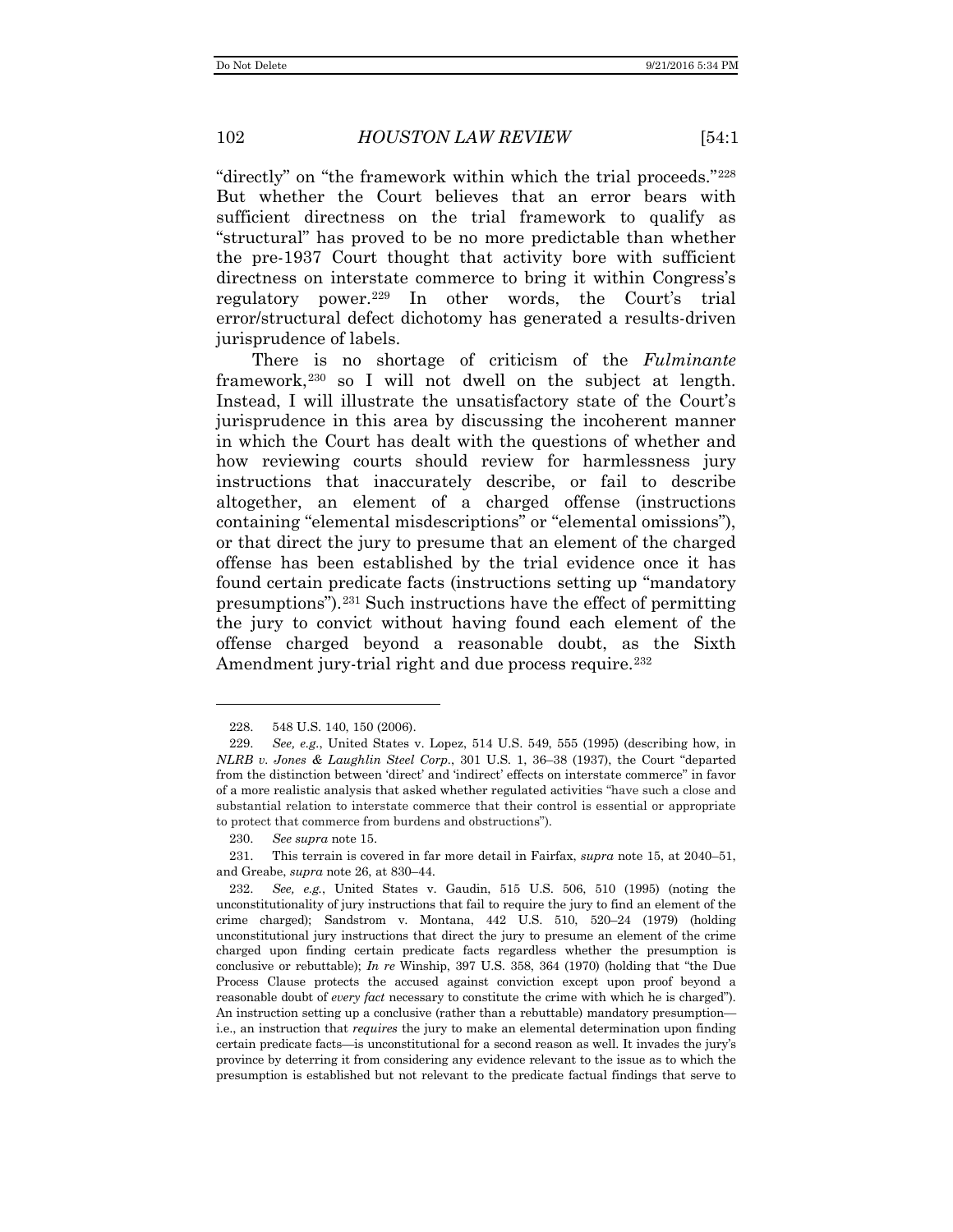"directly" on "the framework within which the trial proceeds."[228] But whether the Court believes that an error bears with sufficient directness on the trial framework to qualify as "structural" has proved to be no more predictable than whether the pre-1937 Court thought that activity bore with sufficient directness on interstate commerce to bring it within Congress's regulatory power.[229] In other words, the Court's trial error/structural defect dichotomy has generated a results-driven jurisprudence of labels.

There is no shortage of criticism of the *Fulminante* framework,[230] so I will not dwell on the subject at length. Instead, I will illustrate the unsatisfactory state of the Court's jurisprudence in this area by discussing the incoherent manner in which the Court has dealt with the questions of whether and how reviewing courts should review for harmlessness jury instructions that inaccurately describe, or fail to describe altogether, an element of a charged offense (instructions containing "elemental misdescriptions" or "elemental omissions"), or that direct the jury to presume that an element of the charged offense has been established by the trial evidence once it has found certain predicate facts (instructions setting up "mandatory presumptions").[231] Such instructions have the effect of permitting the jury to convict without having found each element of the offense charged beyond a reasonable doubt, as the Sixth Amendment jury-trial right and due process require.[232]

---

228. 548 U.S. 140, 150 (2006).

229. *See, e.g.*, United States v. Lopez, 514 U.S. 549, 555 (1995) (describing how, in *NLRB v. Jones & Laughlin Steel Corp.*, 301 U.S. 1, 36–38 (1937), the Court "departed from the distinction between 'direct' and 'indirect' effects on interstate commerce" in favor of a more realistic analysis that asked whether regulated activities "have such a close and substantial relation to interstate commerce that their control is essential or appropriate to protect that commerce from burdens and obstructions").

230. *See supra* note 15.

231. This terrain is covered in far more detail in Fairfax, *supra* note 15, at 2040–51, and Greabe, *supra* note 26, at 830–44.

232. *See, e.g.*, United States v. Gaudin, 515 U.S. 506, 510 (1995) (noting the unconstitutionality of jury instructions that fail to require the jury to find an element of the crime charged); Sandstrom v. Montana, 442 U.S. 510, 520–24 (1979) (holding unconstitutional jury instructions that direct the jury to presume an element of the crime charged upon finding certain predicate facts regardless whether the presumption is conclusive or rebuttable); *In re* Winship, 397 U.S. 358, 364 (1970) (holding that "the Due Process Clause protects the accused against conviction except upon proof beyond a reasonable doubt of *every fact* necessary to constitute the crime with which he is charged"). An instruction setting up a conclusive (rather than a rebuttable) mandatory presumption—i.e., an instruction that *requires* the jury to make an elemental determination upon finding certain predicate facts—is unconstitutional for a second reason as well. It invades the jury's province by deterring it from considering any evidence relevant to the issue as to which the presumption is established but not relevant to the predicate factual findings that serve to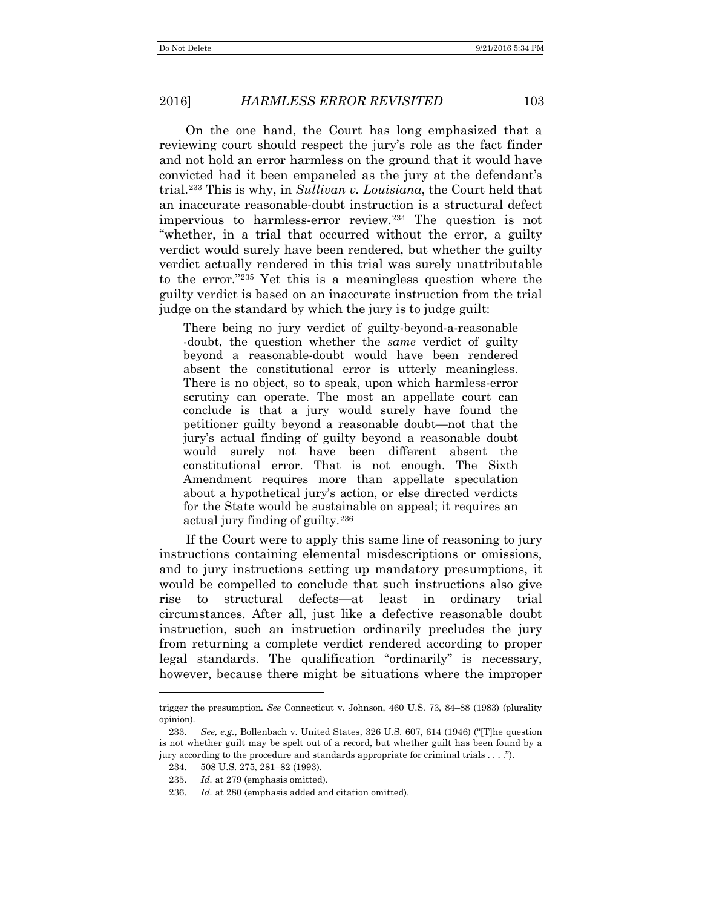On the one hand, the Court has long emphasized that a reviewing court should respect the jury's role as the fact finder and not hold an error harmless on the ground that it would have convicted had it been empaneled as the jury at the defendant's trial.[233] This is why, in *Sullivan v. Louisiana*, the Court held that an inaccurate reasonable-doubt instruction is a structural defect impervious to harmless-error review.[234] The question is not "whether, in a trial that occurred without the error, a guilty verdict would surely have been rendered, but whether the guilty verdict actually rendered in this trial was surely unattributable to the error."[235] Yet this is a meaningless question where the guilty verdict is based on an inaccurate instruction from the trial judge on the standard by which the jury is to judge guilt:

> There being no jury verdict of guilty-beyond-a-reasonable-doubt, the question whether the *same* verdict of guilty beyond a reasonable-doubt would have been rendered absent the constitutional error is utterly meaningless. There is no object, so to speak, upon which harmless-error scrutiny can operate. The most an appellate court can conclude is that a jury would surely have found the petitioner guilty beyond a reasonable doubt—not that the jury's actual finding of guilty beyond a reasonable doubt would surely not have been different absent the constitutional error. That is not enough. The Sixth Amendment requires more than appellate speculation about a hypothetical jury's action, or else directed verdicts for the State would be sustainable on appeal; it requires an actual jury finding of guilty.[236]

If the Court were to apply this same line of reasoning to jury instructions containing elemental misdescriptions or omissions, and to jury instructions setting up mandatory presumptions, it would be compelled to conclude that such instructions also give rise to structural defects—at least in ordinary trial circumstances. After all, just like a defective reasonable doubt instruction, such an instruction ordinarily precludes the jury from returning a complete verdict rendered according to proper legal standards. The qualification "ordinarily" is necessary, however, because there might be situations where the improper

---

trigger the presumption. *See* Connecticut v. Johnson, 460 U.S. 73, 84–88 (1983) (plurality opinion).

233. *See, e.g.*, Bollenbach v. United States, 326 U.S. 607, 614 (1946) ("[T]he question is not whether guilt may be spelt out of a record, but whether guilt has been found by a jury according to the procedure and standards appropriate for criminal trials . . . .").

234. 508 U.S. 275, 281–82 (1993).

235. *Id.* at 279 (emphasis omitted).

236. *Id.* at 280 (emphasis added and citation omitted).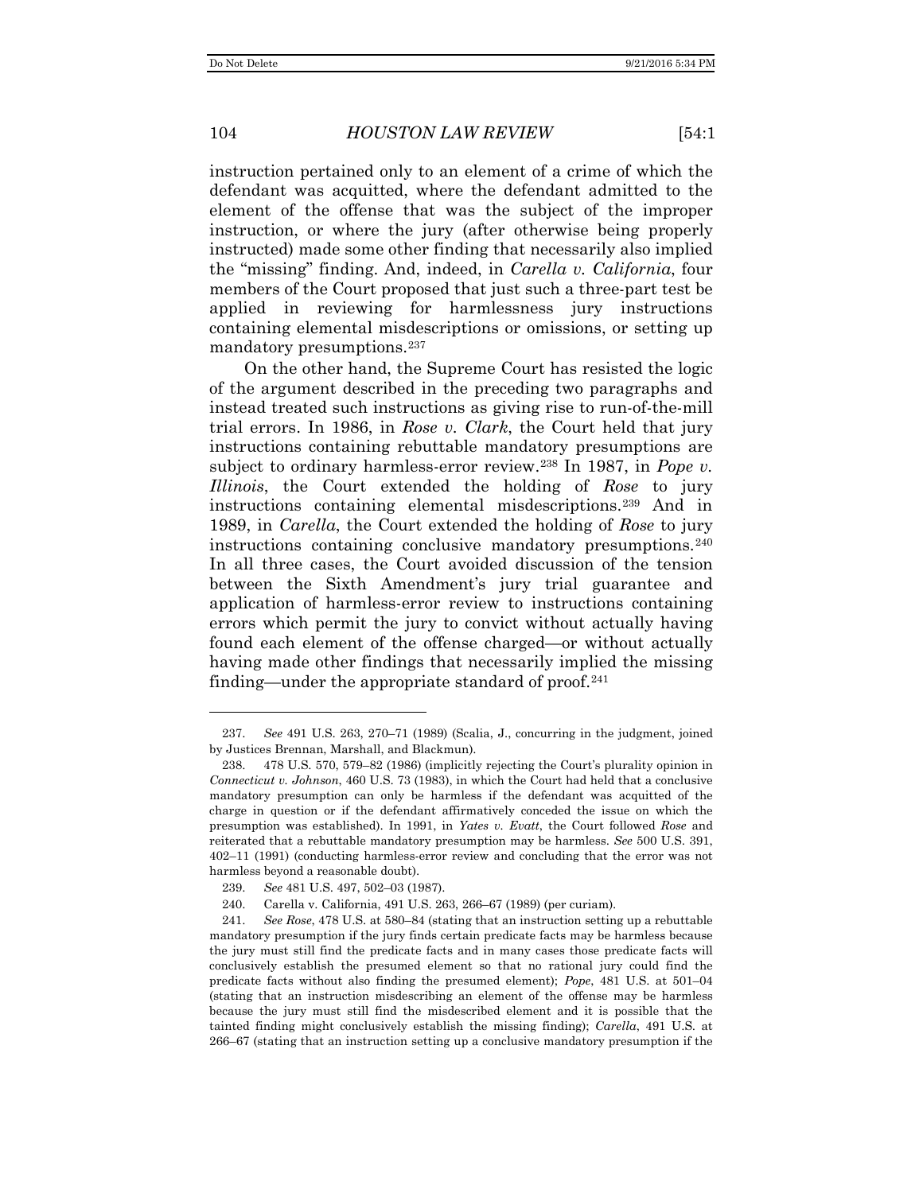instruction pertained only to an element of a crime of which the defendant was acquitted, where the defendant admitted to the element of the offense that was the subject of the improper instruction, or where the jury (after otherwise being properly instructed) made some other finding that necessarily also implied the "missing" finding. And, indeed, in *Carella v. California*, four members of the Court proposed that just such a three-part test be applied in reviewing for harmlessness jury instructions containing elemental misdescriptions or omissions, or setting up mandatory presumptions.[237]

On the other hand, the Supreme Court has resisted the logic of the argument described in the preceding two paragraphs and instead treated such instructions as giving rise to run-of-the-mill trial errors. In 1986, in *Rose v. Clark*, the Court held that jury instructions containing rebuttable mandatory presumptions are subject to ordinary harmless-error review.[238] In 1987, in *Pope v. Illinois*, the Court extended the holding of *Rose* to jury instructions containing elemental misdescriptions.[239] And in 1989, in *Carella*, the Court extended the holding of *Rose* to jury instructions containing conclusive mandatory presumptions.[240] In all three cases, the Court avoided discussion of the tension between the Sixth Amendment's jury trial guarantee and application of harmless-error review to instructions containing errors which permit the jury to convict without actually having found each element of the offense charged—or without actually having made other findings that necessarily implied the missing finding—under the appropriate standard of proof.[241]

---

237. *See* 491 U.S. 263, 270–71 (1989) (Scalia, J., concurring in the judgment, joined by Justices Brennan, Marshall, and Blackmun).

238. 478 U.S. 570, 579–82 (1986) (implicitly rejecting the Court's plurality opinion in *Connecticut v. Johnson*, 460 U.S. 73 (1983), in which the Court had held that a conclusive mandatory presumption can only be harmless if the defendant was acquitted of the charge in question or if the defendant affirmatively conceded the issue on which the presumption was established). In 1991, in *Yates v. Evatt*, the Court followed *Rose* and reiterated that a rebuttable mandatory presumption may be harmless. *See* 500 U.S. 391, 402–11 (1991) (conducting harmless-error review and concluding that the error was not harmless beyond a reasonable doubt).

239. *See* 481 U.S. 497, 502–03 (1987).

240. Carella v. California, 491 U.S. 263, 266–67 (1989) (per curiam).

241. *See Rose*, 478 U.S. at 580–84 (stating that an instruction setting up a rebuttable mandatory presumption if the jury finds certain predicate facts may be harmless because the jury must still find the predicate facts and in many cases those predicate facts will conclusively establish the presumed element so that no rational jury could find the predicate facts without also finding the presumed element); *Pope*, 481 U.S. at 501–04 (stating that an instruction misdescribing an element of the offense may be harmless because the jury must still find the misdescribed element and it is possible that the tainted finding might conclusively establish the missing finding); *Carella*, 491 U.S. at 266–67 (stating that an instruction setting up a conclusive mandatory presumption if the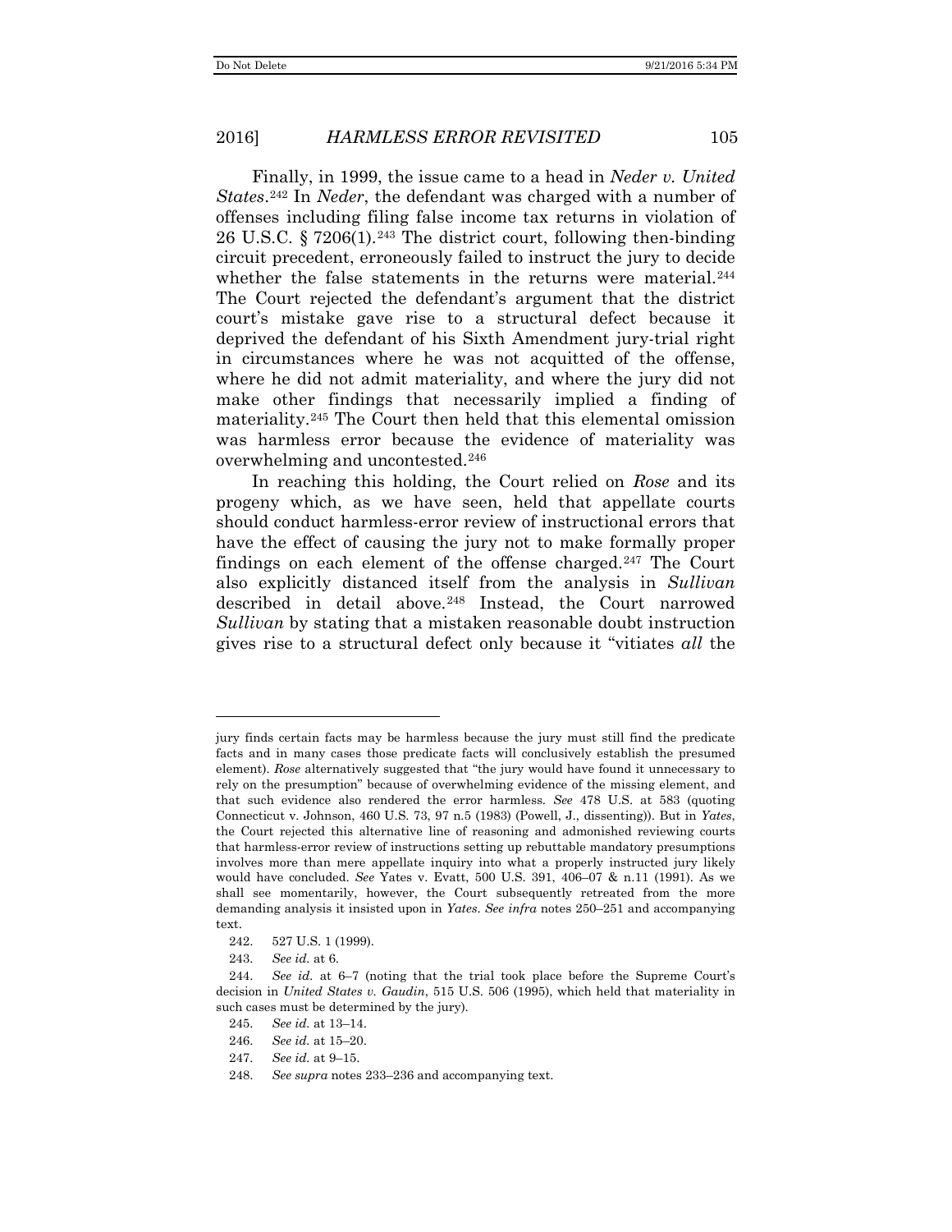Finally, in 1999, the issue came to a head in *Neder v. United States*.[242] In *Neder*, the defendant was charged with a number of offenses including filing false income tax returns in violation of 26 U.S.C. § 7206(1).[243] The district court, following then-binding circuit precedent, erroneously failed to instruct the jury to decide whether the false statements in the returns were material.[244] The Court rejected the defendant's argument that the district court's mistake gave rise to a structural defect because it deprived the defendant of his Sixth Amendment jury-trial right in circumstances where he was not acquitted of the offense, where he did not admit materiality, and where the jury did not make other findings that necessarily implied a finding of materiality.[245] The Court then held that this elemental omission was harmless error because the evidence of materiality was overwhelming and uncontested.[246]

In reaching this holding, the Court relied on *Rose* and its progeny which, as we have seen, held that appellate courts should conduct harmless-error review of instructional errors that have the effect of causing the jury not to make formally proper findings on each element of the offense charged.[247] The Court also explicitly distanced itself from the analysis in *Sullivan* described in detail above.[248] Instead, the Court narrowed *Sullivan* by stating that a mistaken reasonable doubt instruction gives rise to a structural defect only because it "vitiates *all* the

---

jury finds certain facts may be harmless because the jury must still find the predicate facts and in many cases those predicate facts will conclusively establish the presumed element). *Rose* alternatively suggested that "the jury would have found it unnecessary to rely on the presumption" because of overwhelming evidence of the missing element, and that such evidence also rendered the error harmless. *See* 478 U.S. at 583 (quoting Connecticut v. Johnson, 460 U.S. 73, 97 n.5 (1983) (Powell, J., dissenting)). But in *Yates*, the Court rejected this alternative line of reasoning and admonished reviewing courts that harmless-error review of instructions setting up rebuttable mandatory presumptions involves more than mere appellate inquiry into what a properly instructed jury likely would have concluded. *See* Yates v. Evatt, 500 U.S. 391, 406–07 & n.11 (1991). As we shall see momentarily, however, the Court subsequently retreated from the more demanding analysis it insisted upon in *Yates*. *See infra* notes 250–251 and accompanying text.

242. 527 U.S. 1 (1999).

243. *See id.* at 6.

244. *See id.* at 6–7 (noting that the trial took place before the Supreme Court's decision in *United States v. Gaudin*, 515 U.S. 506 (1995), which held that materiality in such cases must be determined by the jury).

245. *See id.* at 13–14.

246. *See id.* at 15–20.

247. *See id.* at 9–15.

248. *See supra* notes 233–236 and accompanying text.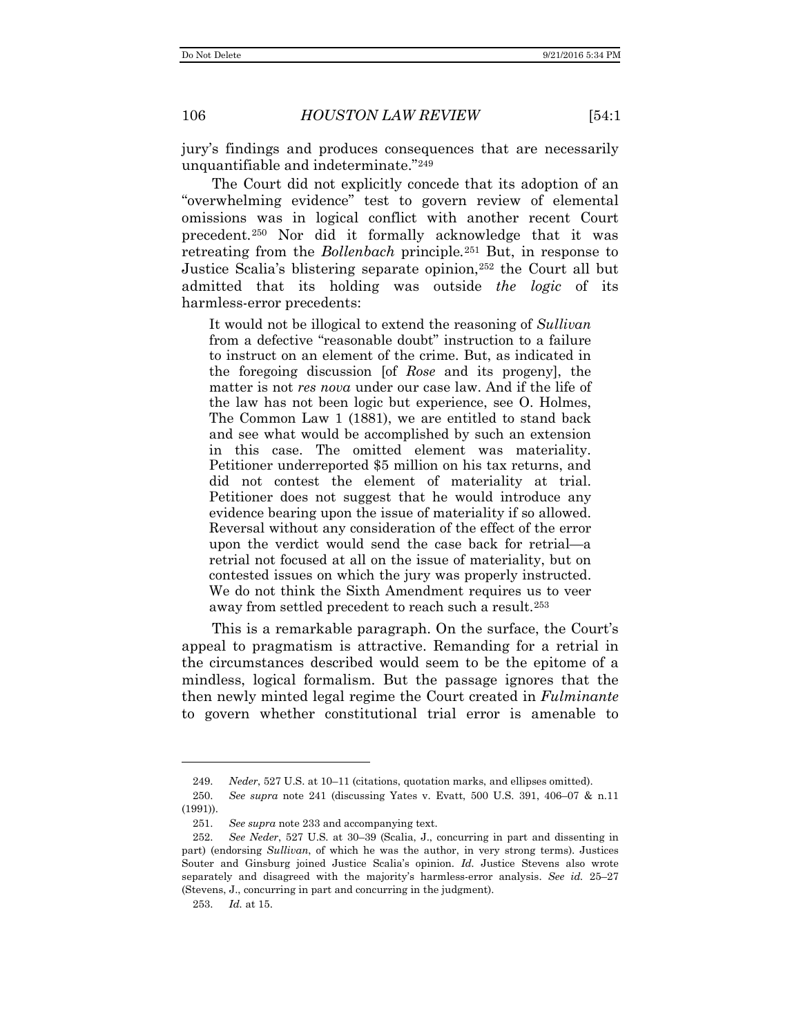jury's findings and produces consequences that are necessarily unquantifiable and indeterminate."[249]

The Court did not explicitly concede that its adoption of an "overwhelming evidence" test to govern review of elemental omissions was in logical conflict with another recent Court precedent.[250] Nor did it formally acknowledge that it was retreating from the *Bollenbach* principle.[251] But, in response to Justice Scalia's blistering separate opinion,[252] the Court all but admitted that its holding was outside *the logic* of its harmless-error precedents:

> It would not be illogical to extend the reasoning of *Sullivan* from a defective "reasonable doubt" instruction to a failure to instruct on an element of the crime. But, as indicated in the foregoing discussion [of *Rose* and its progeny], the matter is not *res nova* under our case law. And if the life of the law has not been logic but experience, see O. Holmes, The Common Law 1 (1881), we are entitled to stand back and see what would be accomplished by such an extension in this case. The omitted element was materiality. Petitioner underreported $5 million on his tax returns, and did not contest the element of materiality at trial. Petitioner does not suggest that he would introduce any evidence bearing upon the issue of materiality if so allowed. Reversal without any consideration of the effect of the error upon the verdict would send the case back for retrial—a retrial not focused at all on the issue of materiality, but on contested issues on which the jury was properly instructed. We do not think the Sixth Amendment requires us to veer away from settled precedent to reach such a result.[253]

This is a remarkable paragraph. On the surface, the Court's appeal to pragmatism is attractive. Remanding for a retrial in the circumstances described would seem to be the epitome of a mindless, logical formalism. But the passage ignores that the then newly minted legal regime the Court created in *Fulminante* to govern whether constitutional trial error is amenable to

---

249. *Neder*, 527 U.S. at 10–11 (citations, quotation marks, and ellipses omitted).

250. *See supra* note 241 (discussing Yates v. Evatt, 500 U.S. 391, 406–07 & n.11 (1991)).

251. *See supra* note 233 and accompanying text.

252. *See Neder*, 527 U.S. at 30–39 (Scalia, J., concurring in part and dissenting in part) (endorsing *Sullivan*, of which he was the author, in very strong terms). Justices Souter and Ginsburg joined Justice Scalia's opinion. *Id.* Justice Stevens also wrote separately and disagreed with the majority's harmless-error analysis. *See id.* 25–27 (Stevens, J., concurring in part and concurring in the judgment).

253. *Id.* at 15.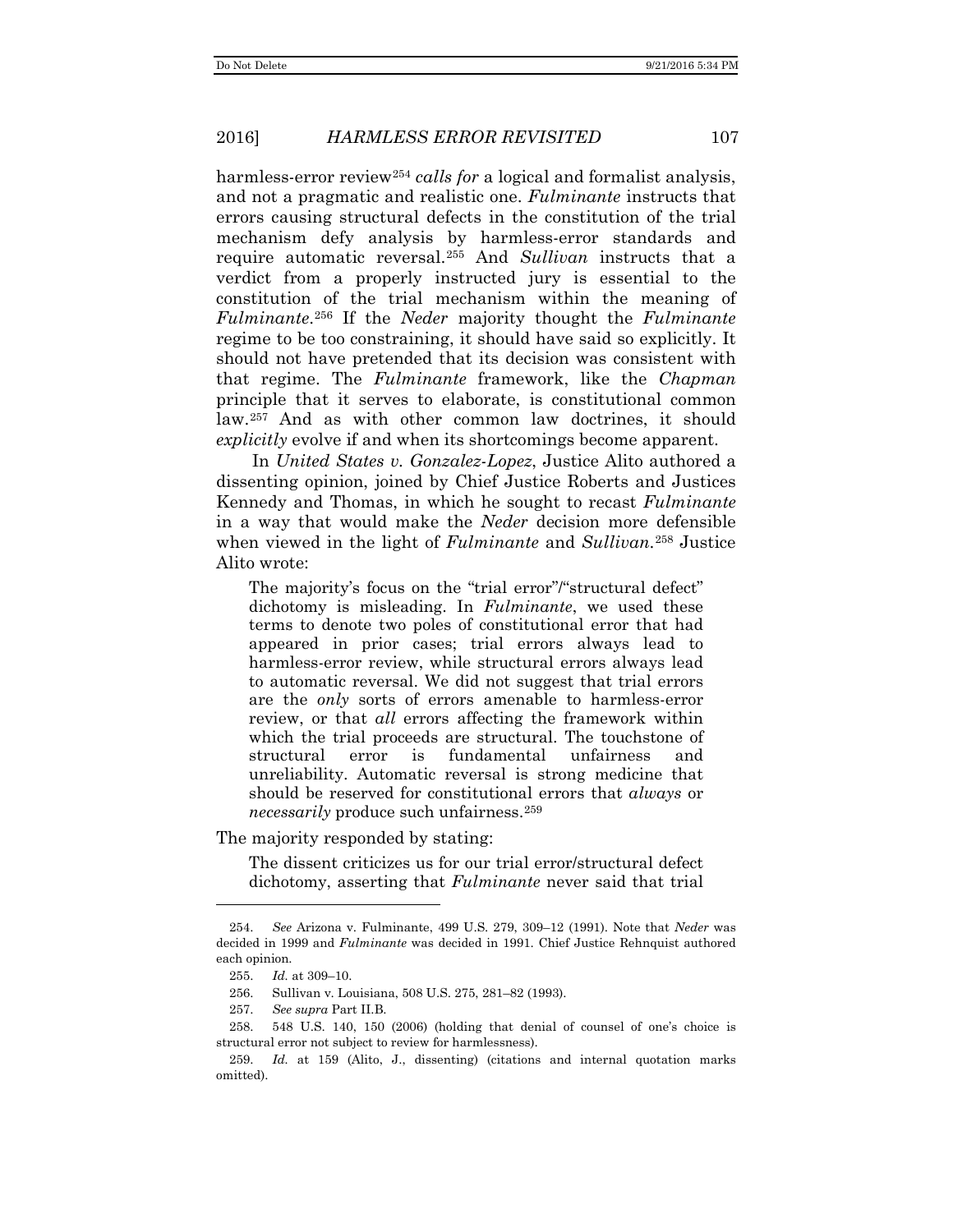harmless-error review[254] *calls for* a logical and formalist analysis, and not a pragmatic and realistic one. *Fulminante* instructs that errors causing structural defects in the constitution of the trial mechanism defy analysis by harmless-error standards and require automatic reversal.[255] And *Sullivan* instructs that a verdict from a properly instructed jury is essential to the constitution of the trial mechanism within the meaning of *Fulminante*.[256] If the *Neder* majority thought the *Fulminante* regime to be too constraining, it should have said so explicitly. It should not have pretended that its decision was consistent with that regime. The *Fulminante* framework, like the *Chapman* principle that it serves to elaborate, is constitutional common law.[257] And as with other common law doctrines, it should *explicitly* evolve if and when its shortcomings become apparent.

In *United States v. Gonzalez-Lopez*, Justice Alito authored a dissenting opinion, joined by Chief Justice Roberts and Justices Kennedy and Thomas, in which he sought to recast *Fulminante* in a way that would make the *Neder* decision more defensible when viewed in the light of *Fulminante* and *Sullivan*.[258] Justice Alito wrote:

> The majority's focus on the "trial error"/"structural defect" dichotomy is misleading. In *Fulminante*, we used these terms to denote two poles of constitutional error that had appeared in prior cases; trial errors always lead to harmless-error review, while structural errors always lead to automatic reversal. We did not suggest that trial errors are the *only* sorts of errors amenable to harmless-error review, or that *all* errors affecting the framework within which the trial proceeds are structural. The touchstone of structural error is fundamental unfairness and unreliability. Automatic reversal is strong medicine that should be reserved for constitutional errors that *always* or *necessarily* produce such unfairness.[259]

The majority responded by stating:

> The dissent criticizes us for our trial error/structural defect dichotomy, asserting that *Fulminante* never said that trial

---

254. *See* Arizona v. Fulminante, 499 U.S. 279, 309–12 (1991). Note that *Neder* was decided in 1999 and *Fulminante* was decided in 1991. Chief Justice Rehnquist authored each opinion.

255. *Id.* at 309–10.

256. Sullivan v. Louisiana, 508 U.S. 275, 281–82 (1993).

257. *See supra* Part II.B.

258. 548 U.S. 140, 150 (2006) (holding that denial of counsel of one's choice is structural error not subject to review for harmlessness).

259. *Id.* at 159 (Alito, J., dissenting) (citations and internal quotation marks omitted).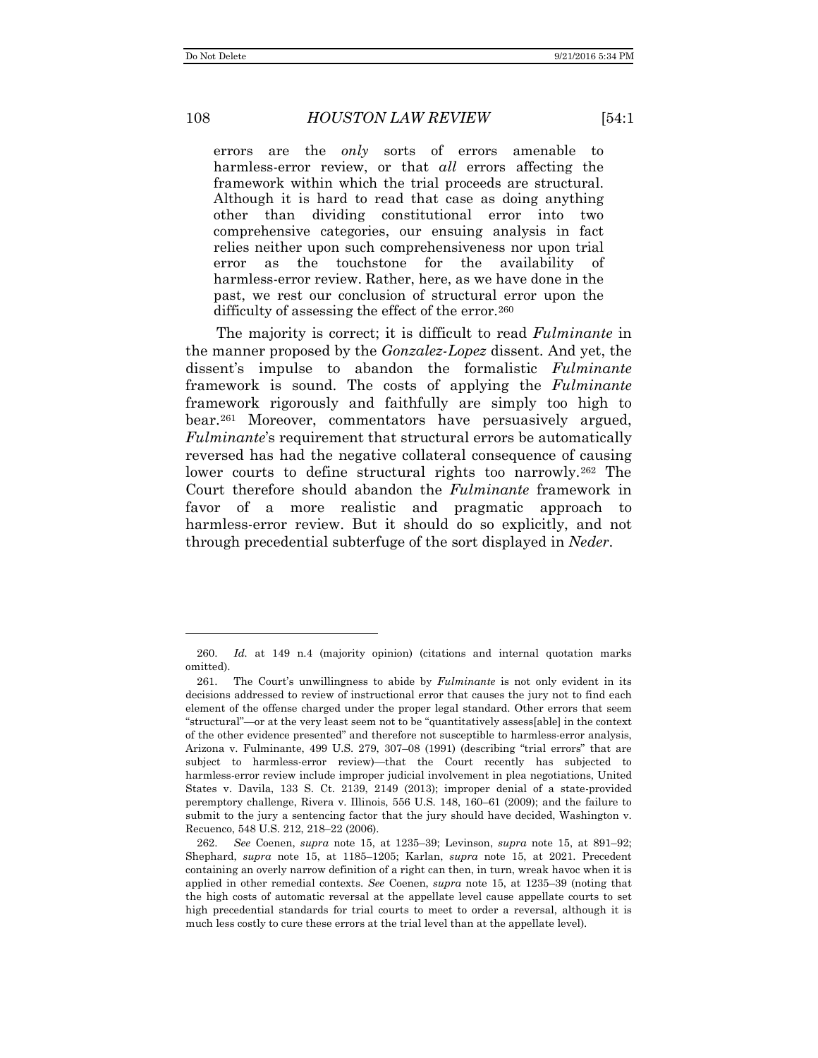> errors are the *only* sorts of errors amenable to harmless-error review, or that *all* errors affecting the framework within which the trial proceeds are structural. Although it is hard to read that case as doing anything other than dividing constitutional error into two comprehensive categories, our ensuing analysis in fact relies neither upon such comprehensiveness nor upon trial error as the touchstone for the availability of harmless-error review. Rather, here, as we have done in the past, we rest our conclusion of structural error upon the difficulty of assessing the effect of the error.[260]

The majority is correct; it is difficult to read *Fulminante* in the manner proposed by the *Gonzalez-Lopez* dissent. And yet, the dissent's impulse to abandon the formalistic *Fulminante* framework is sound. The costs of applying the *Fulminante* framework rigorously and faithfully are simply too high to bear.[261] Moreover, commentators have persuasively argued, *Fulminante*'s requirement that structural errors be automatically reversed has had the negative collateral consequence of causing lower courts to define structural rights too narrowly.[262] The Court therefore should abandon the *Fulminante* framework in favor of a more realistic and pragmatic approach to harmless-error review. But it should do so explicitly, and not through precedential subterfuge of the sort displayed in *Neder*.

---

260. *Id.* at 149 n.4 (majority opinion) (citations and internal quotation marks omitted).

261. The Court's unwillingness to abide by *Fulminante* is not only evident in its decisions addressed to review of instructional error that causes the jury not to find each element of the offense charged under the proper legal standard. Other errors that seem "structural"—or at the very least seem not to be "quantitatively assess[able] in the context of the other evidence presented" and therefore not susceptible to harmless-error analysis, Arizona v. Fulminante, 499 U.S. 279, 307–08 (1991) (describing "trial errors" that are subject to harmless-error review)—that the Court recently has subjected to harmless-error review include improper judicial involvement in plea negotiations, United States v. Davila, 133 S. Ct. 2139, 2149 (2013); improper denial of a state-provided peremptory challenge, Rivera v. Illinois, 556 U.S. 148, 160–61 (2009); and the failure to submit to the jury a sentencing factor that the jury should have decided, Washington v. Recuenco, 548 U.S. 212, 218–22 (2006).

262. *See* Coenen, *supra* note 15, at 1235–39; Levinson, *supra* note 15, at 891–92; Shephard, *supra* note 15, at 1185–1205; Karlan, *supra* note 15, at 2021. Precedent containing an overly narrow definition of a right can then, in turn, wreak havoc when it is applied in other remedial contexts. *See* Coenen, *supra* note 15, at 1235–39 (noting that the high costs of automatic reversal at the appellate level cause appellate courts to set high precedential standards for trial courts to meet to order a reversal, although it is much less costly to cure these errors at the trial level than at the appellate level).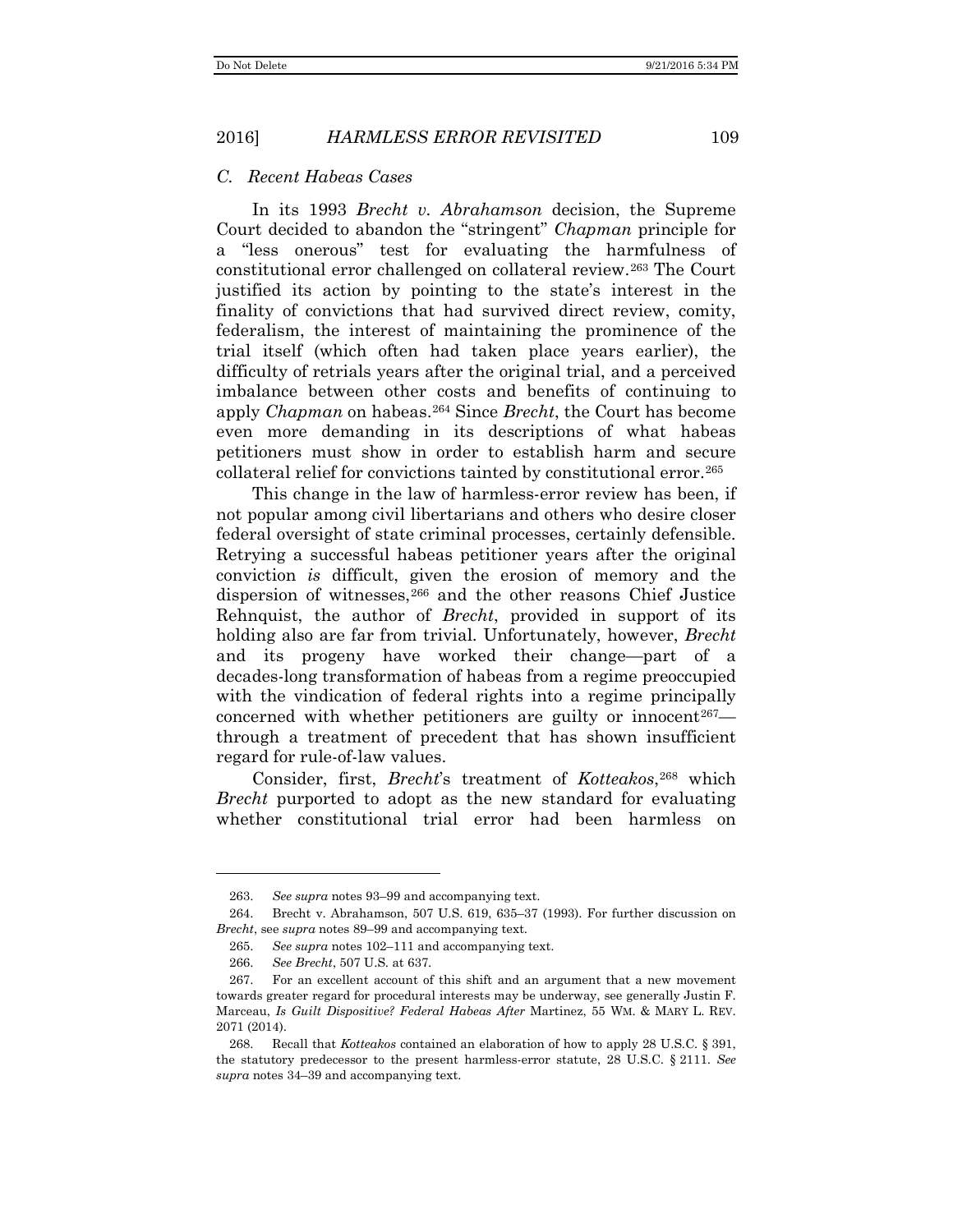### C. Recent Habeas Cases

In its 1993 *Brecht v. Abrahamson* decision, the Supreme Court decided to abandon the "stringent" *Chapman* principle for a "less onerous" test for evaluating the harmfulness of constitutional error challenged on collateral review.[263] The Court justified its action by pointing to the state's interest in the finality of convictions that had survived direct review, comity, federalism, the interest of maintaining the prominence of the trial itself (which often had taken place years earlier), the difficulty of retrials years after the original trial, and a perceived imbalance between other costs and benefits of continuing to apply *Chapman* on habeas.[264] Since *Brecht*, the Court has become even more demanding in its descriptions of what habeas petitioners must show in order to establish harm and secure collateral relief for convictions tainted by constitutional error.[265]

This change in the law of harmless-error review has been, if not popular among civil libertarians and others who desire closer federal oversight of state criminal processes, certainly defensible. Retrying a successful habeas petitioner years after the original conviction *is* difficult, given the erosion of memory and the dispersion of witnesses,[266] and the other reasons Chief Justice Rehnquist, the author of *Brecht*, provided in support of its holding also are far from trivial. Unfortunately, however, *Brecht* and its progeny have worked their change—part of a decades-long transformation of habeas from a regime preoccupied with the vindication of federal rights into a regime principally concerned with whether petitioners are guilty or innocent[267]—through a treatment of precedent that has shown insufficient regard for rule-of-law values.

Consider, first, *Brecht*'s treatment of *Kotteakos*,[268] which *Brecht* purported to adopt as the new standard for evaluating whether constitutional trial error had been harmless on

---

263. *See supra* notes 93–99 and accompanying text.

264. Brecht v. Abrahamson, 507 U.S. 619, 635–37 (1993). For further discussion on *Brecht*, see *supra* notes 89–99 and accompanying text.

265. *See supra* notes 102–111 and accompanying text.

266. *See Brecht*, 507 U.S. at 637.

267. For an excellent account of this shift and an argument that a new movement towards greater regard for procedural interests may be underway, see generally Justin F. Marceau, *Is Guilt Dispositive? Federal Habeas After* Martinez, 55 WM. & MARY L. REV. 2071 (2014).

268. Recall that *Kotteakos* contained an elaboration of how to apply 28 U.S.C. § 391, the statutory predecessor to the present harmless-error statute, 28 U.S.C. § 2111. *See supra* notes 34–39 and accompanying text.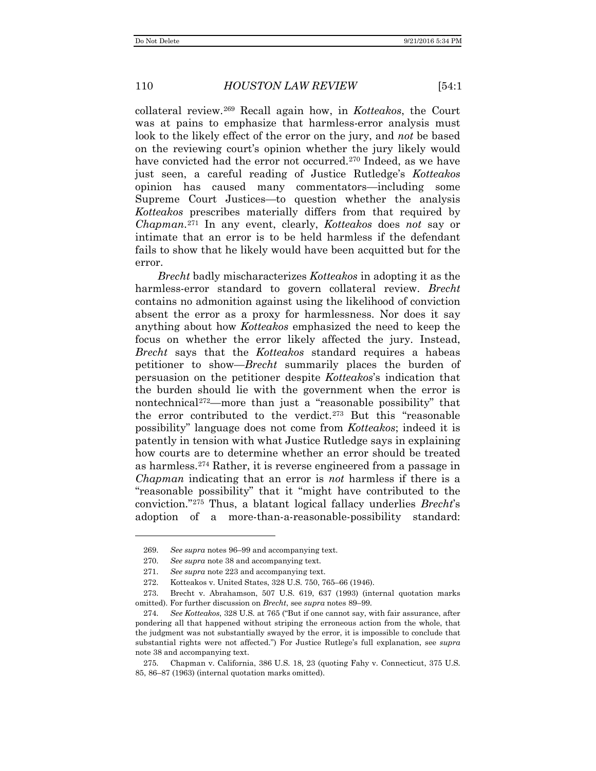collateral review.[269] Recall again how, in *Kotteakos*, the Court was at pains to emphasize that harmless-error analysis must look to the likely effect of the error on the jury, and *not* be based on the reviewing court's opinion whether the jury likely would have convicted had the error not occurred.[270] Indeed, as we have just seen, a careful reading of Justice Rutledge's *Kotteakos* opinion has caused many commentators—including some Supreme Court Justices—to question whether the analysis *Kotteakos* prescribes materially differs from that required by *Chapman*.[271] In any event, clearly, *Kotteakos* does *not* say or intimate that an error is to be held harmless if the defendant fails to show that he likely would have been acquitted but for the error.

*Brecht* badly mischaracterizes *Kotteakos* in adopting it as the harmless-error standard to govern collateral review. *Brecht* contains no admonition against using the likelihood of conviction absent the error as a proxy for harmlessness. Nor does it say anything about how *Kotteakos* emphasized the need to keep the focus on whether the error likely affected the jury. Instead, *Brecht* says that the *Kotteakos* standard requires a habeas petitioner to show—*Brecht* summarily places the burden of persuasion on the petitioner despite *Kotteakos*'s indication that the burden should lie with the government when the error is nontechnical[272]—more than just a "reasonable possibility" that the error contributed to the verdict.[273] But this "reasonable possibility" language does not come from *Kotteakos*; indeed it is patently in tension with what Justice Rutledge says in explaining how courts are to determine whether an error should be treated as harmless.[274] Rather, it is reverse engineered from a passage in *Chapman* indicating that an error is *not* harmless if there is a "reasonable possibility" that it "might have contributed to the conviction."[275] Thus, a blatant logical fallacy underlies *Brecht*'s adoption of a more-than-a-reasonable-possibility standard:

---

269. *See supra* notes 96–99 and accompanying text.

270. *See supra* note 38 and accompanying text.

271. *See supra* note 223 and accompanying text.

272. Kotteakos v. United States, 328 U.S. 750, 765–66 (1946).

273. Brecht v. Abrahamson, 507 U.S. 619, 637 (1993) (internal quotation marks omitted). For further discussion on *Brecht*, see *supra* notes 89–99.

274. *See Kotteakos*, 328 U.S. at 765 ("But if one cannot say, with fair assurance, after pondering all that happened without striping the erroneous action from the whole, that the judgment was not substantially swayed by the error, it is impossible to conclude that substantial rights were not affected.") For Justice Rutlege's full explanation, see *supra* note 38 and accompanying text.

275. Chapman v. California, 386 U.S. 18, 23 (quoting Fahy v. Connecticut, 375 U.S. 85, 86–87 (1963) (internal quotation marks omitted).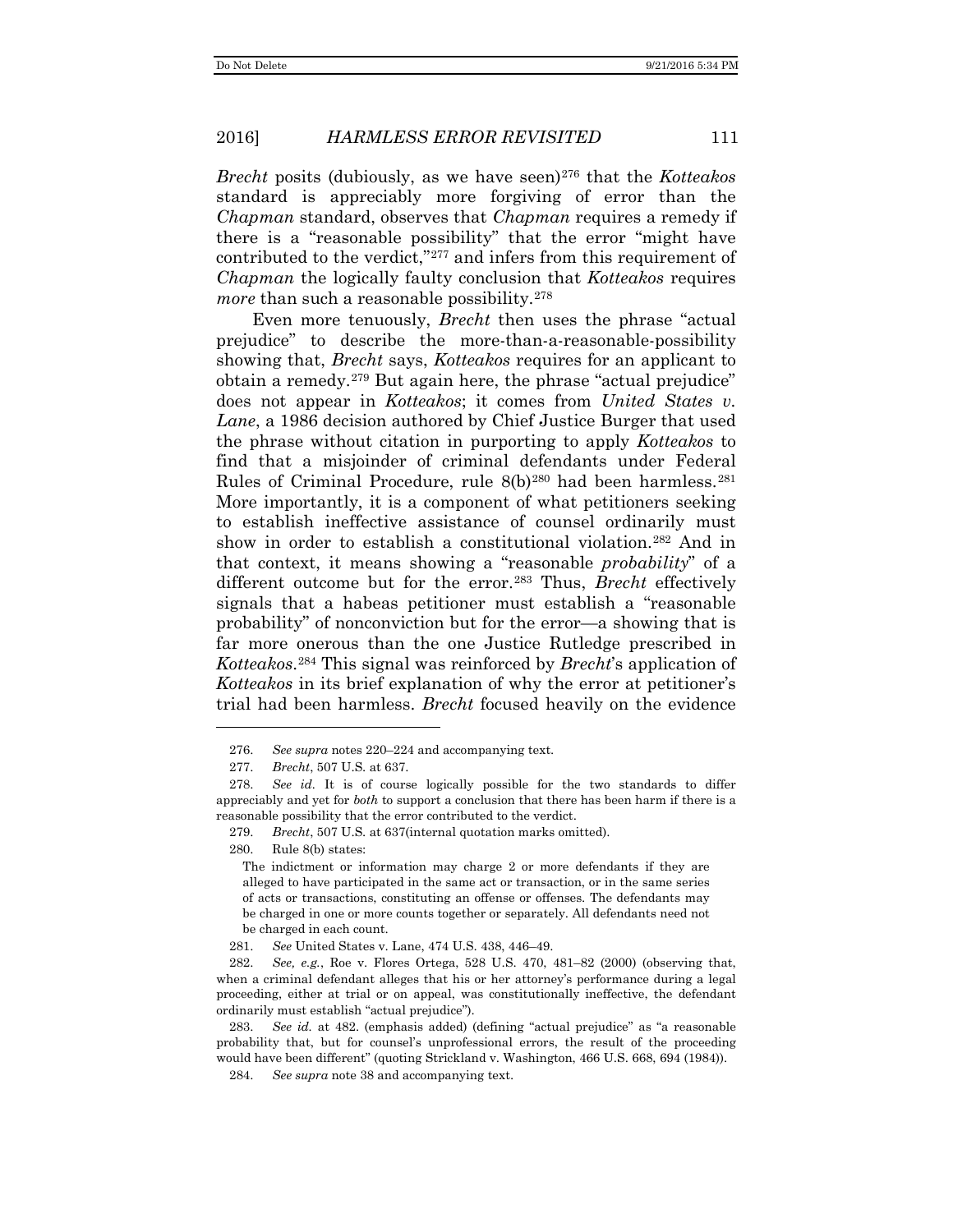*Brecht* posits (dubiously, as we have seen)[276] that the *Kotteakos* standard is appreciably more forgiving of error than the *Chapman* standard, observes that *Chapman* requires a remedy if there is a "reasonable possibility" that the error "might have contributed to the verdict,"[277] and infers from this requirement of *Chapman* the logically faulty conclusion that *Kotteakos* requires *more* than such a reasonable possibility.[278]

Even more tenuously, *Brecht* then uses the phrase "actual prejudice" to describe the more-than-a-reasonable-possibility showing that, *Brecht* says, *Kotteakos* requires for an applicant to obtain a remedy.[279] But again here, the phrase "actual prejudice" does not appear in *Kotteakos*; it comes from *United States v. Lane*, a 1986 decision authored by Chief Justice Burger that used the phrase without citation in purporting to apply *Kotteakos* to find that a misjoinder of criminal defendants under Federal Rules of Criminal Procedure, rule 8(b)[280] had been harmless.[281] More importantly, it is a component of what petitioners seeking to establish ineffective assistance of counsel ordinarily must show in order to establish a constitutional violation.[282] And in that context, it means showing a "reasonable *probability*" of a different outcome but for the error.[283] Thus, *Brecht* effectively signals that a habeas petitioner must establish a "reasonable probability" of nonconviction but for the error—a showing that is far more onerous than the one Justice Rutledge prescribed in *Kotteakos*.[284] This signal was reinforced by *Brecht*'s application of *Kotteakos* in its brief explanation of why the error at petitioner's trial had been harmless. *Brecht* focused heavily on the evidence

---

276. *See supra* notes 220–224 and accompanying text.

277. *Brecht*, 507 U.S. at 637.

278. *See id*. It is of course logically possible for the two standards to differ appreciably and yet for *both* to support a conclusion that there has been harm if there is a reasonable possibility that the error contributed to the verdict.

279. *Brecht*, 507 U.S. at 637(internal quotation marks omitted).

280. Rule 8(b) states:

> The indictment or information may charge 2 or more defendants if they are alleged to have participated in the same act or transaction, or in the same series of acts or transactions, constituting an offense or offenses. The defendants may be charged in one or more counts together or separately. All defendants need not be charged in each count.

281. *See* United States v. Lane, 474 U.S. 438, 446–49.

282. *See, e.g.*, Roe v. Flores Ortega, 528 U.S. 470, 481–82 (2000) (observing that, when a criminal defendant alleges that his or her attorney's performance during a legal proceeding, either at trial or on appeal, was constitutionally ineffective, the defendant ordinarily must establish "actual prejudice").

283. *See id.* at 482. (emphasis added) (defining "actual prejudice" as "a reasonable probability that, but for counsel's unprofessional errors, the result of the proceeding would have been different" (quoting Strickland v. Washington, 466 U.S. 668, 694 (1984)).

284. *See supra* note 38 and accompanying text.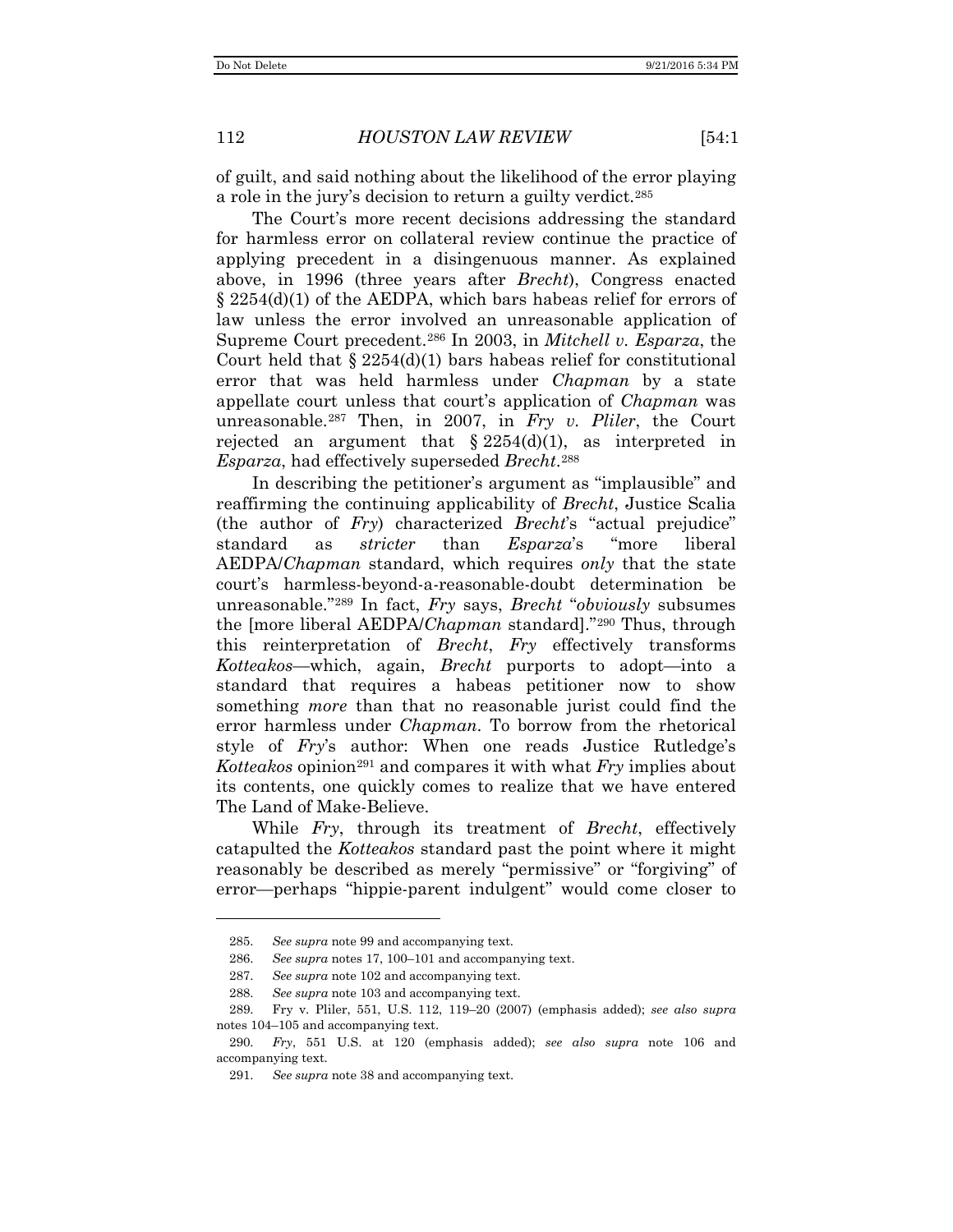of guilt, and said nothing about the likelihood of the error playing a role in the jury's decision to return a guilty verdict.[285]

The Court's more recent decisions addressing the standard for harmless error on collateral review continue the practice of applying precedent in a disingenuous manner. As explained above, in 1996 (three years after *Brecht*), Congress enacted § 2254(d)(1) of the AEDPA, which bars habeas relief for errors of law unless the error involved an unreasonable application of Supreme Court precedent.[286] In 2003, in *Mitchell v. Esparza*, the Court held that § 2254(d)(1) bars habeas relief for constitutional error that was held harmless under *Chapman* by a state appellate court unless that court's application of *Chapman* was unreasonable.[287] Then, in 2007, in *Fry v. Pliler*, the Court rejected an argument that § 2254(d)(1), as interpreted in *Esparza*, had effectively superseded *Brecht*.[288]

In describing the petitioner's argument as "implausible" and reaffirming the continuing applicability of *Brecht*, Justice Scalia (the author of *Fry*) characterized *Brecht*'s "actual prejudice" standard as *stricter* than *Esparza*'s "more liberal AEDPA/*Chapman* standard, which requires *only* that the state court's harmless-beyond-a-reasonable-doubt determination be unreasonable."[289] In fact, *Fry* says, *Brecht* "*obviously* subsumes the [more liberal AEDPA/*Chapman* standard]."[290] Thus, through this reinterpretation of *Brecht*, *Fry* effectively transforms *Kotteakos*—which, again, *Brecht* purports to adopt—into a standard that requires a habeas petitioner now to show something *more* than that no reasonable jurist could find the error harmless under *Chapman*. To borrow from the rhetorical style of *Fry*'s author: When one reads Justice Rutledge's *Kotteakos* opinion[291] and compares it with what *Fry* implies about its contents, one quickly comes to realize that we have entered The Land of Make-Believe.

While *Fry*, through its treatment of *Brecht*, effectively catapulted the *Kotteakos* standard past the point where it might reasonably be described as merely "permissive" or "forgiving" of error—perhaps "hippie-parent indulgent" would come closer to

---

285. *See supra* note 99 and accompanying text.

286. *See supra* notes 17, 100–101 and accompanying text.

287. *See supra* note 102 and accompanying text.

288. *See supra* note 103 and accompanying text.

289. Fry v. Pliler, 551, U.S. 112, 119–20 (2007) (emphasis added); *see also supra* notes 104–105 and accompanying text.

290. *Fry*, 551 U.S. at 120 (emphasis added); *see also supra* note 106 and accompanying text.

291. *See supra* note 38 and accompanying text.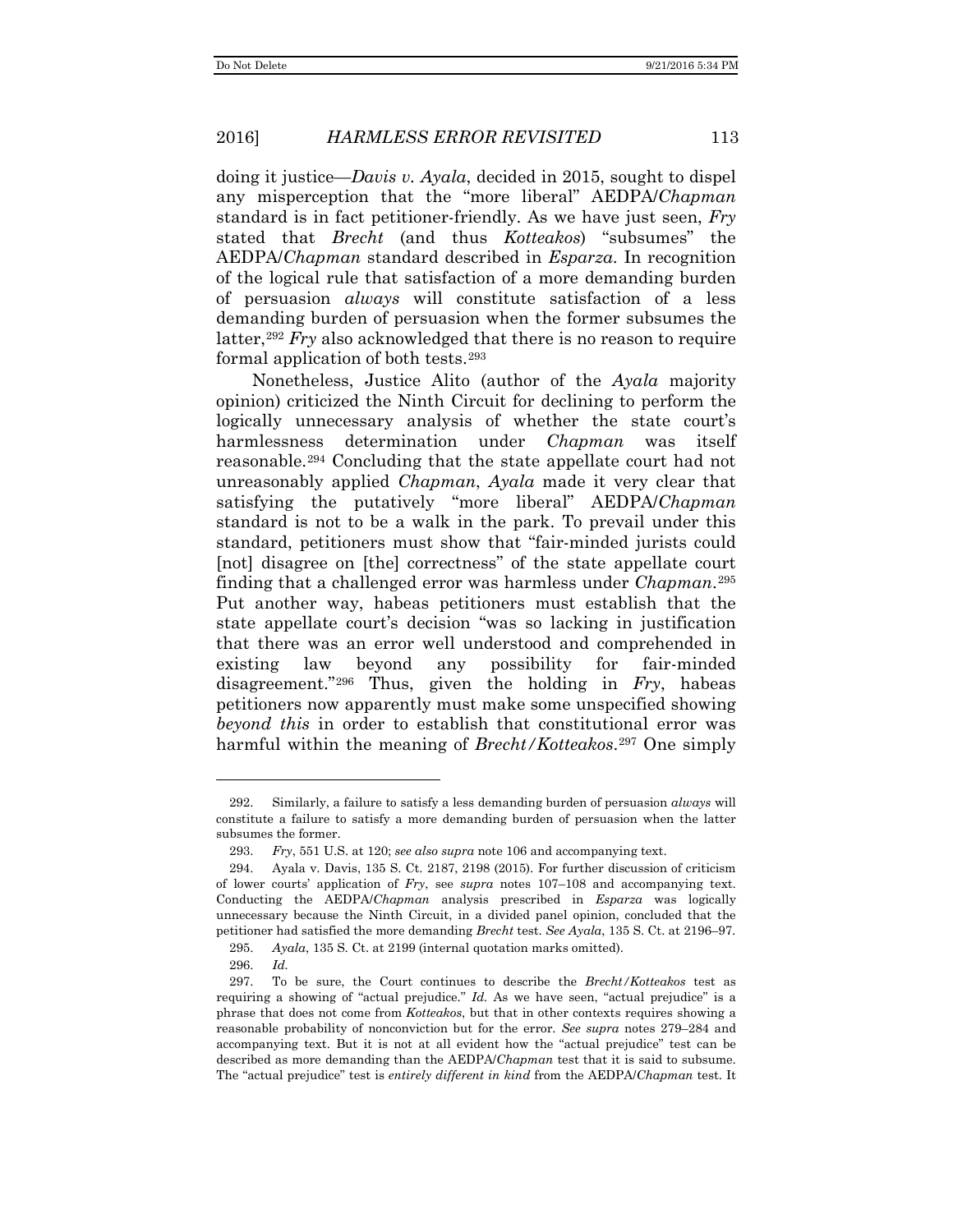doing it justice—*Davis v. Ayala*, decided in 2015, sought to dispel any misperception that the "more liberal" AEDPA/*Chapman* standard is in fact petitioner-friendly. As we have just seen, *Fry* stated that *Brecht* (and thus *Kotteakos*) "subsumes" the AEDPA/*Chapman* standard described in *Esparza*. In recognition of the logical rule that satisfaction of a more demanding burden of persuasion *always* will constitute satisfaction of a less demanding burden of persuasion when the former subsumes the latter,[292] *Fry* also acknowledged that there is no reason to require formal application of both tests.[293]

Nonetheless, Justice Alito (author of the *Ayala* majority opinion) criticized the Ninth Circuit for declining to perform the logically unnecessary analysis of whether the state court's harmlessness determination under *Chapman* was itself reasonable.[294] Concluding that the state appellate court had not unreasonably applied *Chapman*, *Ayala* made it very clear that satisfying the putatively "more liberal" AEDPA/*Chapman* standard is not to be a walk in the park. To prevail under this standard, petitioners must show that "fair-minded jurists could [not] disagree on [the] correctness" of the state appellate court finding that a challenged error was harmless under *Chapman*.[295] Put another way, habeas petitioners must establish that the state appellate court's decision "was so lacking in justification that there was an error well understood and comprehended in existing law beyond any possibility for fair-minded disagreement."[296] Thus, given the holding in *Fry*, habeas petitioners now apparently must make some unspecified showing *beyond this* in order to establish that constitutional error was harmful within the meaning of *Brecht/Kotteakos*.[297] One simply

---

292. Similarly, a failure to satisfy a less demanding burden of persuasion *always* will constitute a failure to satisfy a more demanding burden of persuasion when the latter subsumes the former.

293. *Fry*, 551 U.S. at 120; *see also supra* note 106 and accompanying text.

294. Ayala v. Davis, 135 S. Ct. 2187, 2198 (2015). For further discussion of criticism of lower courts' application of *Fry*, see *supra* notes 107–108 and accompanying text. Conducting the AEDPA/*Chapman* analysis prescribed in *Esparza* was logically unnecessary because the Ninth Circuit, in a divided panel opinion, concluded that the petitioner had satisfied the more demanding *Brecht* test. *See Ayala*, 135 S. Ct. at 2196–97.

295. *Ayala*, 135 S. Ct. at 2199 (internal quotation marks omitted).

296. *Id.*

297. To be sure, the Court continues to describe the *Brecht/Kotteakos* test as requiring a showing of "actual prejudice." *Id.* As we have seen, "actual prejudice" is a phrase that does not come from *Kotteakos*, but that in other contexts requires showing a reasonable probability of nonconviction but for the error. *See supra* notes 279–284 and accompanying text. But it is not at all evident how the "actual prejudice" test can be described as more demanding than the AEDPA/*Chapman* test that it is said to subsume. The "actual prejudice" test is *entirely different in kind* from the AEDPA/*Chapman* test. It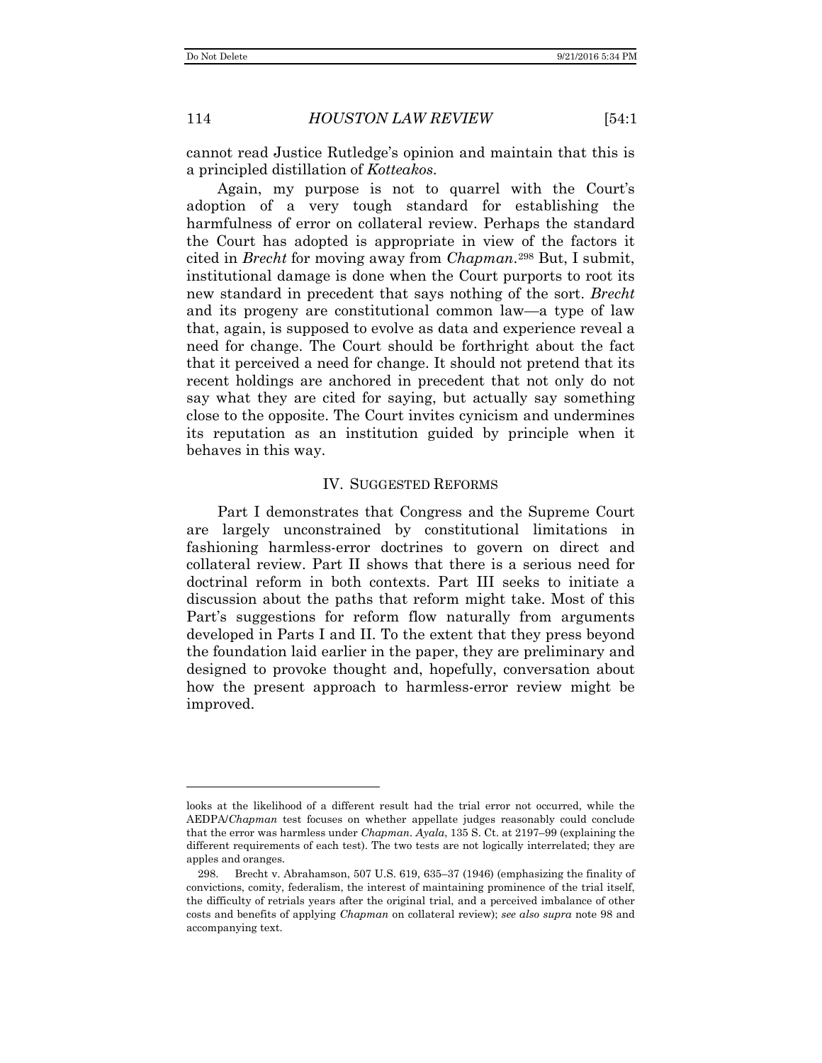cannot read Justice Rutledge's opinion and maintain that this is a principled distillation of *Kotteakos*.

Again, my purpose is not to quarrel with the Court's adoption of a very tough standard for establishing the harmfulness of error on collateral review. Perhaps the standard the Court has adopted is appropriate in view of the factors it cited in *Brecht* for moving away from *Chapman*.[298] But, I submit, institutional damage is done when the Court purports to root its new standard in precedent that says nothing of the sort. *Brecht* and its progeny are constitutional common law—a type of law that, again, is supposed to evolve as data and experience reveal a need for change. The Court should be forthright about the fact that it perceived a need for change. It should not pretend that its recent holdings are anchored in precedent that not only do not say what they are cited for saying, but actually say something close to the opposite. The Court invites cynicism and undermines its reputation as an institution guided by principle when it behaves in this way.

## IV. SUGGESTED REFORMS

Part I demonstrates that Congress and the Supreme Court are largely unconstrained by constitutional limitations in fashioning harmless-error doctrines to govern on direct and collateral review. Part II shows that there is a serious need for doctrinal reform in both contexts. Part III seeks to initiate a discussion about the paths that reform might take. Most of this Part's suggestions for reform flow naturally from arguments developed in Parts I and II. To the extent that they press beyond the foundation laid earlier in the paper, they are preliminary and designed to provoke thought and, hopefully, conversation about how the present approach to harmless-error review might be improved.

---

looks at the likelihood of a different result had the trial error not occurred, while the AEDPA/*Chapman* test focuses on whether appellate judges reasonably could conclude that the error was harmless under *Chapman*. *Ayala*, 135 S. Ct. at 2197–99 (explaining the different requirements of each test). The two tests are not logically interrelated; they are apples and oranges.

298. Brecht v. Abrahamson, 507 U.S. 619, 635–37 (1946) (emphasizing the finality of convictions, comity, federalism, the interest of maintaining prominence of the trial itself, the difficulty of retrials years after the original trial, and a perceived imbalance of other costs and benefits of applying *Chapman* on collateral review); *see also supra* note 98 and accompanying text.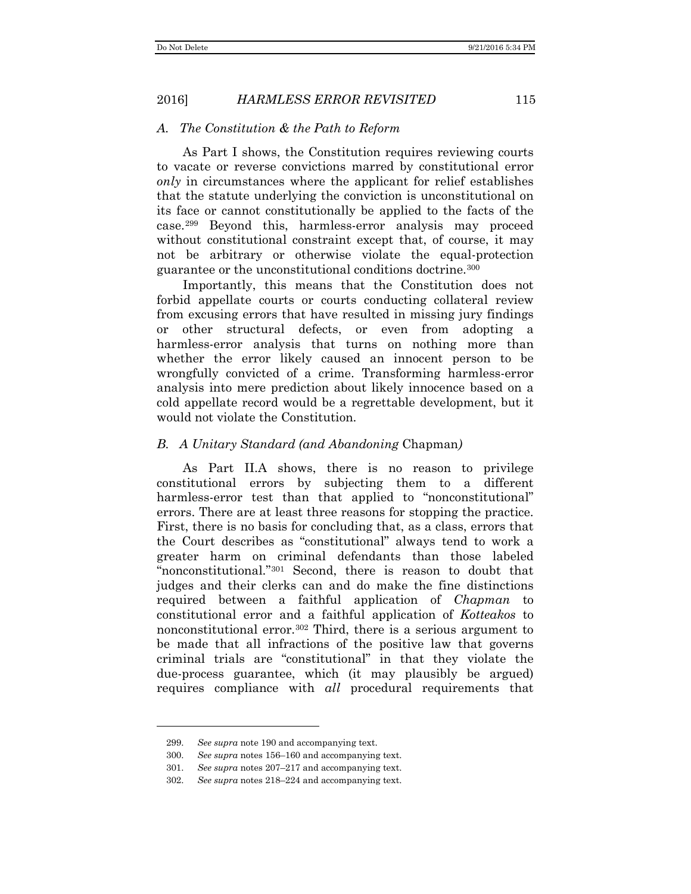### *A. The Constitution & the Path to Reform*

As Part I shows, the Constitution requires reviewing courts to vacate or reverse convictions marred by constitutional error *only* in circumstances where the applicant for relief establishes that the statute underlying the conviction is unconstitutional on its face or cannot constitutionally be applied to the facts of the case.[299] Beyond this, harmless-error analysis may proceed without constitutional constraint except that, of course, it may not be arbitrary or otherwise violate the equal-protection guarantee or the unconstitutional conditions doctrine.[300]

Importantly, this means that the Constitution does not forbid appellate courts or courts conducting collateral review from excusing errors that have resulted in missing jury findings or other structural defects, or even from adopting a harmless-error analysis that turns on nothing more than whether the error likely caused an innocent person to be wrongfully convicted of a crime. Transforming harmless-error analysis into mere prediction about likely innocence based on a cold appellate record would be a regrettable development, but it would not violate the Constitution.

### *B. A Unitary Standard (and Abandoning* Chapman*)*

As Part II.A shows, there is no reason to privilege constitutional errors by subjecting them to a different harmless-error test than that applied to "nonconstitutional" errors. There are at least three reasons for stopping the practice. First, there is no basis for concluding that, as a class, errors that the Court describes as "constitutional" always tend to work a greater harm on criminal defendants than those labeled "nonconstitutional."[301] Second, there is reason to doubt that judges and their clerks can and do make the fine distinctions required between a faithful application of *Chapman* to constitutional error and a faithful application of *Kotteakos* to nonconstitutional error.[302] Third, there is a serious argument to be made that all infractions of the positive law that governs criminal trials are "constitutional" in that they violate the due-process guarantee, which (it may plausibly be argued) requires compliance with *all* procedural requirements that

---

299. *See supra* note 190 and accompanying text.

300. *See supra* notes 156–160 and accompanying text.

301. *See supra* notes 207–217 and accompanying text.

302. *See supra* notes 218–224 and accompanying text.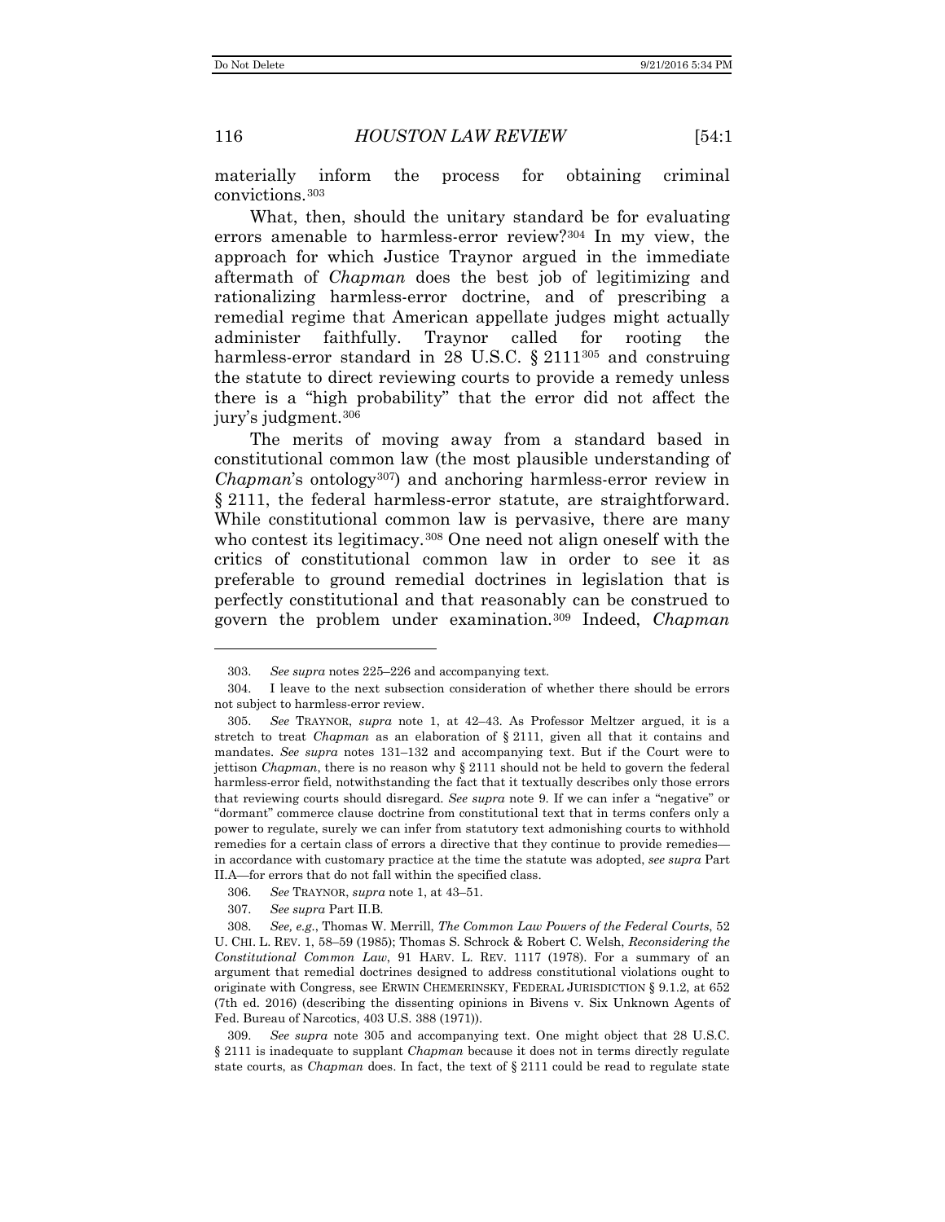materially inform the process for obtaining criminal convictions.[303]

What, then, should the unitary standard be for evaluating errors amenable to harmless-error review?[304] In my view, the approach for which Justice Traynor argued in the immediate aftermath of *Chapman* does the best job of legitimizing and rationalizing harmless-error doctrine, and of prescribing a remedial regime that American appellate judges might actually administer faithfully. Traynor called for rooting the harmless-error standard in 28 U.S.C. § 2111[305] and construing the statute to direct reviewing courts to provide a remedy unless there is a "high probability" that the error did not affect the jury's judgment.[306]

The merits of moving away from a standard based in constitutional common law (the most plausible understanding of *Chapman*'s ontology[307]) and anchoring harmless-error review in § 2111, the federal harmless-error statute, are straightforward. While constitutional common law is pervasive, there are many who contest its legitimacy.[308] One need not align oneself with the critics of constitutional common law in order to see it as preferable to ground remedial doctrines in legislation that is perfectly constitutional and that reasonably can be construed to govern the problem under examination.[309] Indeed, *Chapman*

---

303. *See supra* notes 225–226 and accompanying text.

304. I leave to the next subsection consideration of whether there should be errors not subject to harmless-error review.

305. *See* TRAYNOR, *supra* note 1, at 42–43. As Professor Meltzer argued, it is a stretch to treat *Chapman* as an elaboration of § 2111, given all that it contains and mandates. *See supra* notes 131–132 and accompanying text. But if the Court were to jettison *Chapman*, there is no reason why § 2111 should not be held to govern the federal harmless-error field, notwithstanding the fact that it textually describes only those errors that reviewing courts should disregard. *See supra* note 9. If we can infer a "negative" or "dormant" commerce clause doctrine from constitutional text that in terms confers only a power to regulate, surely we can infer from statutory text admonishing courts to withhold remedies for a certain class of errors a directive that they continue to provide remedies—in accordance with customary practice at the time the statute was adopted, *see supra* Part II.A—for errors that do not fall within the specified class.

306. *See* TRAYNOR, *supra* note 1, at 43–51.

307. *See supra* Part II.B.

308. *See, e.g.*, Thomas W. Merrill, *The Common Law Powers of the Federal Courts*, 52 U. CHI. L. REV. 1, 58–59 (1985); Thomas S. Schrock & Robert C. Welsh, *Reconsidering the Constitutional Common Law*, 91 HARV. L. REV. 1117 (1978). For a summary of an argument that remedial doctrines designed to address constitutional violations ought to originate with Congress, see ERWIN CHEMERINSKY, FEDERAL JURISDICTION § 9.1.2, at 652 (7th ed. 2016) (describing the dissenting opinions in Bivens v. Six Unknown Agents of Fed. Bureau of Narcotics, 403 U.S. 388 (1971)).

309. *See supra* note 305 and accompanying text. One might object that 28 U.S.C. § 2111 is inadequate to supplant *Chapman* because it does not in terms directly regulate state courts, as *Chapman* does. In fact, the text of § 2111 could be read to regulate state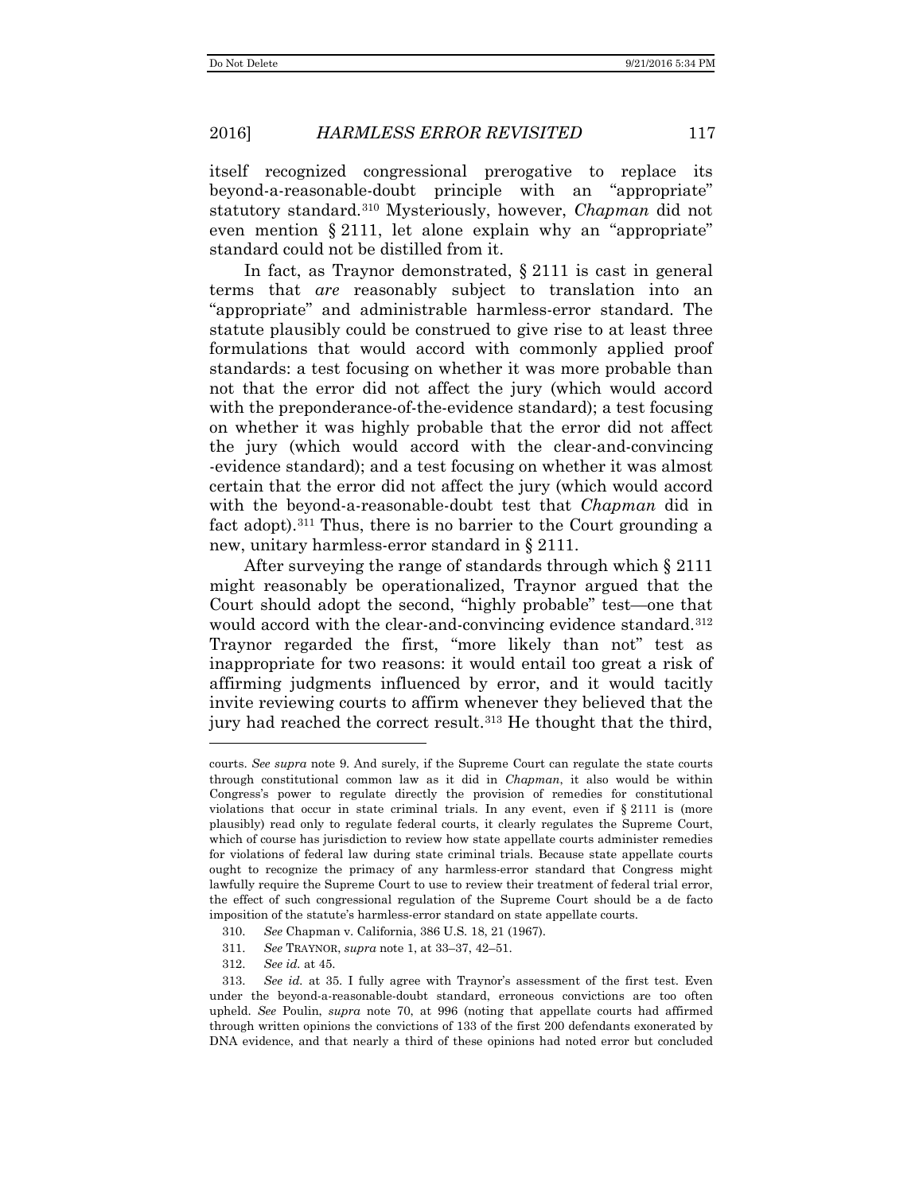itself recognized congressional prerogative to replace its beyond-a-reasonable-doubt principle with an "appropriate" statutory standard.[310] Mysteriously, however, *Chapman* did not even mention § 2111, let alone explain why an "appropriate" standard could not be distilled from it.

In fact, as Traynor demonstrated, § 2111 is cast in general terms that *are* reasonably subject to translation into an "appropriate" and administrable harmless-error standard. The statute plausibly could be construed to give rise to at least three formulations that would accord with commonly applied proof standards: a test focusing on whether it was more probable than not that the error did not affect the jury (which would accord with the preponderance-of-the-evidence standard); a test focusing on whether it was highly probable that the error did not affect the jury (which would accord with the clear-and-convincing -evidence standard); and a test focusing on whether it was almost certain that the error did not affect the jury (which would accord with the beyond-a-reasonable-doubt test that *Chapman* did in fact adopt).[311] Thus, there is no barrier to the Court grounding a new, unitary harmless-error standard in § 2111.

After surveying the range of standards through which § 2111 might reasonably be operationalized, Traynor argued that the Court should adopt the second, "highly probable" test—one that would accord with the clear-and-convincing evidence standard.[312] Traynor regarded the first, "more likely than not" test as inappropriate for two reasons: it would entail too great a risk of affirming judgments influenced by error, and it would tacitly invite reviewing courts to affirm whenever they believed that the jury had reached the correct result.[313] He thought that the third,

---

courts. *See supra* note 9. And surely, if the Supreme Court can regulate the state courts through constitutional common law as it did in *Chapman*, it also would be within Congress's power to regulate directly the provision of remedies for constitutional violations that occur in state criminal trials. In any event, even if § 2111 is (more plausibly) read only to regulate federal courts, it clearly regulates the Supreme Court, which of course has jurisdiction to review how state appellate courts administer remedies for violations of federal law during state criminal trials. Because state appellate courts ought to recognize the primacy of any harmless-error standard that Congress might lawfully require the Supreme Court to use to review their treatment of federal trial error, the effect of such congressional regulation of the Supreme Court should be a de facto imposition of the statute's harmless-error standard on state appellate courts.

310. *See* Chapman v. California, 386 U.S. 18, 21 (1967).

311. *See* TRAYNOR, *supra* note 1, at 33–37, 42–51.

312. *See id.* at 45.

313. *See id.* at 35. I fully agree with Traynor's assessment of the first test. Even under the beyond-a-reasonable-doubt standard, erroneous convictions are too often upheld. *See* Poulin, *supra* note 70, at 996 (noting that appellate courts had affirmed through written opinions the convictions of 133 of the first 200 defendants exonerated by DNA evidence, and that nearly a third of these opinions had noted error but concluded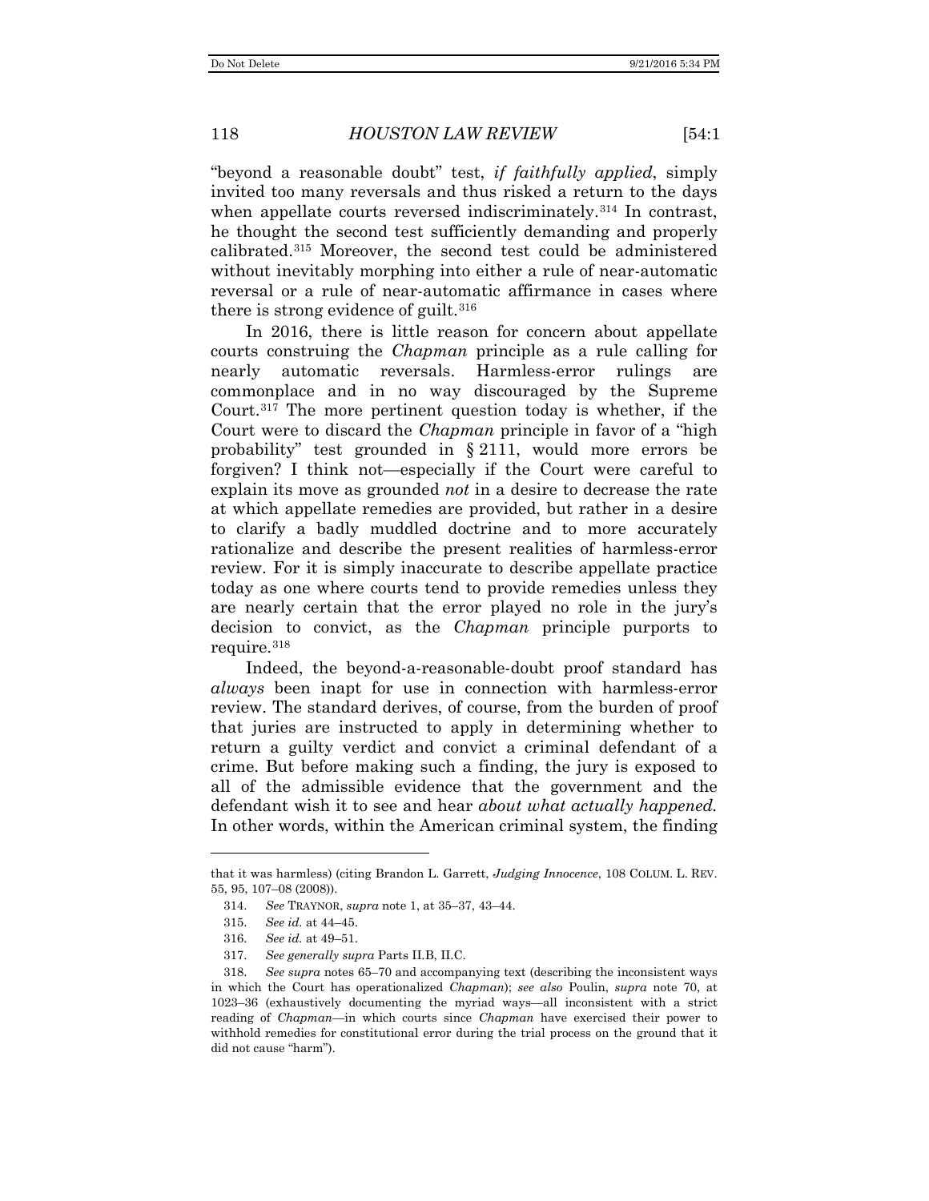"beyond a reasonable doubt" test, *if faithfully applied*, simply invited too many reversals and thus risked a return to the days when appellate courts reversed indiscriminately.[314] In contrast, he thought the second test sufficiently demanding and properly calibrated.[315] Moreover, the second test could be administered without inevitably morphing into either a rule of near-automatic reversal or a rule of near-automatic affirmance in cases where there is strong evidence of guilt.[316]

In 2016, there is little reason for concern about appellate courts construing the *Chapman* principle as a rule calling for nearly automatic reversals. Harmless-error rulings are commonplace and in no way discouraged by the Supreme Court.[317] The more pertinent question today is whether, if the Court were to discard the *Chapman* principle in favor of a "high probability" test grounded in § 2111, would more errors be forgiven? I think not—especially if the Court were careful to explain its move as grounded *not* in a desire to decrease the rate at which appellate remedies are provided, but rather in a desire to clarify a badly muddled doctrine and to more accurately rationalize and describe the present realities of harmless-error review. For it is simply inaccurate to describe appellate practice today as one where courts tend to provide remedies unless they are nearly certain that the error played no role in the jury's decision to convict, as the *Chapman* principle purports to require.[318]

Indeed, the beyond-a-reasonable-doubt proof standard has *always* been inapt for use in connection with harmless-error review. The standard derives, of course, from the burden of proof that juries are instructed to apply in determining whether to return a guilty verdict and convict a criminal defendant of a crime. But before making such a finding, the jury is exposed to all of the admissible evidence that the government and the defendant wish it to see and hear *about what actually happened.* In other words, within the American criminal system, the finding

---

that it was harmless) (citing Brandon L. Garrett, *Judging Innocence*, 108 COLUM. L. REV. 55, 95, 107–08 (2008)).

314. *See* TRAYNOR, *supra* note 1, at 35–37, 43–44.

315. *See id.* at 44–45.

316. *See id.* at 49–51.

317. *See generally supra* Parts II.B, II.C.

318. *See supra* notes 65–70 and accompanying text (describing the inconsistent ways in which the Court has operationalized *Chapman*); *see also* Poulin, *supra* note 70, at 1023–36 (exhaustively documenting the myriad ways—all inconsistent with a strict reading of *Chapman*—in which courts since *Chapman* have exercised their power to withhold remedies for constitutional error during the trial process on the ground that it did not cause "harm").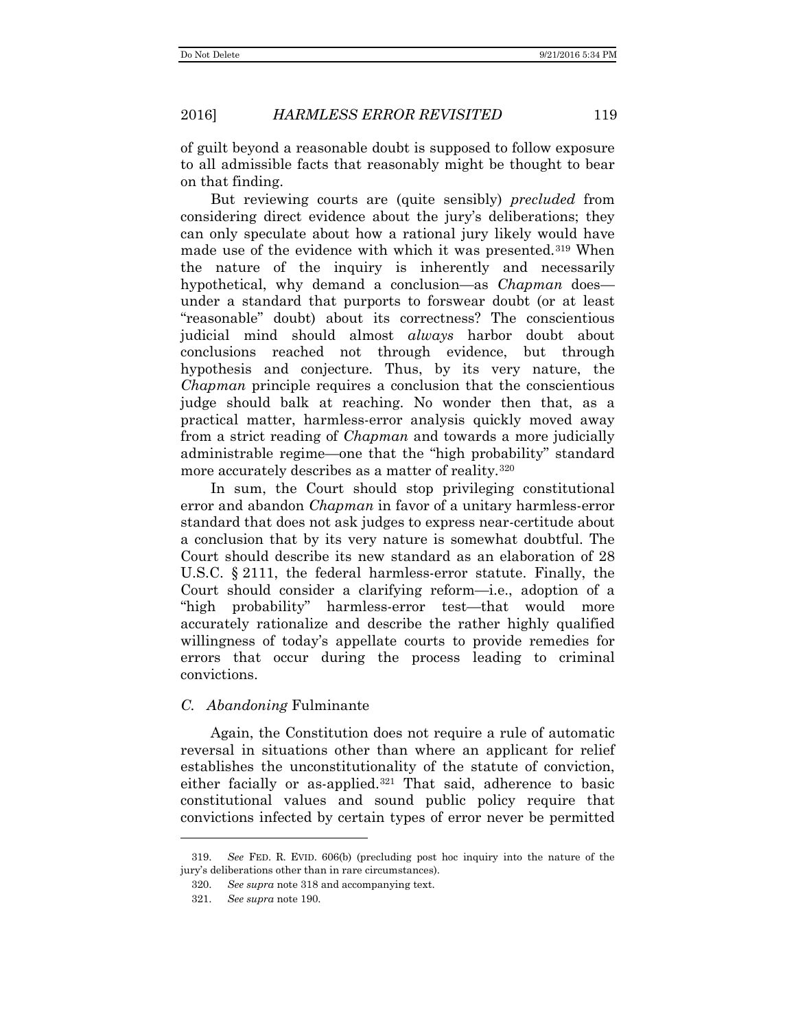of guilt beyond a reasonable doubt is supposed to follow exposure to all admissible facts that reasonably might be thought to bear on that finding.

But reviewing courts are (quite sensibly) *precluded* from considering direct evidence about the jury's deliberations; they can only speculate about how a rational jury likely would have made use of the evidence with which it was presented.[319] When the nature of the inquiry is inherently and necessarily hypothetical, why demand a conclusion—as *Chapman* does—under a standard that purports to forswear doubt (or at least "reasonable" doubt) about its correctness? The conscientious judicial mind should almost *always* harbor doubt about conclusions reached not through evidence, but through hypothesis and conjecture. Thus, by its very nature, the *Chapman* principle requires a conclusion that the conscientious judge should balk at reaching. No wonder then that, as a practical matter, harmless-error analysis quickly moved away from a strict reading of *Chapman* and towards a more judicially administrable regime—one that the "high probability" standard more accurately describes as a matter of reality.[320]

In sum, the Court should stop privileging constitutional error and abandon *Chapman* in favor of a unitary harmless-error standard that does not ask judges to express near-certitude about a conclusion that by its very nature is somewhat doubtful. The Court should describe its new standard as an elaboration of 28 U.S.C. § 2111, the federal harmless-error statute. Finally, the Court should consider a clarifying reform—i.e., adoption of a "high probability" harmless-error test—that would more accurately rationalize and describe the rather highly qualified willingness of today's appellate courts to provide remedies for errors that occur during the process leading to criminal convictions.

### *C. Abandoning* Fulminante

Again, the Constitution does not require a rule of automatic reversal in situations other than where an applicant for relief establishes the unconstitutionality of the statute of conviction, either facially or as-applied.[321] That said, adherence to basic constitutional values and sound public policy require that convictions infected by certain types of error never be permitted

---

319. *See* FED. R. EVID. 606(b) (precluding post hoc inquiry into the nature of the jury's deliberations other than in rare circumstances).

320. *See supra* note 318 and accompanying text.

321. *See supra* note 190.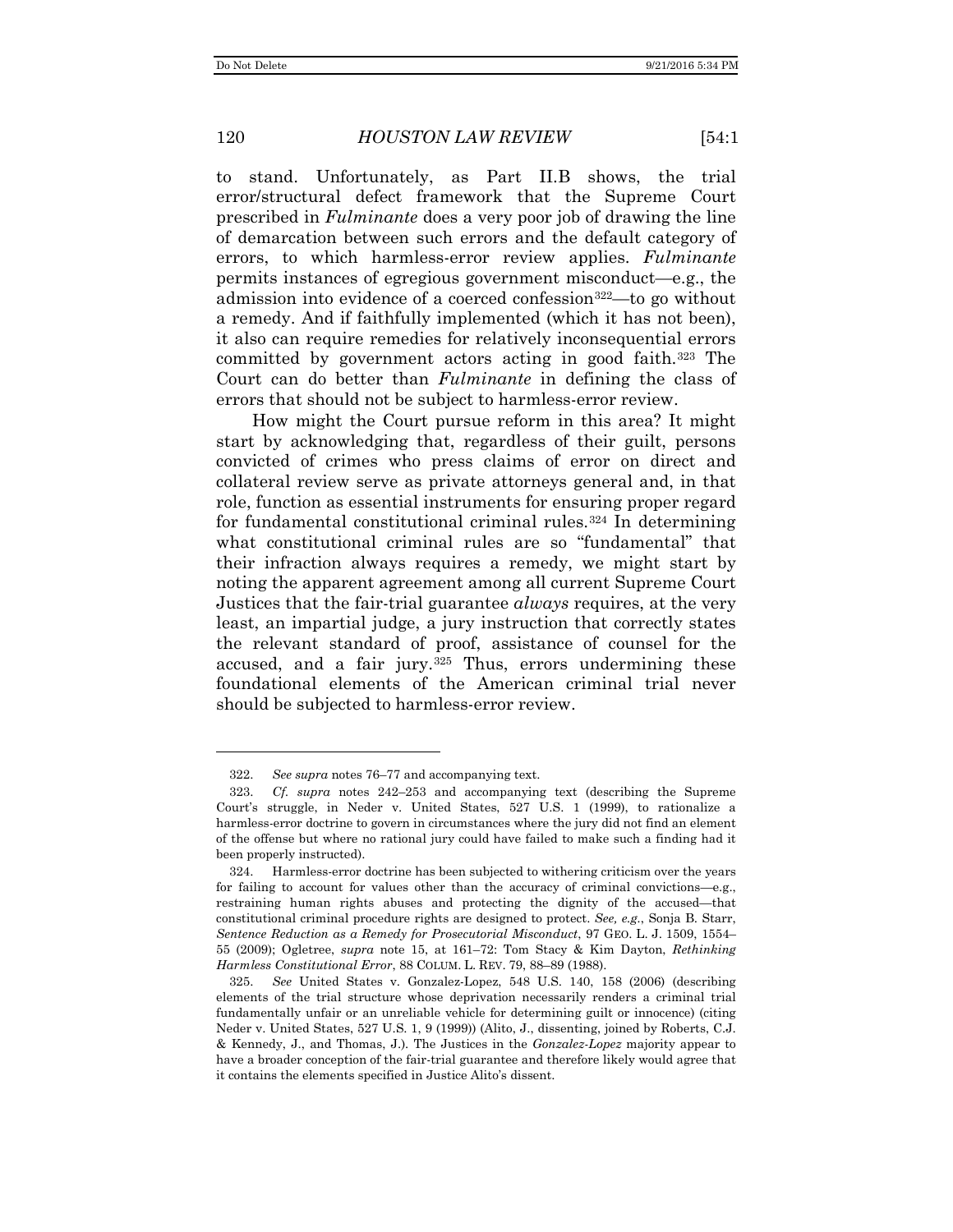to stand. Unfortunately, as Part II.B shows, the trial error/structural defect framework that the Supreme Court prescribed in *Fulminante* does a very poor job of drawing the line of demarcation between such errors and the default category of errors, to which harmless-error review applies. *Fulminante* permits instances of egregious government misconduct—e.g., the admission into evidence of a coerced confession[322]—to go without a remedy. And if faithfully implemented (which it has not been), it also can require remedies for relatively inconsequential errors committed by government actors acting in good faith.[323] The Court can do better than *Fulminante* in defining the class of errors that should not be subject to harmless-error review.

How might the Court pursue reform in this area? It might start by acknowledging that, regardless of their guilt, persons convicted of crimes who press claims of error on direct and collateral review serve as private attorneys general and, in that role, function as essential instruments for ensuring proper regard for fundamental constitutional criminal rules.[324] In determining what constitutional criminal rules are so "fundamental" that their infraction always requires a remedy, we might start by noting the apparent agreement among all current Supreme Court Justices that the fair-trial guarantee *always* requires, at the very least, an impartial judge, a jury instruction that correctly states the relevant standard of proof, assistance of counsel for the accused, and a fair jury.[325] Thus, errors undermining these foundational elements of the American criminal trial never should be subjected to harmless-error review.

---

322. *See supra* notes 76–77 and accompanying text.

323. *Cf. supra* notes 242–253 and accompanying text (describing the Supreme Court's struggle, in Neder v. United States, 527 U.S. 1 (1999), to rationalize a harmless-error doctrine to govern in circumstances where the jury did not find an element of the offense but where no rational jury could have failed to make such a finding had it been properly instructed).

324. Harmless-error doctrine has been subjected to withering criticism over the years for failing to account for values other than the accuracy of criminal convictions—e.g., restraining human rights abuses and protecting the dignity of the accused—that constitutional criminal procedure rights are designed to protect. *See, e.g.*, Sonja B. Starr, *Sentence Reduction as a Remedy for Prosecutorial Misconduct*, 97 GEO. L. J. 1509, 1554–55 (2009); Ogletree, *supra* note 15, at 161–72: Tom Stacy & Kim Dayton, *Rethinking Harmless Constitutional Error*, 88 COLUM. L. REV. 79, 88–89 (1988).

325. *See* United States v. Gonzalez-Lopez, 548 U.S. 140, 158 (2006) (describing elements of the trial structure whose deprivation necessarily renders a criminal trial fundamentally unfair or an unreliable vehicle for determining guilt or innocence) (citing Neder v. United States, 527 U.S. 1, 9 (1999)) (Alito, J., dissenting, joined by Roberts, C.J. & Kennedy, J., and Thomas, J.). The Justices in the *Gonzalez-Lopez* majority appear to have a broader conception of the fair-trial guarantee and therefore likely would agree that it contains the elements specified in Justice Alito's dissent.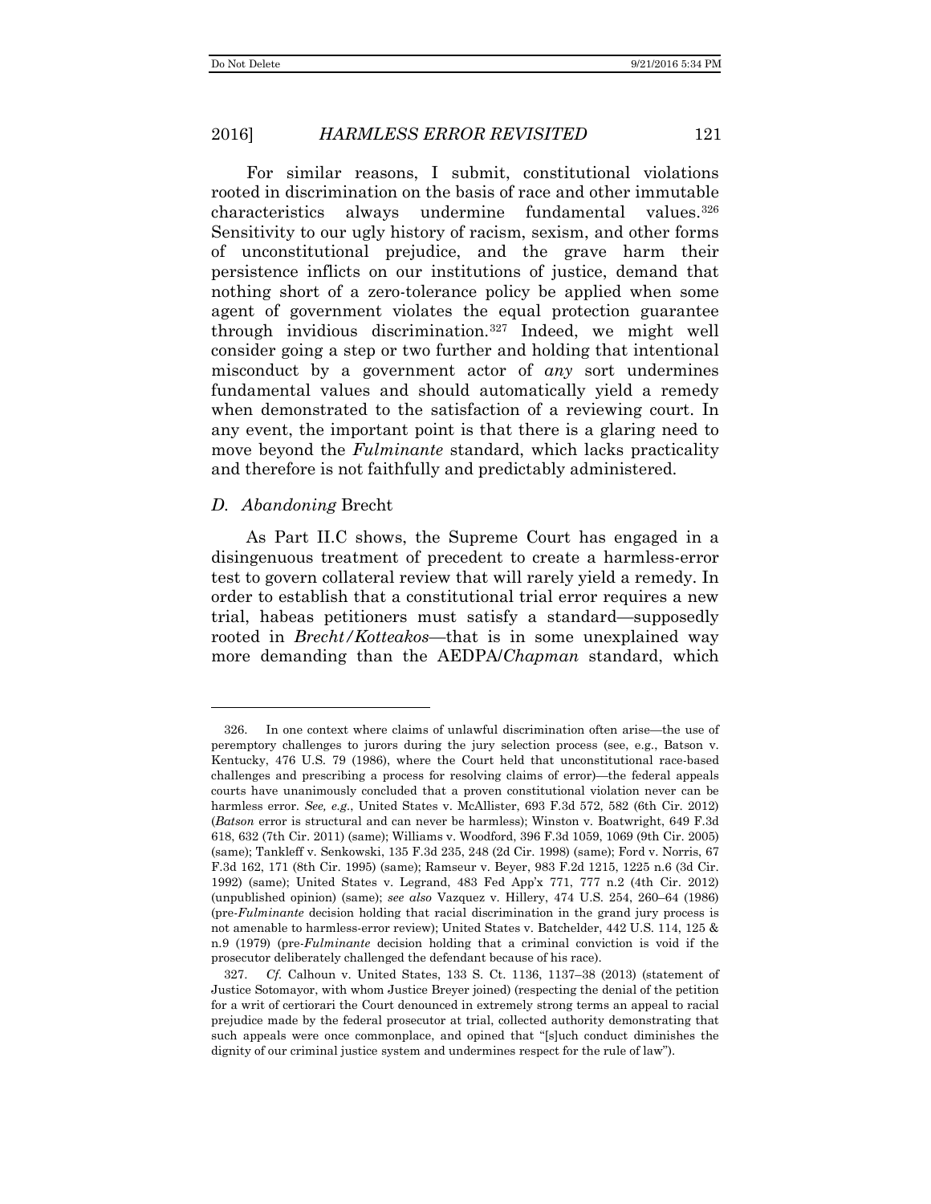For similar reasons, I submit, constitutional violations rooted in discrimination on the basis of race and other immutable characteristics always undermine fundamental values.[326] Sensitivity to our ugly history of racism, sexism, and other forms of unconstitutional prejudice, and the grave harm their persistence inflicts on our institutions of justice, demand that nothing short of a zero-tolerance policy be applied when some agent of government violates the equal protection guarantee through invidious discrimination.[327] Indeed, we might well consider going a step or two further and holding that intentional misconduct by a government actor of *any* sort undermines fundamental values and should automatically yield a remedy when demonstrated to the satisfaction of a reviewing court. In any event, the important point is that there is a glaring need to move beyond the *Fulminante* standard, which lacks practicality and therefore is not faithfully and predictably administered.

### *D. Abandoning* Brecht

As Part II.C shows, the Supreme Court has engaged in a disingenuous treatment of precedent to create a harmless-error test to govern collateral review that will rarely yield a remedy. In order to establish that a constitutional trial error requires a new trial, habeas petitioners must satisfy a standard—supposedly rooted in *Brecht/Kotteakos*—that is in some unexplained way more demanding than the AEDPA/*Chapman* standard, which

---

326. In one context where claims of unlawful discrimination often arise—the use of peremptory challenges to jurors during the jury selection process (see, e.g., Batson v. Kentucky, 476 U.S. 79 (1986), where the Court held that unconstitutional race-based challenges and prescribing a process for resolving claims of error)—the federal appeals courts have unanimously concluded that a proven constitutional violation never can be harmless error. *See, e.g.*, United States v. McAllister, 693 F.3d 572, 582 (6th Cir. 2012) (*Batson* error is structural and can never be harmless); Winston v. Boatwright, 649 F.3d 618, 632 (7th Cir. 2011) (same); Williams v. Woodford, 396 F.3d 1059, 1069 (9th Cir. 2005) (same); Tankleff v. Senkowski, 135 F.3d 235, 248 (2d Cir. 1998) (same); Ford v. Norris, 67 F.3d 162, 171 (8th Cir. 1995) (same); Ramseur v. Beyer, 983 F.2d 1215, 1225 n.6 (3d Cir. 1992) (same); United States v. Legrand, 483 Fed App'x 771, 777 n.2 (4th Cir. 2012) (unpublished opinion) (same); *see also* Vazquez v. Hillery, 474 U.S. 254, 260–64 (1986) (pre-*Fulminante* decision holding that racial discrimination in the grand jury process is not amenable to harmless-error review); United States v. Batchelder, 442 U.S. 114, 125 & n.9 (1979) (pre-*Fulminante* decision holding that a criminal conviction is void if the prosecutor deliberately challenged the defendant because of his race).

327. *Cf.* Calhoun v. United States, 133 S. Ct. 1136, 1137–38 (2013) (statement of Justice Sotomayor, with whom Justice Breyer joined) (respecting the denial of the petition for a writ of certiorari the Court denounced in extremely strong terms an appeal to racial prejudice made by the federal prosecutor at trial, collected authority demonstrating that such appeals were once commonplace, and opined that "[s]uch conduct diminishes the dignity of our criminal justice system and undermines respect for the rule of law").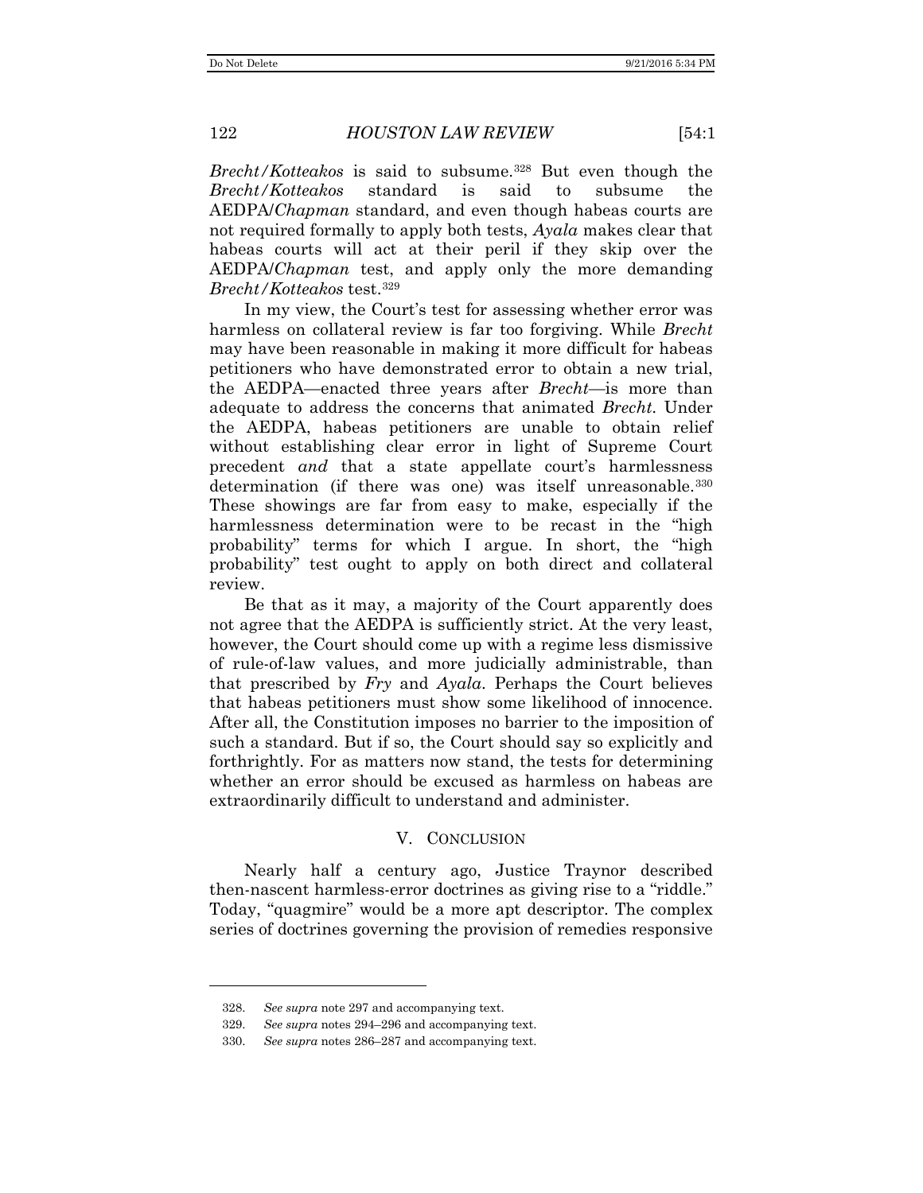*Brecht/Kotteakos* is said to subsume.[328] But even though the *Brecht/Kotteakos* standard is said to subsume the AEDPA/*Chapman* standard, and even though habeas courts are not required formally to apply both tests, *Ayala* makes clear that habeas courts will act at their peril if they skip over the AEDPA/*Chapman* test, and apply only the more demanding *Brecht/Kotteakos* test.[329]

In my view, the Court's test for assessing whether error was harmless on collateral review is far too forgiving. While *Brecht* may have been reasonable in making it more difficult for habeas petitioners who have demonstrated error to obtain a new trial, the AEDPA—enacted three years after *Brecht*—is more than adequate to address the concerns that animated *Brecht*. Under the AEDPA, habeas petitioners are unable to obtain relief without establishing clear error in light of Supreme Court precedent *and* that a state appellate court's harmlessness determination (if there was one) was itself unreasonable.[330] These showings are far from easy to make, especially if the harmlessness determination were to be recast in the "high probability" terms for which I argue. In short, the "high probability" test ought to apply on both direct and collateral review.

Be that as it may, a majority of the Court apparently does not agree that the AEDPA is sufficiently strict. At the very least, however, the Court should come up with a regime less dismissive of rule-of-law values, and more judicially administrable, than that prescribed by *Fry* and *Ayala*. Perhaps the Court believes that habeas petitioners must show some likelihood of innocence. After all, the Constitution imposes no barrier to the imposition of such a standard. But if so, the Court should say so explicitly and forthrightly. For as matters now stand, the tests for determining whether an error should be excused as harmless on habeas are extraordinarily difficult to understand and administer.

## V. Conclusion

Nearly half a century ago, Justice Traynor described then-nascent harmless-error doctrines as giving rise to a "riddle." Today, "quagmire" would be a more apt descriptor. The complex series of doctrines governing the provision of remedies responsive

---

328. *See supra* note 297 and accompanying text.

329. *See supra* notes 294–296 and accompanying text.

330. *See supra* notes 286–287 and accompanying text.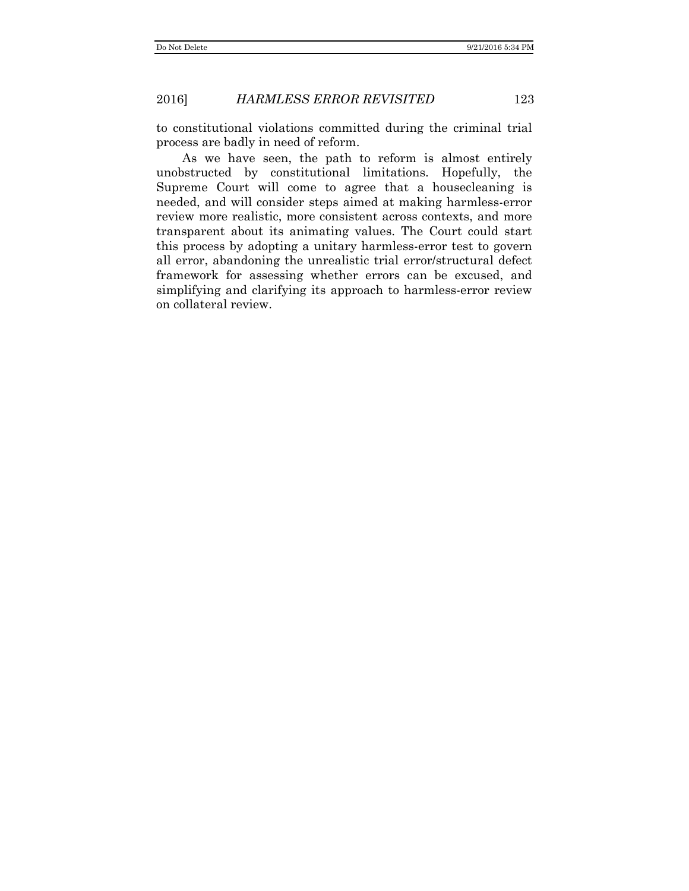to constitutional violations committed during the criminal trial process are badly in need of reform.

As we have seen, the path to reform is almost entirely unobstructed by constitutional limitations. Hopefully, the Supreme Court will come to agree that a housecleaning is needed, and will consider steps aimed at making harmless-error review more realistic, more consistent across contexts, and more transparent about its animating values. The Court could start this process by adopting a unitary harmless-error test to govern all error, abandoning the unrealistic trial error/structural defect framework for assessing whether errors can be excused, and simplifying and clarifying its approach to harmless-error review on collateral review.